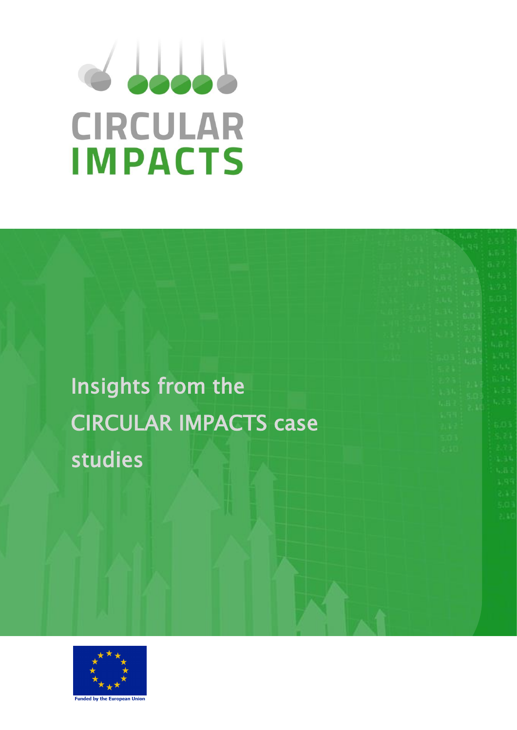# CIRCULAR IMPACTS

## Insights from the CIRCULAR IMPACTS case studies

Funded by the European Union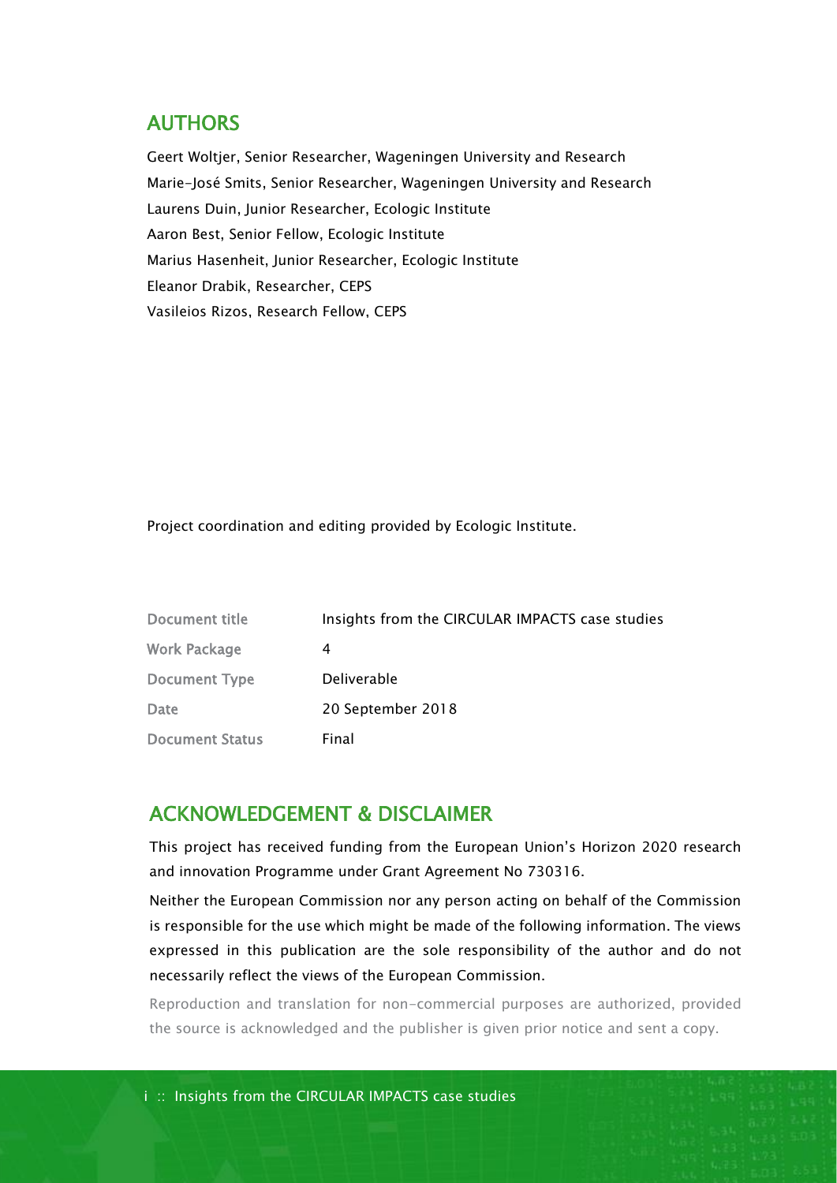## AUTHORS

Geert Woltjer, Senior Researcher, Wageningen University and Research
Marie-José Smits, Senior Researcher, Wageningen University and Research
Laurens Duin, Junior Researcher, Ecologic Institute
Aaron Best, Senior Fellow, Ecologic Institute
Marius Hasenheit, Junior Researcher, Ecologic Institute
Eleanor Drabik, Researcher, CEPS
Vasileios Rizos, Research Fellow, CEPS

Project coordination and editing provided by Ecologic Institute.

| | |
|---|---|
| Document title | Insights from the CIRCULAR IMPACTS case studies |
| Work Package | 4 |
| Document Type | Deliverable |
| Date | 20 September 2018 |
| Document Status | Final |

## ACKNOWLEDGEMENT & DISCLAIMER

This project has received funding from the European Union's Horizon 2020 research and innovation Programme under Grant Agreement No 730316.

Neither the European Commission nor any person acting on behalf of the Commission is responsible for the use which might be made of the following information. The views expressed in this publication are the sole responsibility of the author and do not necessarily reflect the views of the European Commission.

Reproduction and translation for non-commercial purposes are authorized, provided the source is acknowledged and the publisher is given prior notice and sent a copy.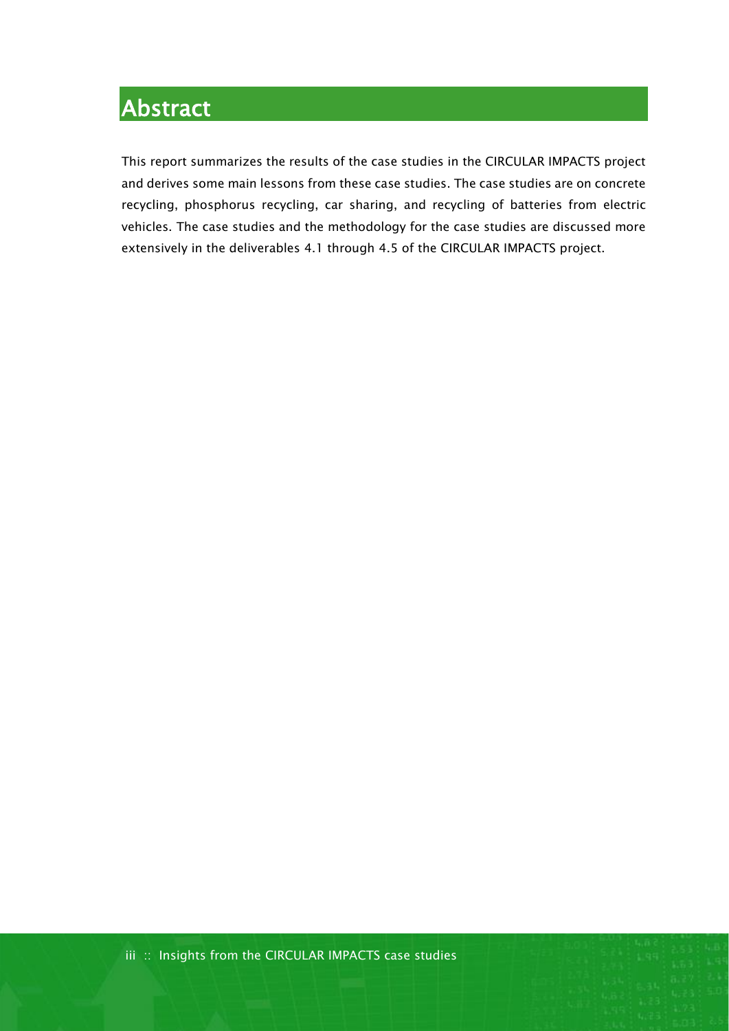# Abstract

This report summarizes the results of the case studies in the CIRCULAR IMPACTS project and derives some main lessons from these case studies. The case studies are on concrete recycling, phosphorus recycling, car sharing, and recycling of batteries from electric vehicles. The case studies and the methodology for the case studies are discussed more extensively in the deliverables 4.1 through 4.5 of the CIRCULAR IMPACTS project.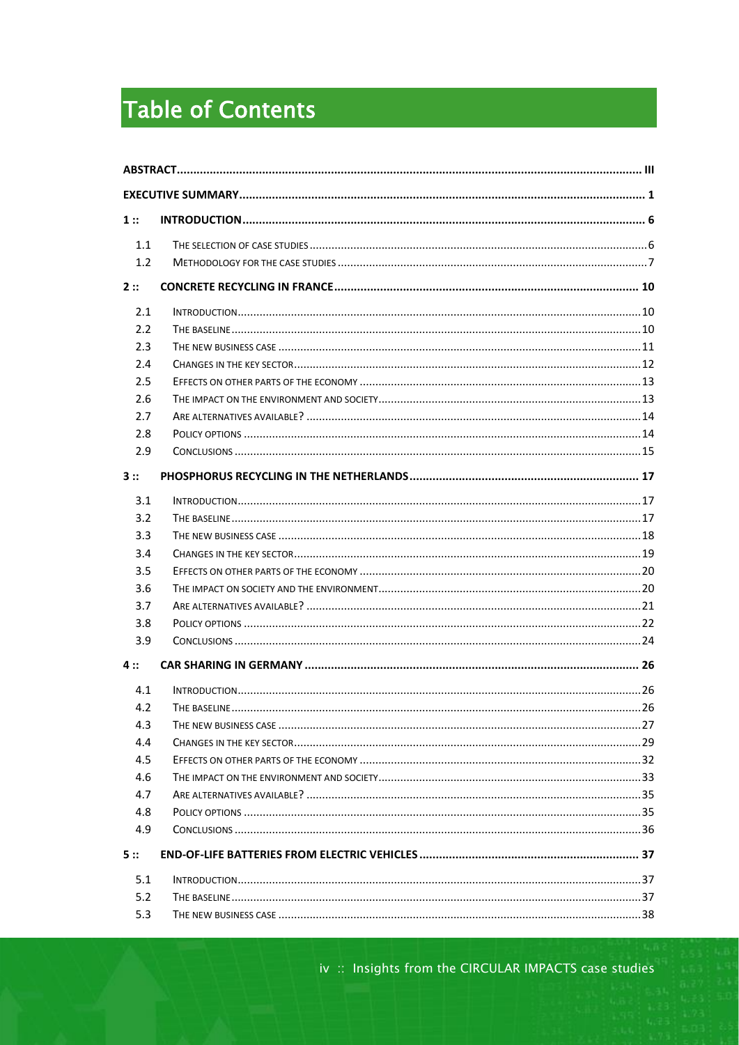# Table of Contents

**ABSTRACT** ..... III

**EXECUTIVE SUMMARY** ..... 1

**1 :: INTRODUCTION** ..... 6

- 1.1 THE SELECTION OF CASE STUDIES ..... 6
- 1.2 METHODOLOGY FOR THE CASE STUDIES ..... 7

**2 :: CONCRETE RECYCLING IN FRANCE** ..... 10

- 2.1 INTRODUCTION ..... 10
- 2.2 THE BASELINE ..... 10
- 2.3 THE NEW BUSINESS CASE ..... 11
- 2.4 CHANGES IN THE KEY SECTOR ..... 12
- 2.5 EFFECTS ON OTHER PARTS OF THE ECONOMY ..... 13
- 2.6 THE IMPACT ON THE ENVIRONMENT AND SOCIETY ..... 13
- 2.7 ARE ALTERNATIVES AVAILABLE? ..... 14
- 2.8 POLICY OPTIONS ..... 14
- 2.9 CONCLUSIONS ..... 15

**3 :: PHOSPHORUS RECYCLING IN THE NETHERLANDS** ..... 17

- 3.1 INTRODUCTION ..... 17
- 3.2 THE BASELINE ..... 17
- 3.3 THE NEW BUSINESS CASE ..... 18
- 3.4 CHANGES IN THE KEY SECTOR ..... 19
- 3.5 EFFECTS ON OTHER PARTS OF THE ECONOMY ..... 20
- 3.6 THE IMPACT ON SOCIETY AND THE ENVIRONMENT ..... 20
- 3.7 ARE ALTERNATIVES AVAILABLE? ..... 21
- 3.8 POLICY OPTIONS ..... 22
- 3.9 CONCLUSIONS ..... 24

**4 :: CAR SHARING IN GERMANY** ..... 26

- 4.1 INTRODUCTION ..... 26
- 4.2 THE BASELINE ..... 26
- 4.3 THE NEW BUSINESS CASE ..... 27
- 4.4 CHANGES IN THE KEY SECTOR ..... 29
- 4.5 EFFECTS ON OTHER PARTS OF THE ECONOMY ..... 32
- 4.6 THE IMPACT ON THE ENVIRONMENT AND SOCIETY ..... 33
- 4.7 ARE ALTERNATIVES AVAILABLE? ..... 35
- 4.8 POLICY OPTIONS ..... 35
- 4.9 CONCLUSIONS ..... 36

**5 :: END-OF-LIFE BATTERIES FROM ELECTRIC VEHICLES** ..... 37

- 5.1 INTRODUCTION ..... 37
- 5.2 THE BASELINE ..... 37
- 5.3 THE NEW BUSINESS CASE ..... 38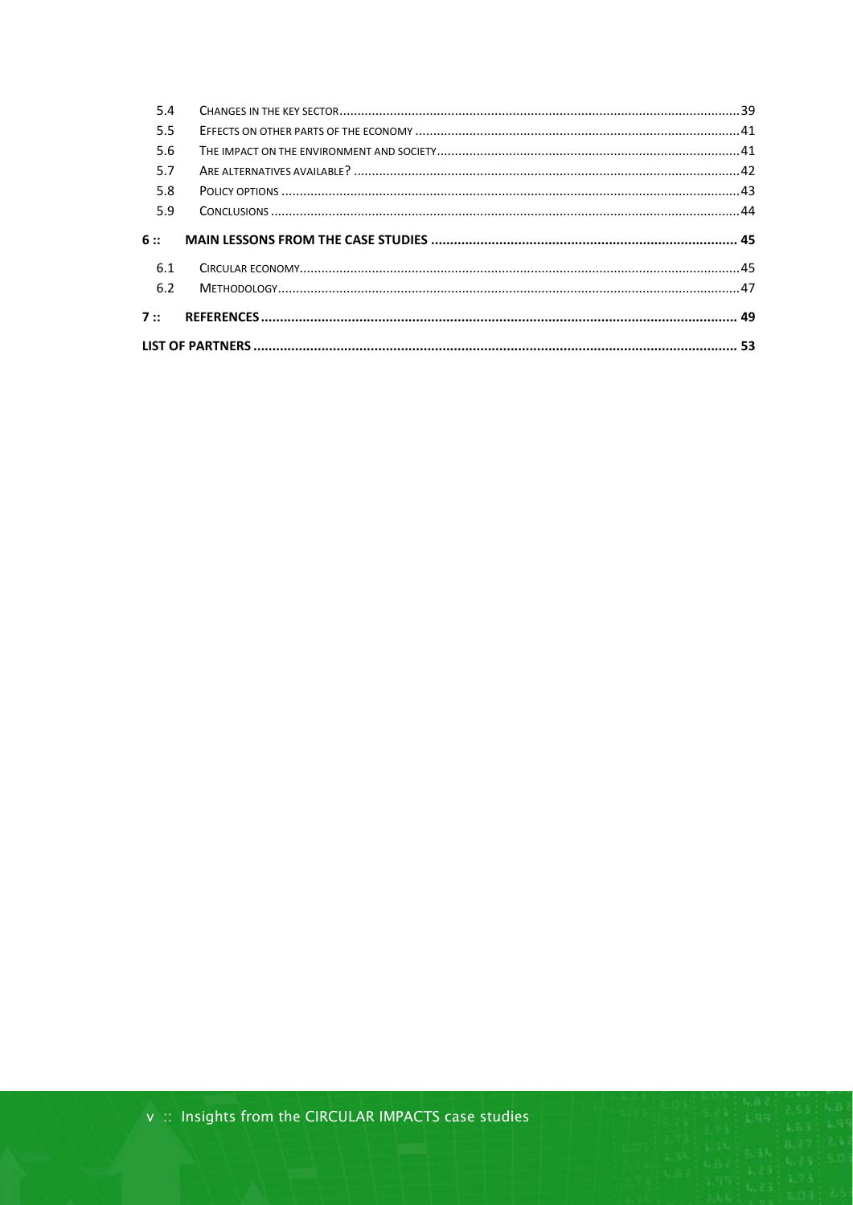- 5.4 Changes in the key sector ............ 39
- 5.5 Effects on other parts of the economy ............ 41
- 5.6 The impact on the environment and society ............ 41
- 5.7 Are alternatives available? ............ 42
- 5.8 Policy options ............ 43
- 5.9 Conclusions ............ 44

**6 :: MAIN LESSONS FROM THE CASE STUDIES ............ 45**

- 6.1 Circular economy ............ 45
- 6.2 Methodology ............ 47

**7 :: REFERENCES ............ 49**

**LIST OF PARTNERS ............ 53**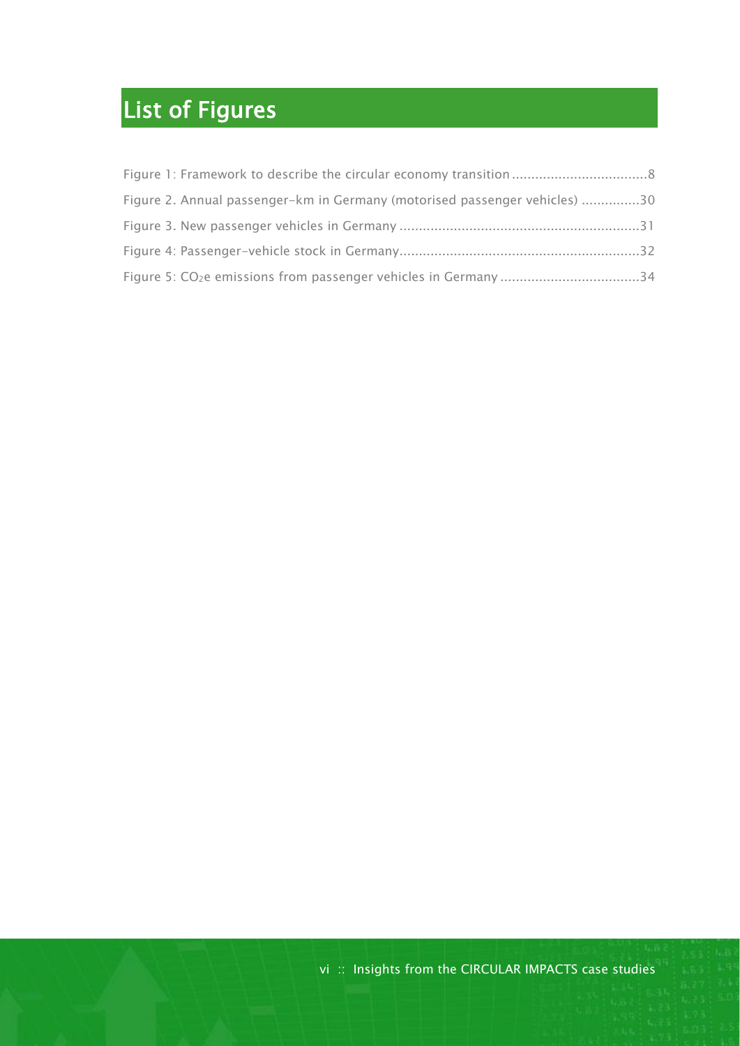# List of Figures

Figure 1: Framework to describe the circular economy transition ..................................8

Figure 2. Annual passenger-km in Germany (motorised passenger vehicles) ..............30

Figure 3. New passenger vehicles in Germany .............................................................31

Figure 4: Passenger-vehicle stock in Germany.............................................................32

Figure 5: $CO_2e$ emissions from passenger vehicles in Germany ...................................34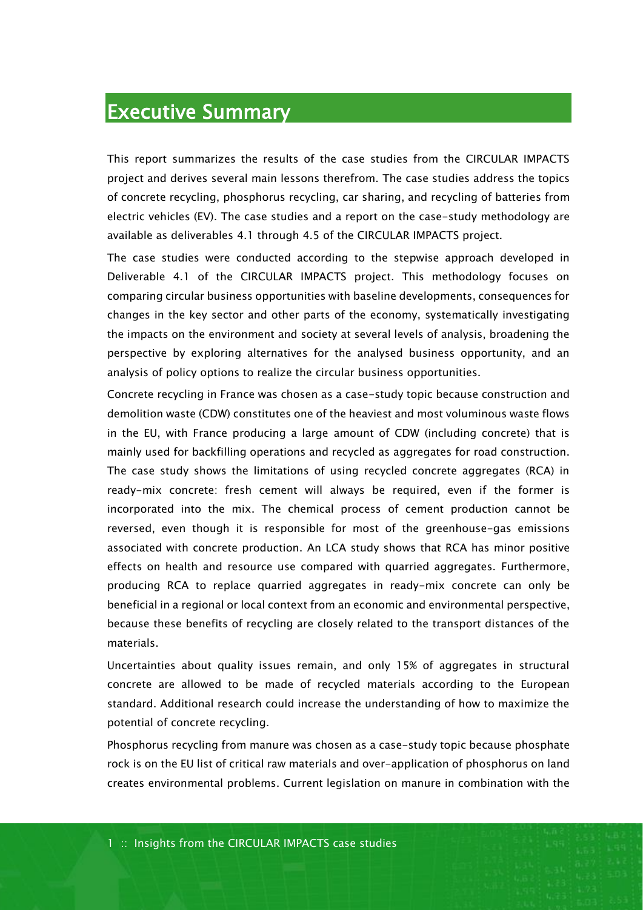# Executive Summary

This report summarizes the results of the case studies from the CIRCULAR IMPACTS project and derives several main lessons therefrom. The case studies address the topics of concrete recycling, phosphorus recycling, car sharing, and recycling of batteries from electric vehicles (EV). The case studies and a report on the case-study methodology are available as deliverables 4.1 through 4.5 of the CIRCULAR IMPACTS project.

The case studies were conducted according to the stepwise approach developed in Deliverable 4.1 of the CIRCULAR IMPACTS project. This methodology focuses on comparing circular business opportunities with baseline developments, consequences for changes in the key sector and other parts of the economy, systematically investigating the impacts on the environment and society at several levels of analysis, broadening the perspective by exploring alternatives for the analysed business opportunity, and an analysis of policy options to realize the circular business opportunities.

Concrete recycling in France was chosen as a case-study topic because construction and demolition waste (CDW) constitutes one of the heaviest and most voluminous waste flows in the EU, with France producing a large amount of CDW (including concrete) that is mainly used for backfilling operations and recycled as aggregates for road construction. The case study shows the limitations of using recycled concrete aggregates (RCA) in ready-mix concrete: fresh cement will always be required, even if the former is incorporated into the mix. The chemical process of cement production cannot be reversed, even though it is responsible for most of the greenhouse-gas emissions associated with concrete production. An LCA study shows that RCA has minor positive effects on health and resource use compared with quarried aggregates. Furthermore, producing RCA to replace quarried aggregates in ready-mix concrete can only be beneficial in a regional or local context from an economic and environmental perspective, because these benefits of recycling are closely related to the transport distances of the materials.

Uncertainties about quality issues remain, and only 15% of aggregates in structural concrete are allowed to be made of recycled materials according to the European standard. Additional research could increase the understanding of how to maximize the potential of concrete recycling.

Phosphorus recycling from manure was chosen as a case-study topic because phosphate rock is on the EU list of critical raw materials and over-application of phosphorus on land creates environmental problems. Current legislation on manure in combination with the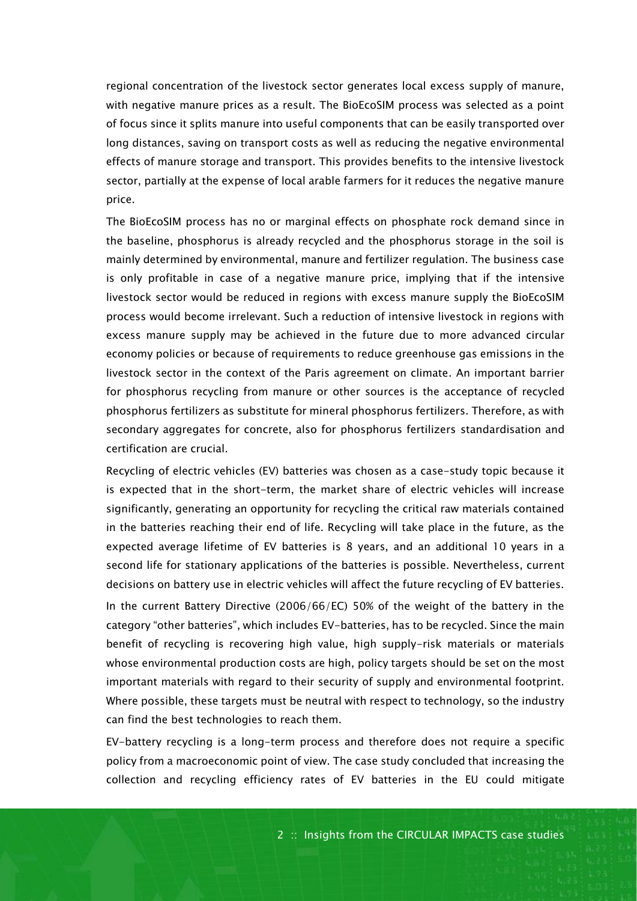regional concentration of the livestock sector generates local excess supply of manure, with negative manure prices as a result. The BioEcoSIM process was selected as a point of focus since it splits manure into useful components that can be easily transported over long distances, saving on transport costs as well as reducing the negative environmental effects of manure storage and transport. This provides benefits to the intensive livestock sector, partially at the expense of local arable farmers for it reduces the negative manure price.

The BioEcoSIM process has no or marginal effects on phosphate rock demand since in the baseline, phosphorus is already recycled and the phosphorus storage in the soil is mainly determined by environmental, manure and fertilizer regulation. The business case is only profitable in case of a negative manure price, implying that if the intensive livestock sector would be reduced in regions with excess manure supply the BioEcoSIM process would become irrelevant. Such a reduction of intensive livestock in regions with excess manure supply may be achieved in the future due to more advanced circular economy policies or because of requirements to reduce greenhouse gas emissions in the livestock sector in the context of the Paris agreement on climate. An important barrier for phosphorus recycling from manure or other sources is the acceptance of recycled phosphorus fertilizers as substitute for mineral phosphorus fertilizers. Therefore, as with secondary aggregates for concrete, also for phosphorus fertilizers standardisation and certification are crucial.

Recycling of electric vehicles (EV) batteries was chosen as a case-study topic because it is expected that in the short-term, the market share of electric vehicles will increase significantly, generating an opportunity for recycling the critical raw materials contained in the batteries reaching their end of life. Recycling will take place in the future, as the expected average lifetime of EV batteries is 8 years, and an additional 10 years in a second life for stationary applications of the batteries is possible. Nevertheless, current decisions on battery use in electric vehicles will affect the future recycling of EV batteries. In the current Battery Directive (2006/66/EC) 50% of the weight of the battery in the category "other batteries", which includes EV-batteries, has to be recycled. Since the main benefit of recycling is recovering high value, high supply-risk materials or materials whose environmental production costs are high, policy targets should be set on the most important materials with regard to their security of supply and environmental footprint. Where possible, these targets must be neutral with respect to technology, so the industry can find the best technologies to reach them.

EV-battery recycling is a long-term process and therefore does not require a specific policy from a macroeconomic point of view. The case study concluded that increasing the collection and recycling efficiency rates of EV batteries in the EU could mitigate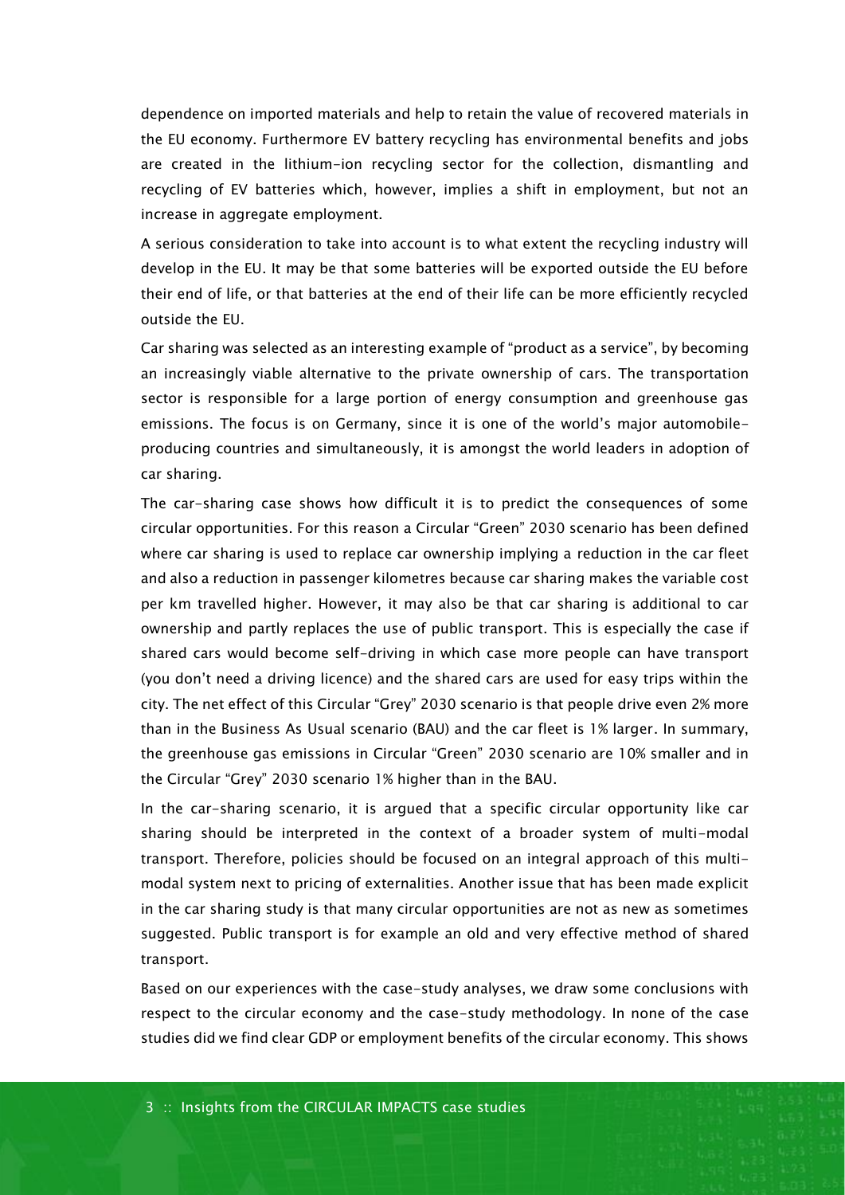dependence on imported materials and help to retain the value of recovered materials in the EU economy. Furthermore EV battery recycling has environmental benefits and jobs are created in the lithium-ion recycling sector for the collection, dismantling and recycling of EV batteries which, however, implies a shift in employment, but not an increase in aggregate employment.

A serious consideration to take into account is to what extent the recycling industry will develop in the EU. It may be that some batteries will be exported outside the EU before their end of life, or that batteries at the end of their life can be more efficiently recycled outside the EU.

Car sharing was selected as an interesting example of "product as a service", by becoming an increasingly viable alternative to the private ownership of cars. The transportation sector is responsible for a large portion of energy consumption and greenhouse gas emissions. The focus is on Germany, since it is one of the world's major automobile-producing countries and simultaneously, it is amongst the world leaders in adoption of car sharing.

The car-sharing case shows how difficult it is to predict the consequences of some circular opportunities. For this reason a Circular "Green" 2030 scenario has been defined where car sharing is used to replace car ownership implying a reduction in the car fleet and also a reduction in passenger kilometres because car sharing makes the variable cost per km travelled higher. However, it may also be that car sharing is additional to car ownership and partly replaces the use of public transport. This is especially the case if shared cars would become self-driving in which case more people can have transport (you don't need a driving licence) and the shared cars are used for easy trips within the city. The net effect of this Circular "Grey" 2030 scenario is that people drive even 2% more than in the Business As Usual scenario (BAU) and the car fleet is 1% larger. In summary, the greenhouse gas emissions in Circular "Green" 2030 scenario are 10% smaller and in the Circular "Grey" 2030 scenario 1% higher than in the BAU.

In the car-sharing scenario, it is argued that a specific circular opportunity like car sharing should be interpreted in the context of a broader system of multi-modal transport. Therefore, policies should be focused on an integral approach of this multi-modal system next to pricing of externalities. Another issue that has been made explicit in the car sharing study is that many circular opportunities are not as new as sometimes suggested. Public transport is for example an old and very effective method of shared transport.

Based on our experiences with the case-study analyses, we draw some conclusions with respect to the circular economy and the case-study methodology. In none of the case studies did we find clear GDP or employment benefits of the circular economy. This shows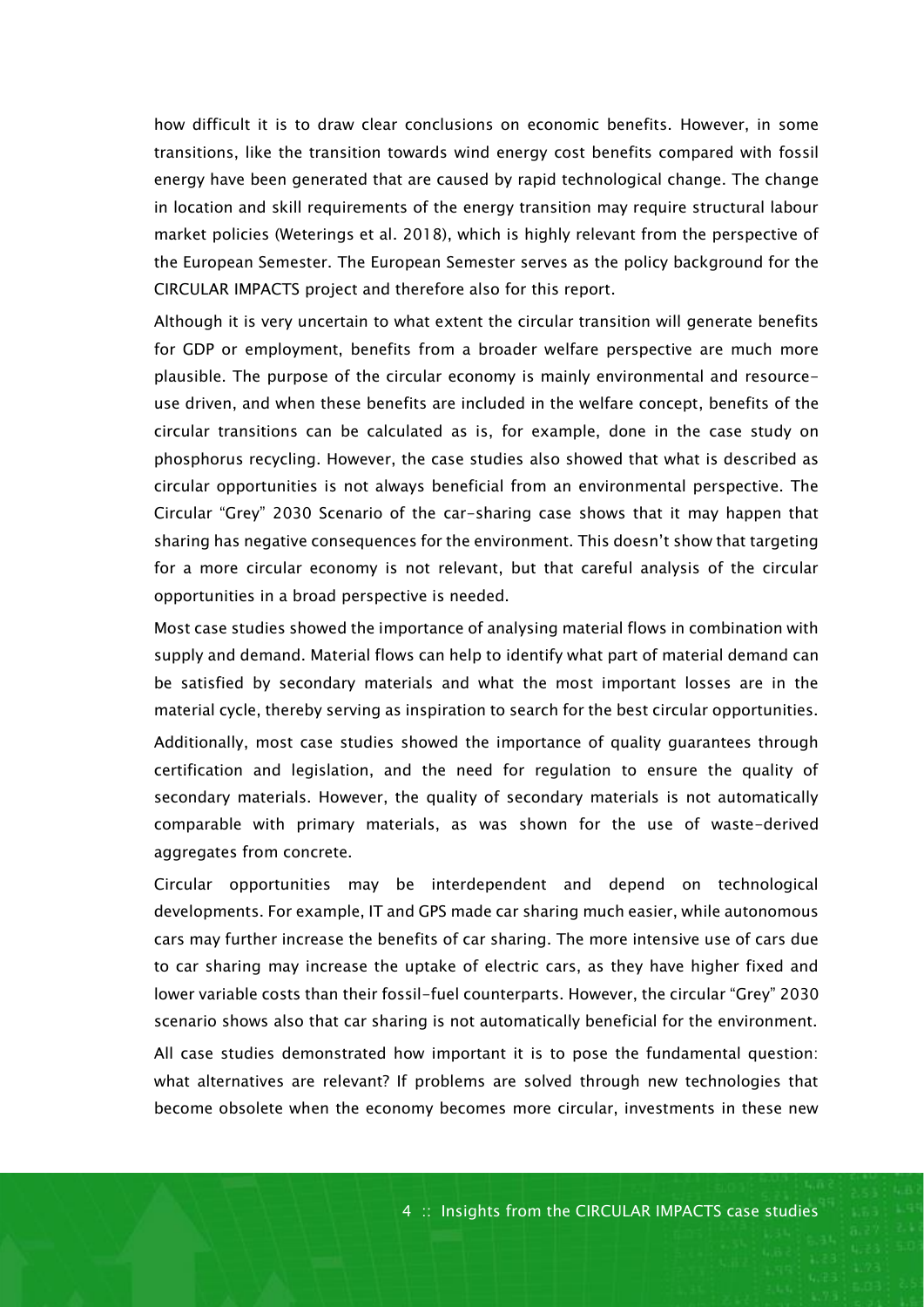how difficult it is to draw clear conclusions on economic benefits. However, in some transitions, like the transition towards wind energy cost benefits compared with fossil energy have been generated that are caused by rapid technological change. The change in location and skill requirements of the energy transition may require structural labour market policies (Weterings et al. 2018), which is highly relevant from the perspective of the European Semester. The European Semester serves as the policy background for the CIRCULAR IMPACTS project and therefore also for this report.

Although it is very uncertain to what extent the circular transition will generate benefits for GDP or employment, benefits from a broader welfare perspective are much more plausible. The purpose of the circular economy is mainly environmental and resource-use driven, and when these benefits are included in the welfare concept, benefits of the circular transitions can be calculated as is, for example, done in the case study on phosphorus recycling. However, the case studies also showed that what is described as circular opportunities is not always beneficial from an environmental perspective. The Circular "Grey" 2030 Scenario of the car-sharing case shows that it may happen that sharing has negative consequences for the environment. This doesn't show that targeting for a more circular economy is not relevant, but that careful analysis of the circular opportunities in a broad perspective is needed.

Most case studies showed the importance of analysing material flows in combination with supply and demand. Material flows can help to identify what part of material demand can be satisfied by secondary materials and what the most important losses are in the material cycle, thereby serving as inspiration to search for the best circular opportunities.

Additionally, most case studies showed the importance of quality guarantees through certification and legislation, and the need for regulation to ensure the quality of secondary materials. However, the quality of secondary materials is not automatically comparable with primary materials, as was shown for the use of waste-derived aggregates from concrete.

Circular opportunities may be interdependent and depend on technological developments. For example, IT and GPS made car sharing much easier, while autonomous cars may further increase the benefits of car sharing. The more intensive use of cars due to car sharing may increase the uptake of electric cars, as they have higher fixed and lower variable costs than their fossil-fuel counterparts. However, the circular "Grey" 2030 scenario shows also that car sharing is not automatically beneficial for the environment.

All case studies demonstrated how important it is to pose the fundamental question: what alternatives are relevant? If problems are solved through new technologies that become obsolete when the economy becomes more circular, investments in these new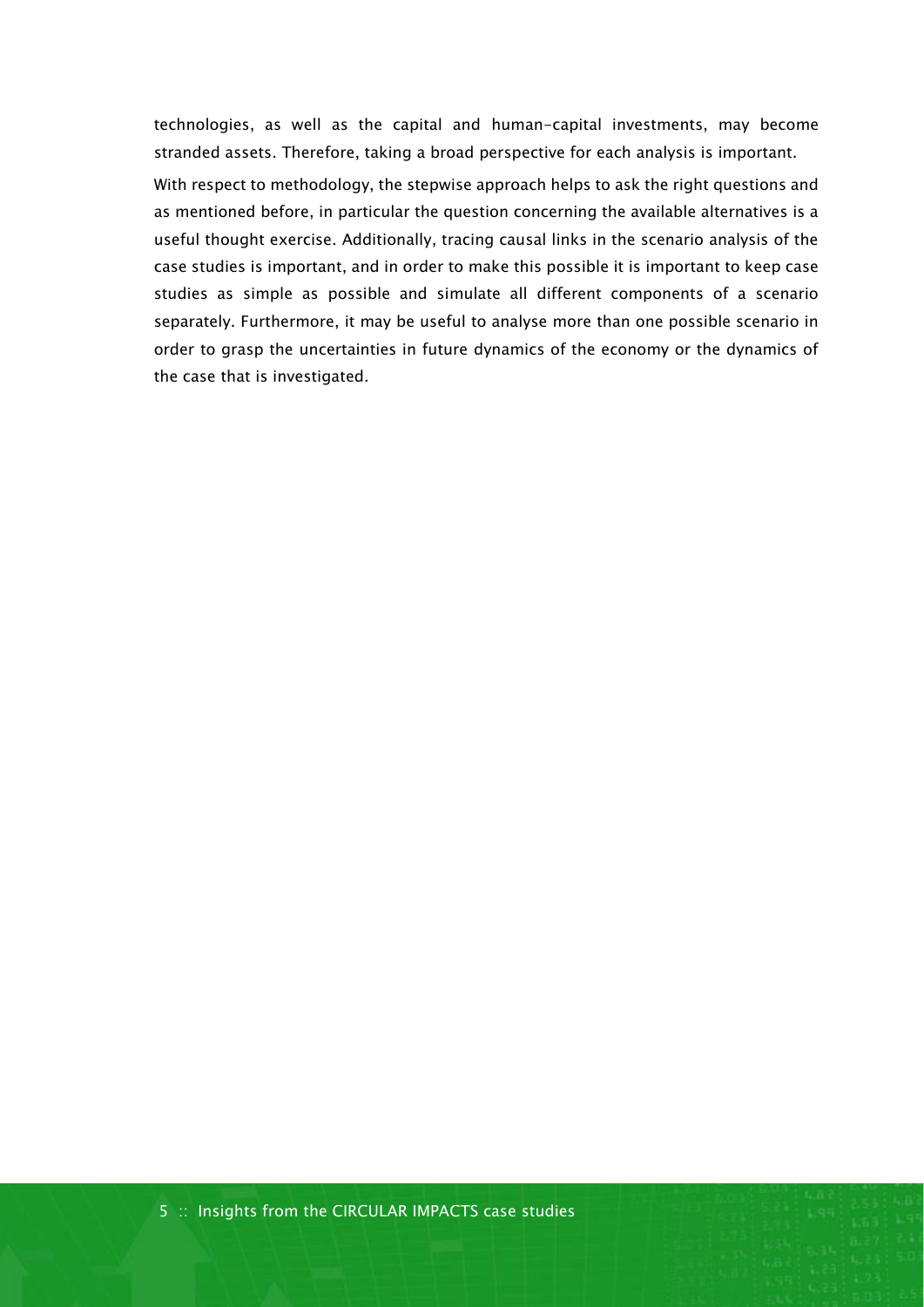technologies, as well as the capital and human-capital investments, may become stranded assets. Therefore, taking a broad perspective for each analysis is important.

With respect to methodology, the stepwise approach helps to ask the right questions and as mentioned before, in particular the question concerning the available alternatives is a useful thought exercise. Additionally, tracing causal links in the scenario analysis of the case studies is important, and in order to make this possible it is important to keep case studies as simple as possible and simulate all different components of a scenario separately. Furthermore, it may be useful to analyse more than one possible scenario in order to grasp the uncertainties in future dynamics of the economy or the dynamics of the case that is investigated.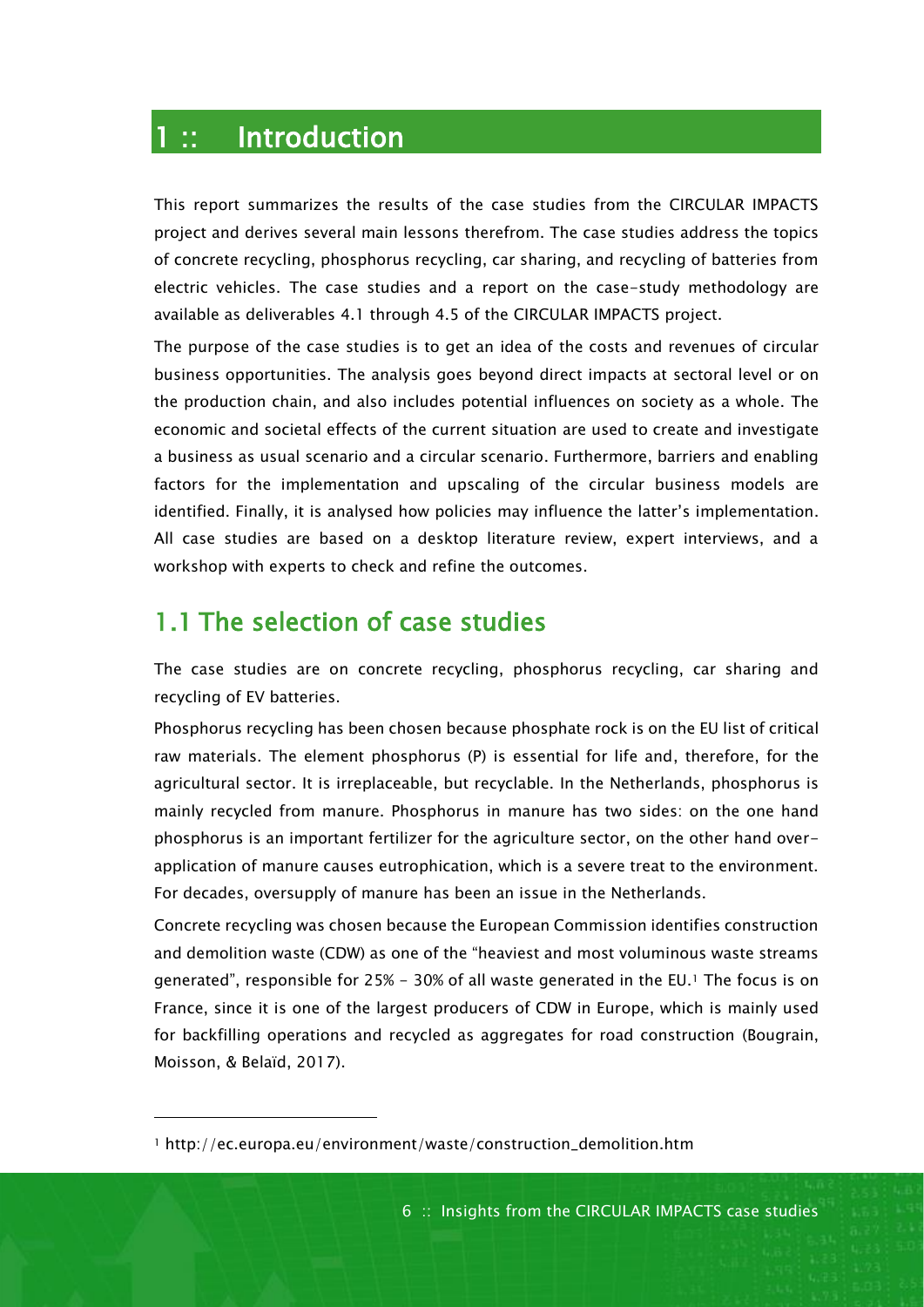# 1 :: Introduction

This report summarizes the results of the case studies from the CIRCULAR IMPACTS project and derives several main lessons therefrom. The case studies address the topics of concrete recycling, phosphorus recycling, car sharing, and recycling of batteries from electric vehicles. The case studies and a report on the case-study methodology are available as deliverables 4.1 through 4.5 of the CIRCULAR IMPACTS project.

The purpose of the case studies is to get an idea of the costs and revenues of circular business opportunities. The analysis goes beyond direct impacts at sectoral level or on the production chain, and also includes potential influences on society as a whole. The economic and societal effects of the current situation are used to create and investigate a business as usual scenario and a circular scenario. Furthermore, barriers and enabling factors for the implementation and upscaling of the circular business models are identified. Finally, it is analysed how policies may influence the latter's implementation. All case studies are based on a desktop literature review, expert interviews, and a workshop with experts to check and refine the outcomes.

## 1.1 The selection of case studies

The case studies are on concrete recycling, phosphorus recycling, car sharing and recycling of EV batteries.

Phosphorus recycling has been chosen because phosphate rock is on the EU list of critical raw materials. The element phosphorus (P) is essential for life and, therefore, for the agricultural sector. It is irreplaceable, but recyclable. In the Netherlands, phosphorus is mainly recycled from manure. Phosphorus in manure has two sides: on the one hand phosphorus is an important fertilizer for the agriculture sector, on the other hand over-application of manure causes eutrophication, which is a severe treat to the environment. For decades, oversupply of manure has been an issue in the Netherlands.

Concrete recycling was chosen because the European Commission identifies construction and demolition waste (CDW) as one of the "heaviest and most voluminous waste streams generated", responsible for 25% - 30% of all waste generated in the EU.[1] The focus is on France, since it is one of the largest producers of CDW in Europe, which is mainly used for backfilling operations and recycled as aggregates for road construction (Bougrain, Moisson, & Belaïd, 2017).

[1] http://ec.europa.eu/environment/waste/construction_demolition.htm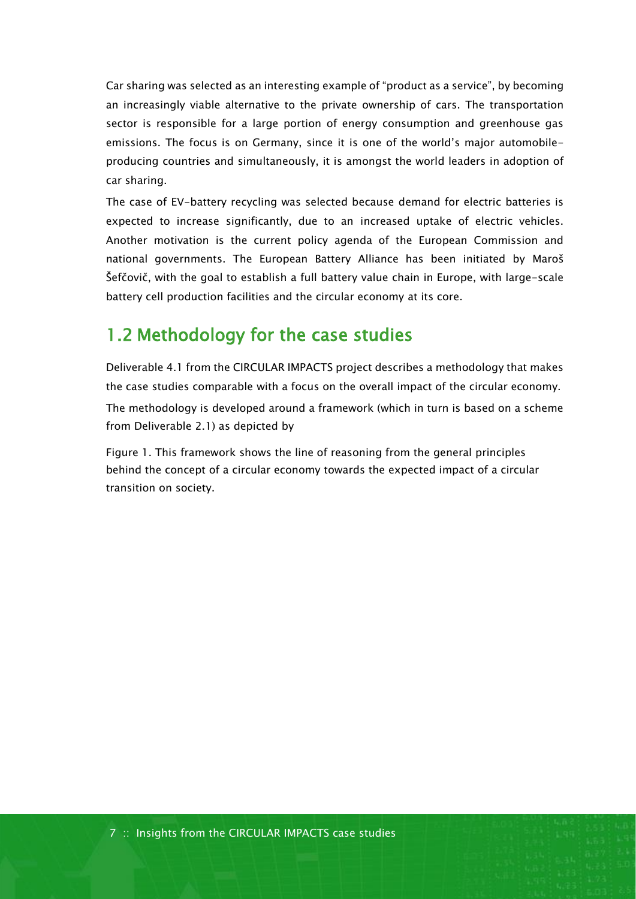Car sharing was selected as an interesting example of "product as a service", by becoming an increasingly viable alternative to the private ownership of cars. The transportation sector is responsible for a large portion of energy consumption and greenhouse gas emissions. The focus is on Germany, since it is one of the world's major automobile-producing countries and simultaneously, it is amongst the world leaders in adoption of car sharing.

The case of EV-battery recycling was selected because demand for electric batteries is expected to increase significantly, due to an increased uptake of electric vehicles. Another motivation is the current policy agenda of the European Commission and national governments. The European Battery Alliance has been initiated by Maroš Šefčovič, with the goal to establish a full battery value chain in Europe, with large-scale battery cell production facilities and the circular economy at its core.

## 1.2 Methodology for the case studies

Deliverable 4.1 from the CIRCULAR IMPACTS project describes a methodology that makes the case studies comparable with a focus on the overall impact of the circular economy.

The methodology is developed around a framework (which in turn is based on a scheme from Deliverable 2.1) as depicted by

Figure 1. This framework shows the line of reasoning from the general principles behind the concept of a circular economy towards the expected impact of a circular transition on society.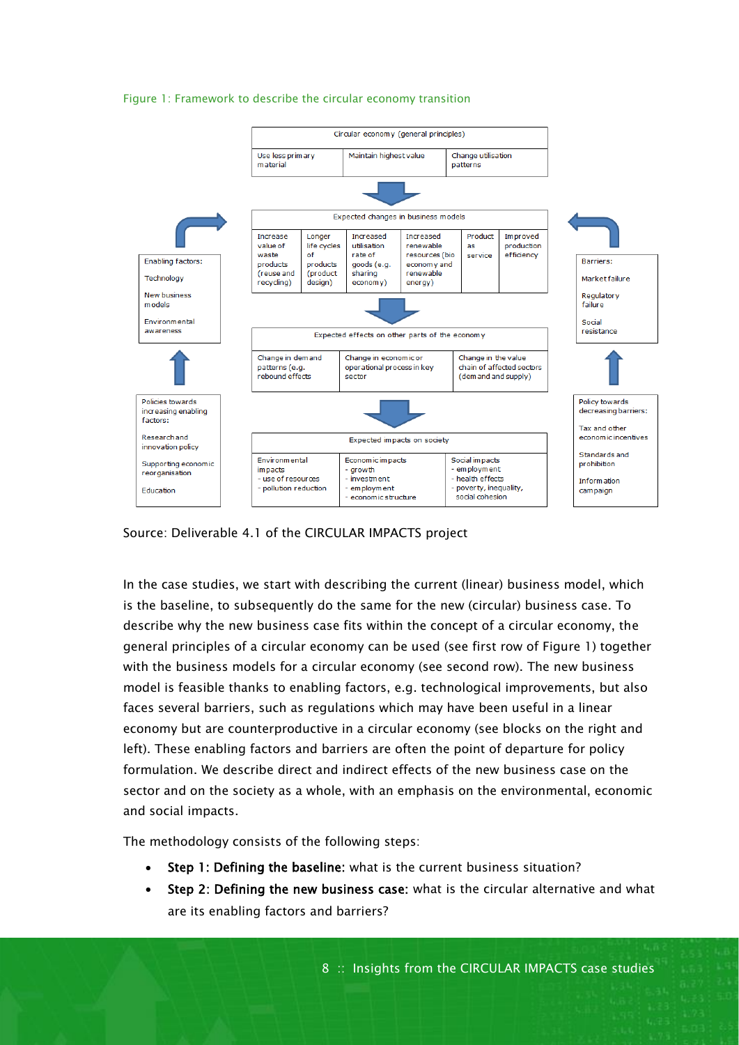Figure 1: Framework to describe the circular economy transition

| Circular economy (general principles) | | |
|---|---|---|
| Use less primary material | Maintain highest value | Change utilisation patterns |

| Expected changes in business models | | | | | |
|---|---|---|---|---|---|
| Increase value of waste products (reuse and recycling) | Longer life cycles of products (product design) | Increased utilisation rate of goods (e.g. sharing economy) | Increased renewable resources (bio economy and renewable energy) | Product as service | Improved production efficiency |

| Expected effects on other parts of the economy | | |
|---|---|---|
| Change in demand patterns (e.g. rebound effects | Change in economic or operational process in key sector | Change in the value chain of affected sectors (demand and supply) |

| Expected impacts on society | | |
|---|---|---|
| Environmental impacts - use of resources - pollution reduction | Economic impacts - growth - investment - employment - economic structure | Social impacts - employment - health effects - poverty, inequality, social cohesion |

Enabling factors: Technology; New business models; Environmental awareness

Policies towards increasing enabling factors: Research and innovation policy; Supporting economic reorganisation; Education

Barriers: Market failure; Regulatory failure; Social resistance

Policy towards decreasing barriers: Tax and other economic incentives; Standards and prohibition; Information campaign

Source: Deliverable 4.1 of the CIRCULAR IMPACTS project

In the case studies, we start with describing the current (linear) business model, which is the baseline, to subsequently do the same for the new (circular) business case. To describe why the new business case fits within the concept of a circular economy, the general principles of a circular economy can be used (see first row of Figure 1) together with the business models for a circular economy (see second row). The new business model is feasible thanks to enabling factors, e.g. technological improvements, but also faces several barriers, such as regulations which may have been useful in a linear economy but are counterproductive in a circular economy (see blocks on the right and left). These enabling factors and barriers are often the point of departure for policy formulation. We describe direct and indirect effects of the new business case on the sector and on the society as a whole, with an emphasis on the environmental, economic and social impacts.

The methodology consists of the following steps:

- **Step 1: Defining the baseline:** what is the current business situation?
- **Step 2: Defining the new business case:** what is the circular alternative and what are its enabling factors and barriers?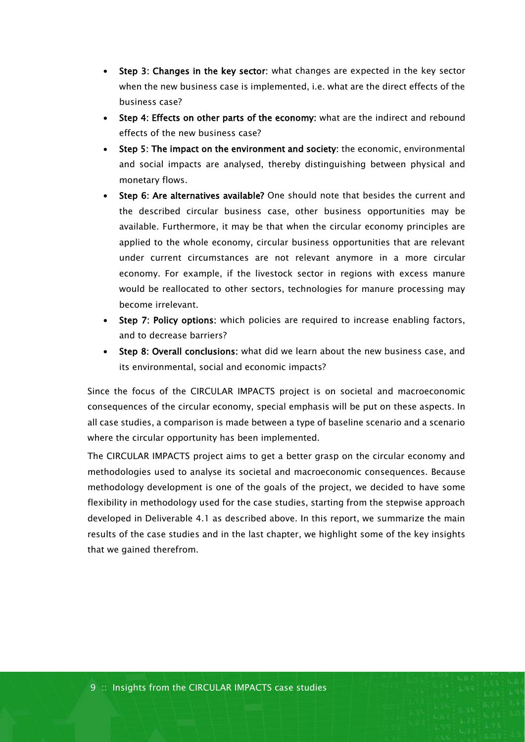- **Step 3: Changes in the key sector**: what changes are expected in the key sector when the new business case is implemented, i.e. what are the direct effects of the business case?
- **Step 4: Effects on other parts of the economy:** what are the indirect and rebound effects of the new business case?
- **Step 5: The impact on the environment and society**: the economic, environmental and social impacts are analysed, thereby distinguishing between physical and monetary flows.
- **Step 6: Are alternatives available?** One should note that besides the current and the described circular business case, other business opportunities may be available. Furthermore, it may be that when the circular economy principles are applied to the whole economy, circular business opportunities that are relevant under current circumstances are not relevant anymore in a more circular economy. For example, if the livestock sector in regions with excess manure would be reallocated to other sectors, technologies for manure processing may become irrelevant.
- **Step 7: Policy options:** which policies are required to increase enabling factors, and to decrease barriers?
- **Step 8: Overall conclusions:** what did we learn about the new business case, and its environmental, social and economic impacts?

Since the focus of the CIRCULAR IMPACTS project is on societal and macroeconomic consequences of the circular economy, special emphasis will be put on these aspects. In all case studies, a comparison is made between a type of baseline scenario and a scenario where the circular opportunity has been implemented.

The CIRCULAR IMPACTS project aims to get a better grasp on the circular economy and methodologies used to analyse its societal and macroeconomic consequences. Because methodology development is one of the goals of the project, we decided to have some flexibility in methodology used for the case studies, starting from the stepwise approach developed in Deliverable 4.1 as described above. In this report, we summarize the main results of the case studies and in the last chapter, we highlight some of the key insights that we gained therefrom.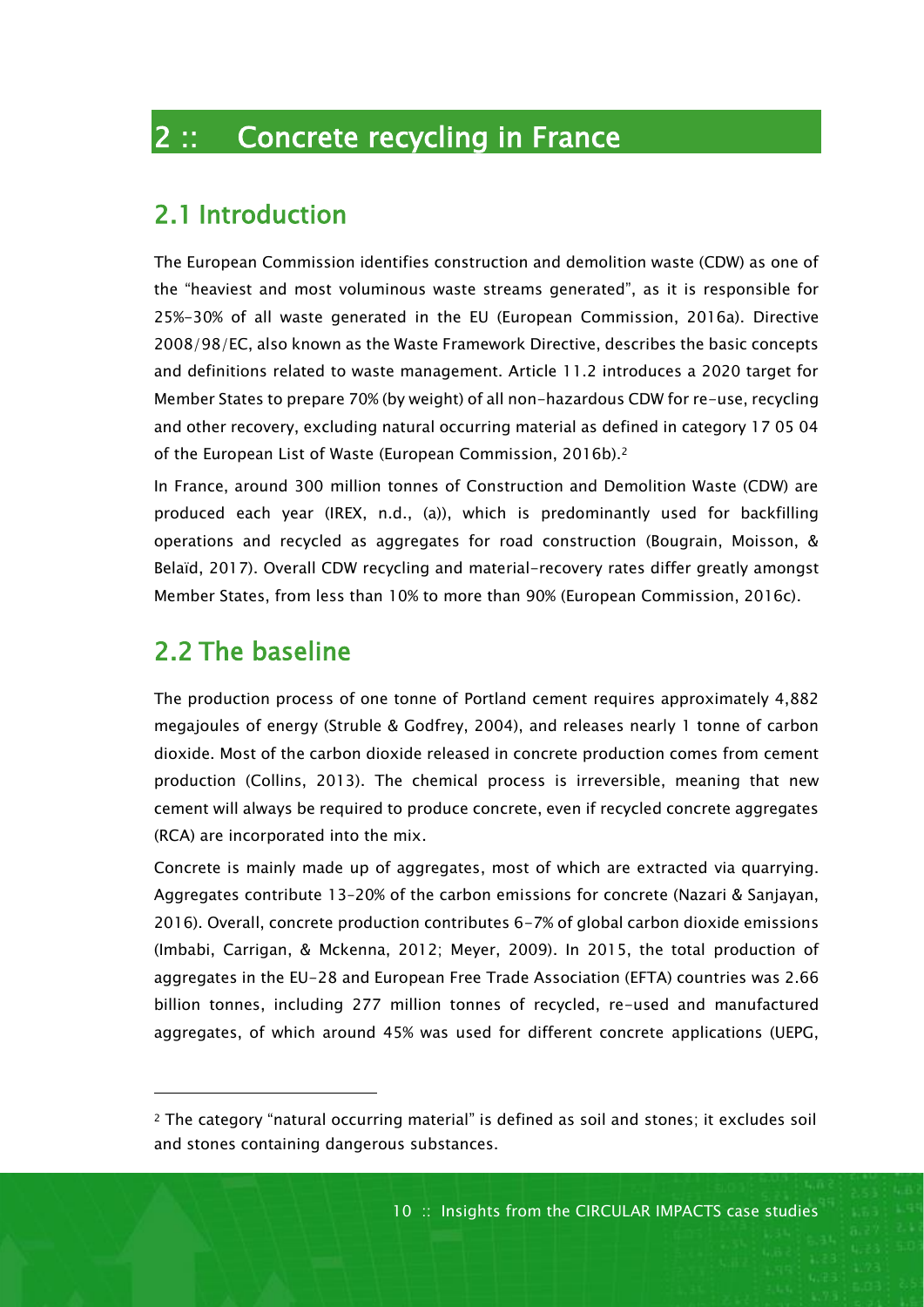# 2 :: Concrete recycling in France

## 2.1 Introduction

The European Commission identifies construction and demolition waste (CDW) as one of the "heaviest and most voluminous waste streams generated", as it is responsible for 25%-30% of all waste generated in the EU (European Commission, 2016a). Directive 2008/98/EC, also known as the Waste Framework Directive, describes the basic concepts and definitions related to waste management. Article 11.2 introduces a 2020 target for Member States to prepare 70% (by weight) of all non-hazardous CDW for re-use, recycling and other recovery, excluding natural occurring material as defined in category 17 05 04 of the European List of Waste (European Commission, 2016b).[2]

In France, around 300 million tonnes of Construction and Demolition Waste (CDW) are produced each year (IREX, n.d., (a)), which is predominantly used for backfilling operations and recycled as aggregates for road construction (Bougrain, Moisson, & Belaïd, 2017). Overall CDW recycling and material-recovery rates differ greatly amongst Member States, from less than 10% to more than 90% (European Commission, 2016c).

## 2.2 The baseline

The production process of one tonne of Portland cement requires approximately 4,882 megajoules of energy (Struble & Godfrey, 2004), and releases nearly 1 tonne of carbon dioxide. Most of the carbon dioxide released in concrete production comes from cement production (Collins, 2013). The chemical process is irreversible, meaning that new cement will always be required to produce concrete, even if recycled concrete aggregates (RCA) are incorporated into the mix.

Concrete is mainly made up of aggregates, most of which are extracted via quarrying. Aggregates contribute 13–20% of the carbon emissions for concrete (Nazari & Sanjayan, 2016). Overall, concrete production contributes 6-7% of global carbon dioxide emissions (Imbabi, Carrigan, & Mckenna, 2012; Meyer, 2009). In 2015, the total production of aggregates in the EU-28 and European Free Trade Association (EFTA) countries was 2.66 billion tonnes, including 277 million tonnes of recycled, re-used and manufactured aggregates, of which around 45% was used for different concrete applications (UEPG,

---

[2] The category "natural occurring material" is defined as soil and stones; it excludes soil and stones containing dangerous substances.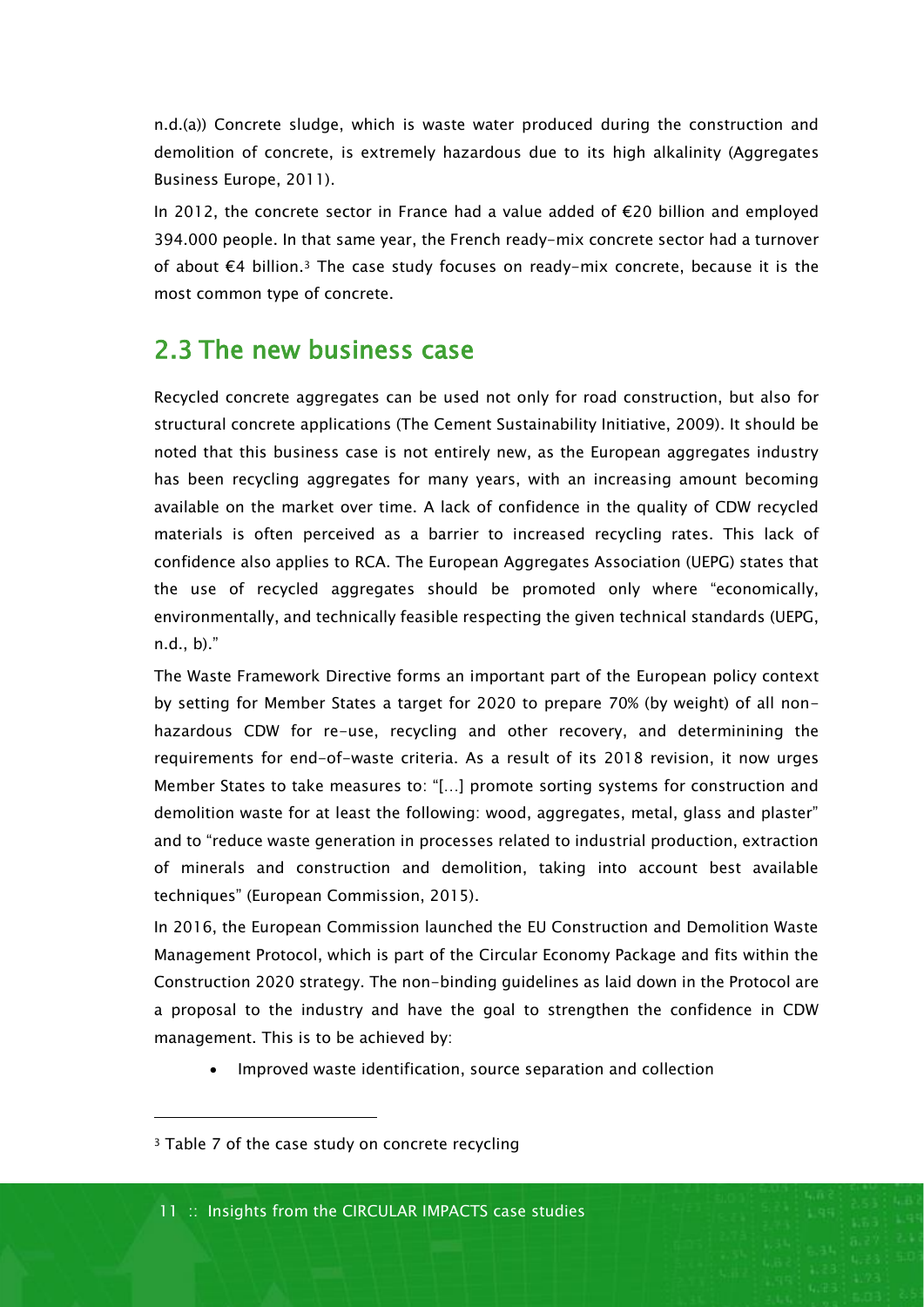n.d.(a)) Concrete sludge, which is waste water produced during the construction and demolition of concrete, is extremely hazardous due to its high alkalinity (Aggregates Business Europe, 2011).

In 2012, the concrete sector in France had a value added of €20 billion and employed 394.000 people. In that same year, the French ready-mix concrete sector had a turnover of about €4 billion.[3] The case study focuses on ready-mix concrete, because it is the most common type of concrete.

## 2.3 The new business case

Recycled concrete aggregates can be used not only for road construction, but also for structural concrete applications (The Cement Sustainability Initiative, 2009). It should be noted that this business case is not entirely new, as the European aggregates industry has been recycling aggregates for many years, with an increasing amount becoming available on the market over time. A lack of confidence in the quality of CDW recycled materials is often perceived as a barrier to increased recycling rates. This lack of confidence also applies to RCA. The European Aggregates Association (UEPG) states that the use of recycled aggregates should be promoted only where "economically, environmentally, and technically feasible respecting the given technical standards (UEPG, n.d., b)."

The Waste Framework Directive forms an important part of the European policy context by setting for Member States a target for 2020 to prepare 70% (by weight) of all non-hazardous CDW for re-use, recycling and other recovery, and determinining the requirements for end-of-waste criteria. As a result of its 2018 revision, it now urges Member States to take measures to: "[…] promote sorting systems for construction and demolition waste for at least the following: wood, aggregates, metal, glass and plaster" and to "reduce waste generation in processes related to industrial production, extraction of minerals and construction and demolition, taking into account best available techniques" (European Commission, 2015).

In 2016, the European Commission launched the EU Construction and Demolition Waste Management Protocol, which is part of the Circular Economy Package and fits within the Construction 2020 strategy. The non-binding guidelines as laid down in the Protocol are a proposal to the industry and have the goal to strengthen the confidence in CDW management. This is to be achieved by:

- Improved waste identification, source separation and collection

---

[3] Table 7 of the case study on concrete recycling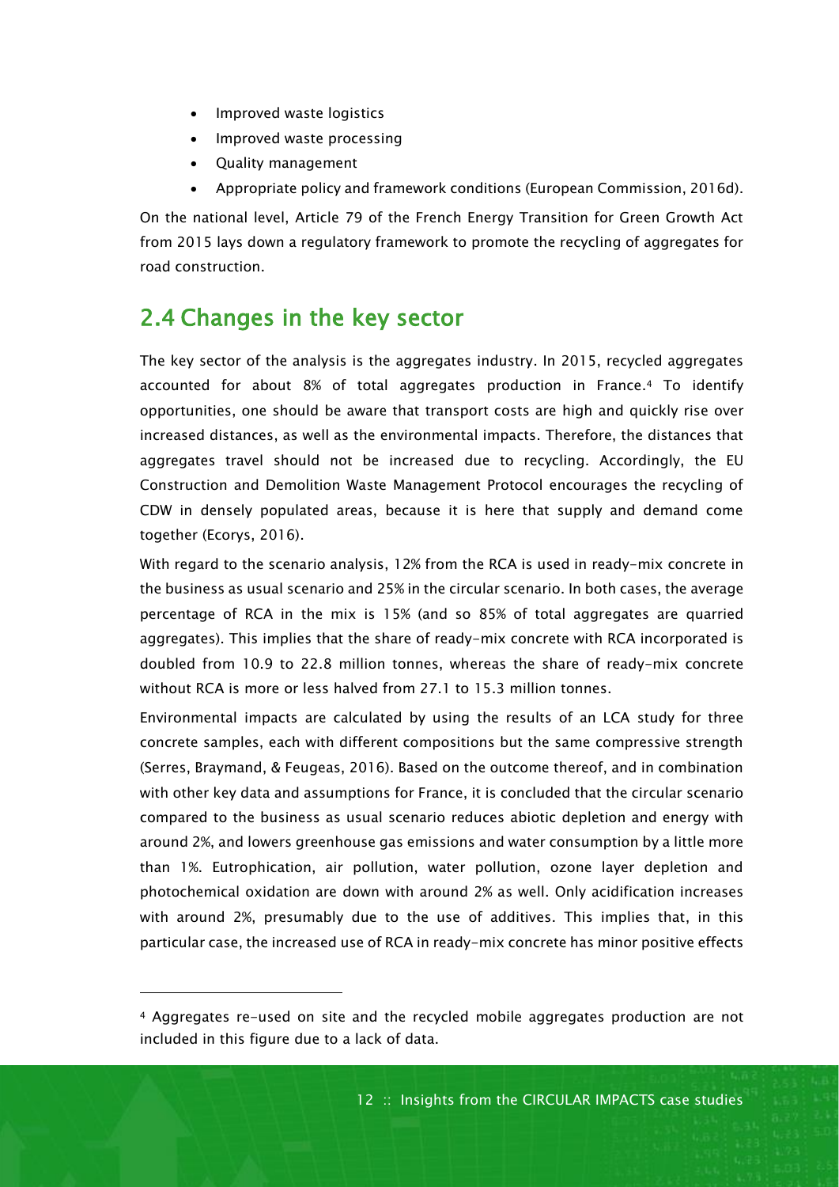- Improved waste logistics
- Improved waste processing
- Quality management
- Appropriate policy and framework conditions (European Commission, 2016d).

On the national level, Article 79 of the French Energy Transition for Green Growth Act from 2015 lays down a regulatory framework to promote the recycling of aggregates for road construction.

## 2.4 Changes in the key sector

The key sector of the analysis is the aggregates industry. In 2015, recycled aggregates accounted for about 8% of total aggregates production in France.[4] To identify opportunities, one should be aware that transport costs are high and quickly rise over increased distances, as well as the environmental impacts. Therefore, the distances that aggregates travel should not be increased due to recycling. Accordingly, the EU Construction and Demolition Waste Management Protocol encourages the recycling of CDW in densely populated areas, because it is here that supply and demand come together (Ecorys, 2016).

With regard to the scenario analysis, 12% from the RCA is used in ready-mix concrete in the business as usual scenario and 25% in the circular scenario. In both cases, the average percentage of RCA in the mix is 15% (and so 85% of total aggregates are quarried aggregates). This implies that the share of ready-mix concrete with RCA incorporated is doubled from 10.9 to 22.8 million tonnes, whereas the share of ready-mix concrete without RCA is more or less halved from 27.1 to 15.3 million tonnes.

Environmental impacts are calculated by using the results of an LCA study for three concrete samples, each with different compositions but the same compressive strength (Serres, Braymand, & Feugeas, 2016). Based on the outcome thereof, and in combination with other key data and assumptions for France, it is concluded that the circular scenario compared to the business as usual scenario reduces abiotic depletion and energy with around 2%, and lowers greenhouse gas emissions and water consumption by a little more than 1%. Eutrophication, air pollution, water pollution, ozone layer depletion and photochemical oxidation are down with around 2% as well. Only acidification increases with around 2%, presumably due to the use of additives. This implies that, in this particular case, the increased use of RCA in ready-mix concrete has minor positive effects

[4] Aggregates re-used on site and the recycled mobile aggregates production are not included in this figure due to a lack of data.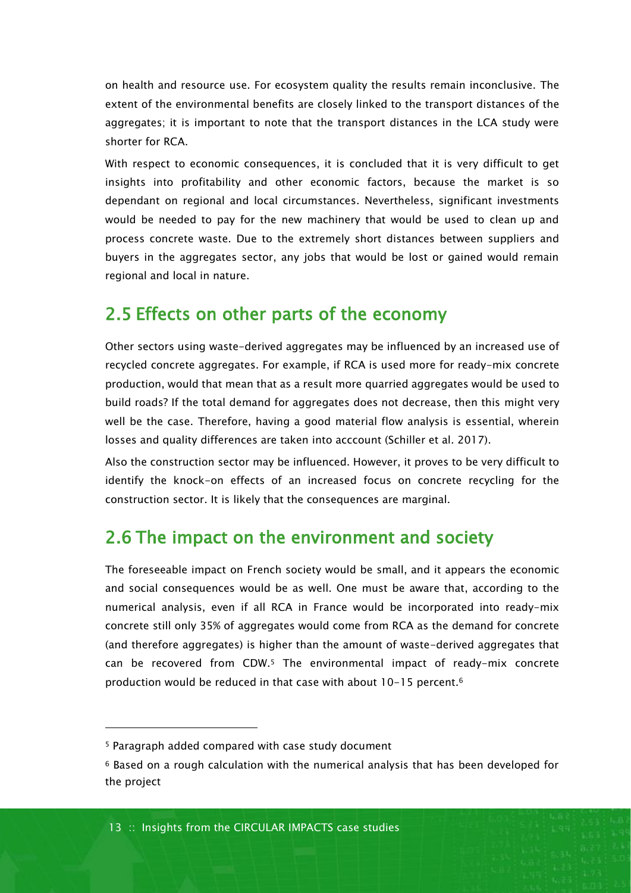on health and resource use. For ecosystem quality the results remain inconclusive. The extent of the environmental benefits are closely linked to the transport distances of the aggregates; it is important to note that the transport distances in the LCA study were shorter for RCA.

With respect to economic consequences, it is concluded that it is very difficult to get insights into profitability and other economic factors, because the market is so dependant on regional and local circumstances. Nevertheless, significant investments would be needed to pay for the new machinery that would be used to clean up and process concrete waste. Due to the extremely short distances between suppliers and buyers in the aggregates sector, any jobs that would be lost or gained would remain regional and local in nature.

## 2.5 Effects on other parts of the economy

Other sectors using waste-derived aggregates may be influenced by an increased use of recycled concrete aggregates. For example, if RCA is used more for ready-mix concrete production, would that mean that as a result more quarried aggregates would be used to build roads? If the total demand for aggregates does not decrease, then this might very well be the case. Therefore, having a good material flow analysis is essential, wherein losses and quality differences are taken into acccount (Schiller et al. 2017).

Also the construction sector may be influenced. However, it proves to be very difficult to identify the knock-on effects of an increased focus on concrete recycling for the construction sector. It is likely that the consequences are marginal.

## 2.6 The impact on the environment and society

The foreseeable impact on French society would be small, and it appears the economic and social consequences would be as well. One must be aware that, according to the numerical analysis, even if all RCA in France would be incorporated into ready-mix concrete still only 35% of aggregates would come from RCA as the demand for concrete (and therefore aggregates) is higher than the amount of waste-derived aggregates that can be recovered from CDW.[5] The environmental impact of ready-mix concrete production would be reduced in that case with about 10-15 percent.[6]

---

[5] Paragraph added compared with case study document

[6] Based on a rough calculation with the numerical analysis that has been developed for the project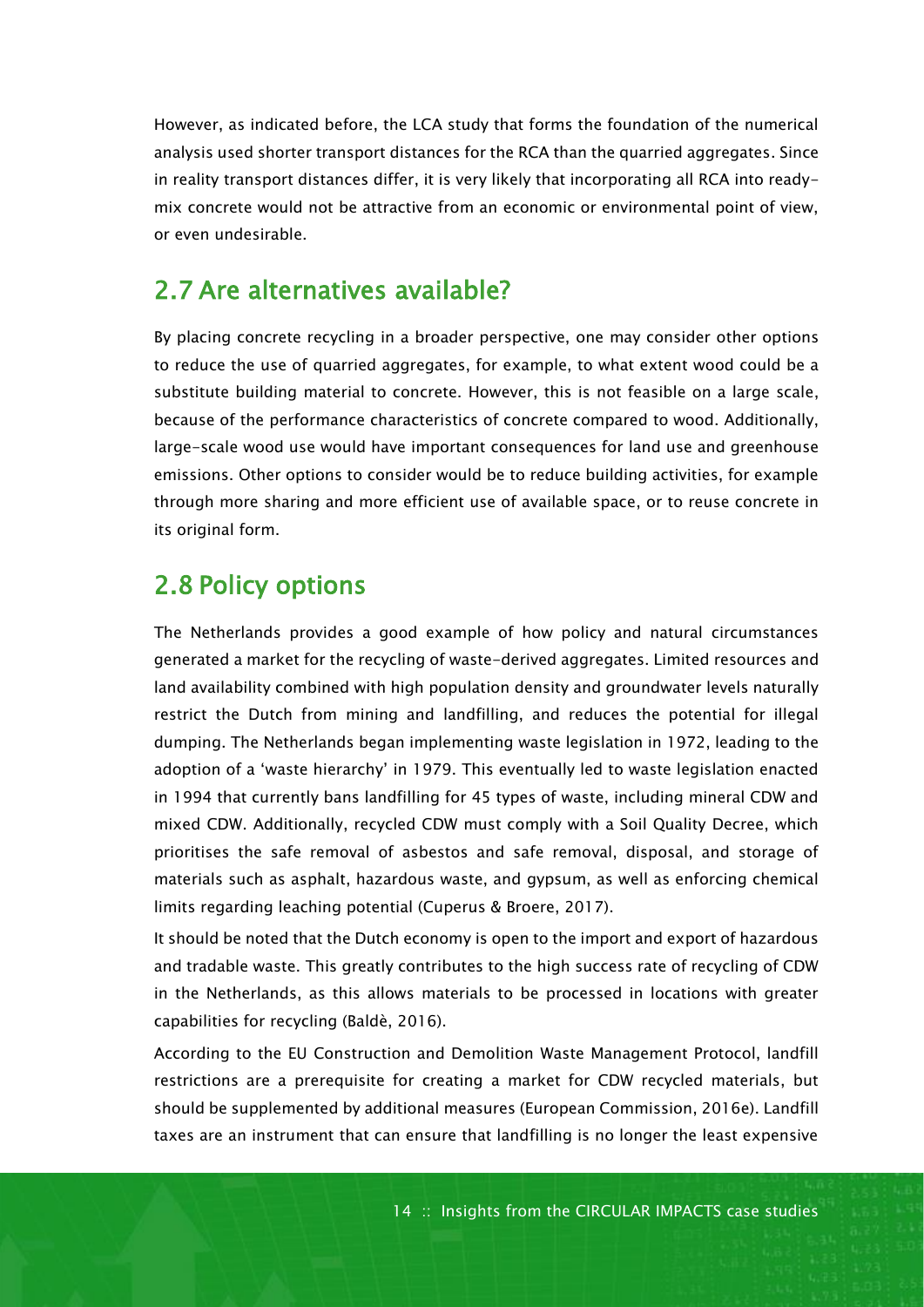However, as indicated before, the LCA study that forms the foundation of the numerical analysis used shorter transport distances for the RCA than the quarried aggregates. Since in reality transport distances differ, it is very likely that incorporating all RCA into ready-mix concrete would not be attractive from an economic or environmental point of view, or even undesirable.

## 2.7 Are alternatives available?

By placing concrete recycling in a broader perspective, one may consider other options to reduce the use of quarried aggregates, for example, to what extent wood could be a substitute building material to concrete. However, this is not feasible on a large scale, because of the performance characteristics of concrete compared to wood. Additionally, large-scale wood use would have important consequences for land use and greenhouse emissions. Other options to consider would be to reduce building activities, for example through more sharing and more efficient use of available space, or to reuse concrete in its original form.

## 2.8 Policy options

The Netherlands provides a good example of how policy and natural circumstances generated a market for the recycling of waste-derived aggregates. Limited resources and land availability combined with high population density and groundwater levels naturally restrict the Dutch from mining and landfilling, and reduces the potential for illegal dumping. The Netherlands began implementing waste legislation in 1972, leading to the adoption of a 'waste hierarchy' in 1979. This eventually led to waste legislation enacted in 1994 that currently bans landfilling for 45 types of waste, including mineral CDW and mixed CDW. Additionally, recycled CDW must comply with a Soil Quality Decree, which prioritises the safe removal of asbestos and safe removal, disposal, and storage of materials such as asphalt, hazardous waste, and gypsum, as well as enforcing chemical limits regarding leaching potential (Cuperus & Broere, 2017).

It should be noted that the Dutch economy is open to the import and export of hazardous and tradable waste. This greatly contributes to the high success rate of recycling of CDW in the Netherlands, as this allows materials to be processed in locations with greater capabilities for recycling (Baldè, 2016).

According to the EU Construction and Demolition Waste Management Protocol, landfill restrictions are a prerequisite for creating a market for CDW recycled materials, but should be supplemented by additional measures (European Commission, 2016e). Landfill taxes are an instrument that can ensure that landfilling is no longer the least expensive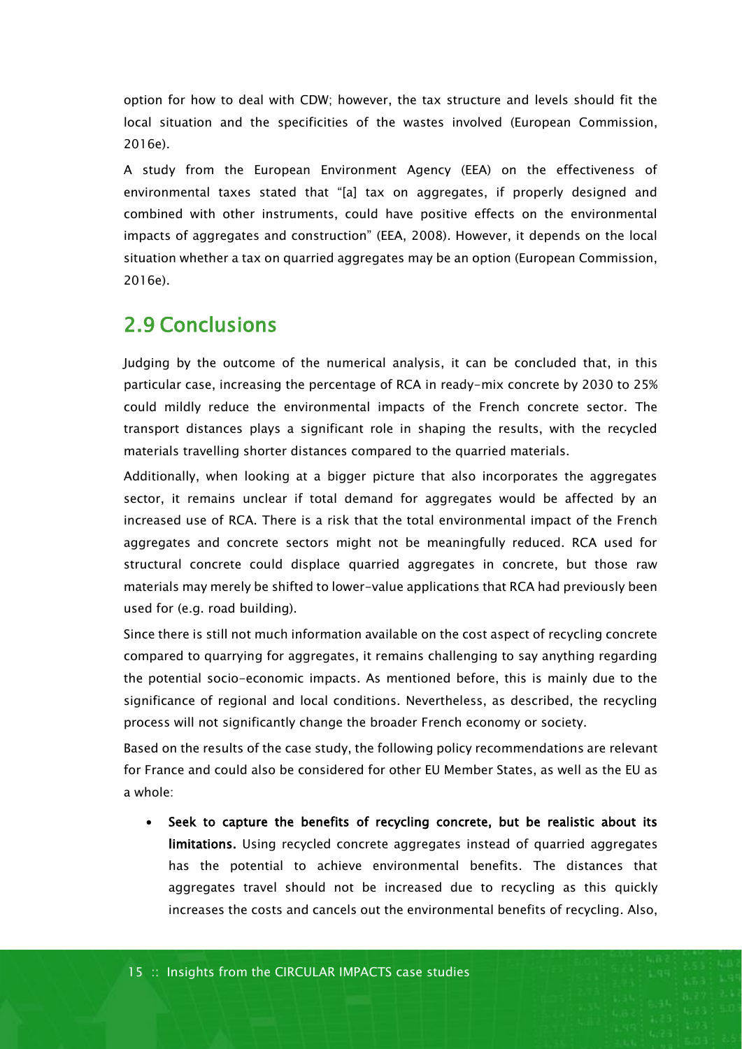option for how to deal with CDW; however, the tax structure and levels should fit the local situation and the specificities of the wastes involved (European Commission, 2016e).

A study from the European Environment Agency (EEA) on the effectiveness of environmental taxes stated that "[a] tax on aggregates, if properly designed and combined with other instruments, could have positive effects on the environmental impacts of aggregates and construction" (EEA, 2008). However, it depends on the local situation whether a tax on quarried aggregates may be an option (European Commission, 2016e).

## 2.9 Conclusions

Judging by the outcome of the numerical analysis, it can be concluded that, in this particular case, increasing the percentage of RCA in ready-mix concrete by 2030 to 25% could mildly reduce the environmental impacts of the French concrete sector. The transport distances plays a significant role in shaping the results, with the recycled materials travelling shorter distances compared to the quarried materials.

Additionally, when looking at a bigger picture that also incorporates the aggregates sector, it remains unclear if total demand for aggregates would be affected by an increased use of RCA. There is a risk that the total environmental impact of the French aggregates and concrete sectors might not be meaningfully reduced. RCA used for structural concrete could displace quarried aggregates in concrete, but those raw materials may merely be shifted to lower-value applications that RCA had previously been used for (e.g. road building).

Since there is still not much information available on the cost aspect of recycling concrete compared to quarrying for aggregates, it remains challenging to say anything regarding the potential socio-economic impacts. As mentioned before, this is mainly due to the significance of regional and local conditions. Nevertheless, as described, the recycling process will not significantly change the broader French economy or society.

Based on the results of the case study, the following policy recommendations are relevant for France and could also be considered for other EU Member States, as well as the EU as a whole:

- **Seek to capture the benefits of recycling concrete, but be realistic about its limitations.** Using recycled concrete aggregates instead of quarried aggregates has the potential to achieve environmental benefits. The distances that aggregates travel should not be increased due to recycling as this quickly increases the costs and cancels out the environmental benefits of recycling. Also,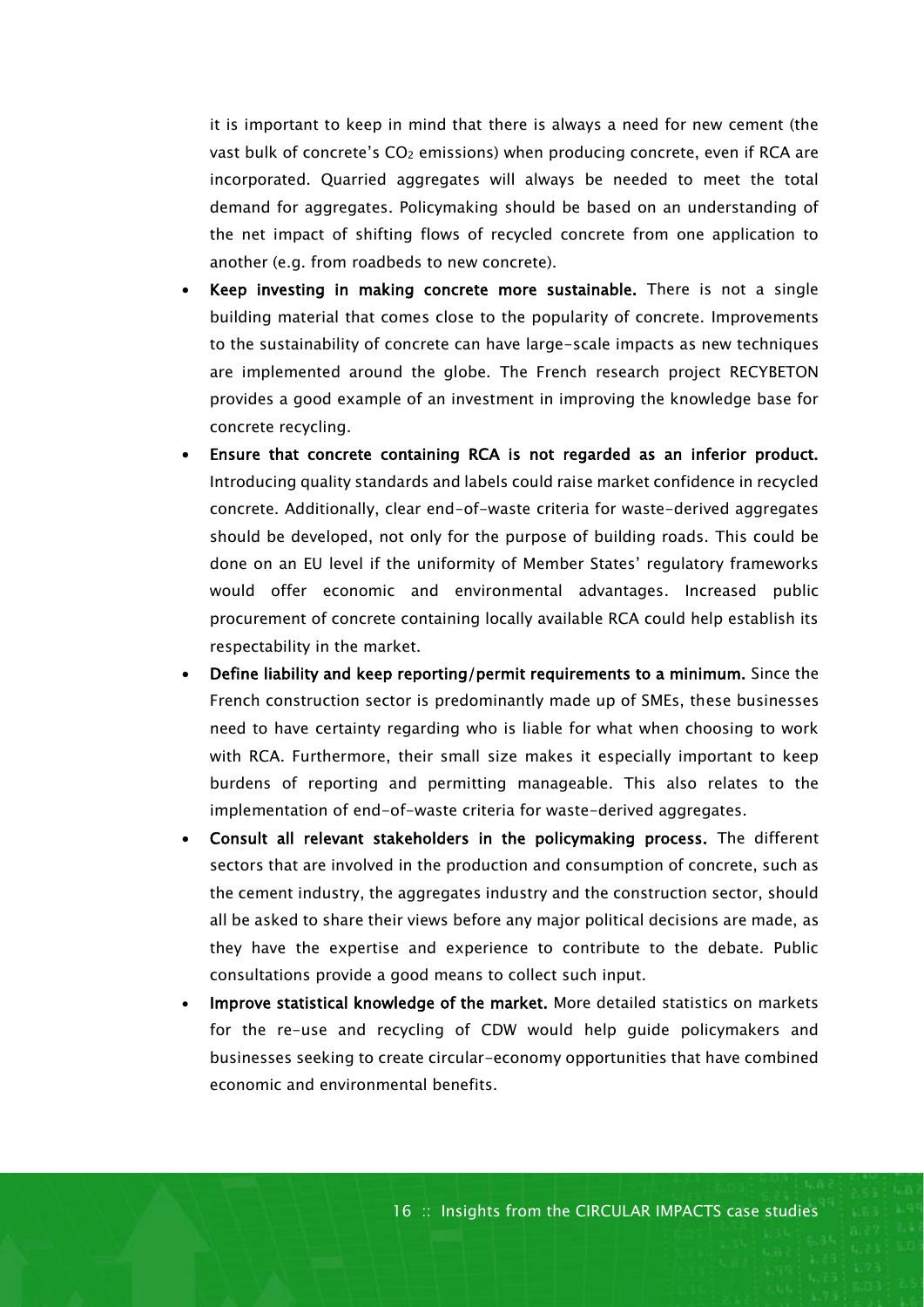it is important to keep in mind that there is always a need for new cement (the vast bulk of concrete's $CO_2$ emissions) when producing concrete, even if RCA are incorporated. Quarried aggregates will always be needed to meet the total demand for aggregates. Policymaking should be based on an understanding of the net impact of shifting flows of recycled concrete from one application to another (e.g. from roadbeds to new concrete).

- **Keep investing in making concrete more sustainable.** There is not a single building material that comes close to the popularity of concrete. Improvements to the sustainability of concrete can have large-scale impacts as new techniques are implemented around the globe. The French research project RECYBETON provides a good example of an investment in improving the knowledge base for concrete recycling.
- **Ensure that concrete containing RCA is not regarded as an inferior product.** Introducing quality standards and labels could raise market confidence in recycled concrete. Additionally, clear end-of-waste criteria for waste-derived aggregates should be developed, not only for the purpose of building roads. This could be done on an EU level if the uniformity of Member States' regulatory frameworks would offer economic and environmental advantages. Increased public procurement of concrete containing locally available RCA could help establish its respectability in the market.
- **Define liability and keep reporting/permit requirements to a minimum.** Since the French construction sector is predominantly made up of SMEs, these businesses need to have certainty regarding who is liable for what when choosing to work with RCA. Furthermore, their small size makes it especially important to keep burdens of reporting and permitting manageable. This also relates to the implementation of end-of-waste criteria for waste-derived aggregates.
- **Consult all relevant stakeholders in the policymaking process.** The different sectors that are involved in the production and consumption of concrete, such as the cement industry, the aggregates industry and the construction sector, should all be asked to share their views before any major political decisions are made, as they have the expertise and experience to contribute to the debate. Public consultations provide a good means to collect such input.
- **Improve statistical knowledge of the market.** More detailed statistics on markets for the re-use and recycling of CDW would help guide policymakers and businesses seeking to create circular-economy opportunities that have combined economic and environmental benefits.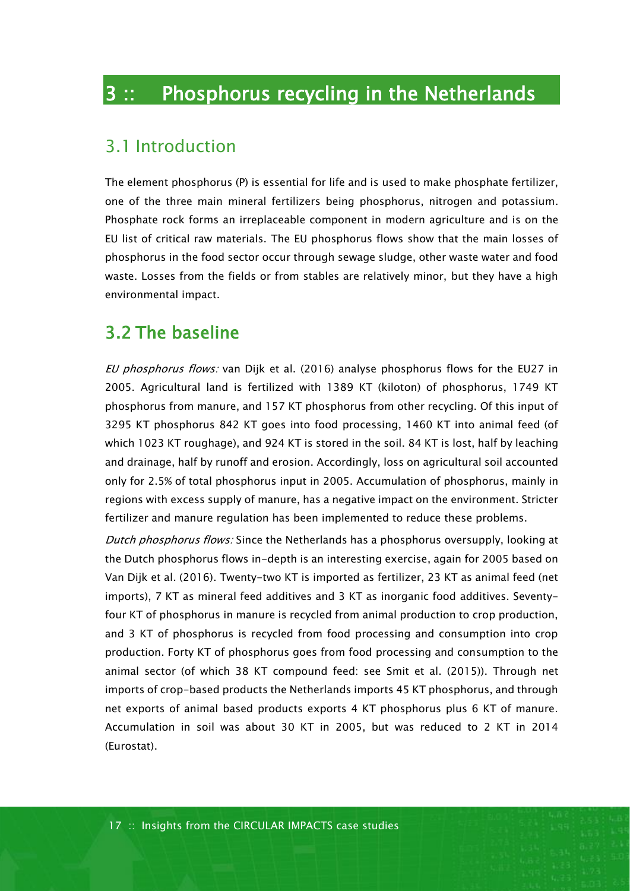# 3 :: Phosphorus recycling in the Netherlands

## 3.1 Introduction

The element phosphorus (P) is essential for life and is used to make phosphate fertilizer, one of the three main mineral fertilizers being phosphorus, nitrogen and potassium. Phosphate rock forms an irreplaceable component in modern agriculture and is on the EU list of critical raw materials. The EU phosphorus flows show that the main losses of phosphorus in the food sector occur through sewage sludge, other waste water and food waste. Losses from the fields or from stables are relatively minor, but they have a high environmental impact.

## 3.2 The baseline

*EU phosphorus flows:* van Dijk et al. (2016) analyse phosphorus flows for the EU27 in 2005. Agricultural land is fertilized with 1389 KT (kiloton) of phosphorus, 1749 KT phosphorus from manure, and 157 KT phosphorus from other recycling. Of this input of 3295 KT phosphorus 842 KT goes into food processing, 1460 KT into animal feed (of which 1023 KT roughage), and 924 KT is stored in the soil. 84 KT is lost, half by leaching and drainage, half by runoff and erosion. Accordingly, loss on agricultural soil accounted only for 2.5% of total phosphorus input in 2005. Accumulation of phosphorus, mainly in regions with excess supply of manure, has a negative impact on the environment. Stricter fertilizer and manure regulation has been implemented to reduce these problems.

*Dutch phosphorus flows:* Since the Netherlands has a phosphorus oversupply, looking at the Dutch phosphorus flows in-depth is an interesting exercise, again for 2005 based on Van Dijk et al. (2016). Twenty-two KT is imported as fertilizer, 23 KT as animal feed (net imports), 7 KT as mineral feed additives and 3 KT as inorganic food additives. Seventy-four KT of phosphorus in manure is recycled from animal production to crop production, and 3 KT of phosphorus is recycled from food processing and consumption into crop production. Forty KT of phosphorus goes from food processing and consumption to the animal sector (of which 38 KT compound feed: see Smit et al. (2015)). Through net imports of crop-based products the Netherlands imports 45 KT phosphorus, and through net exports of animal based products exports 4 KT phosphorus plus 6 KT of manure. Accumulation in soil was about 30 KT in 2005, but was reduced to 2 KT in 2014 (Eurostat).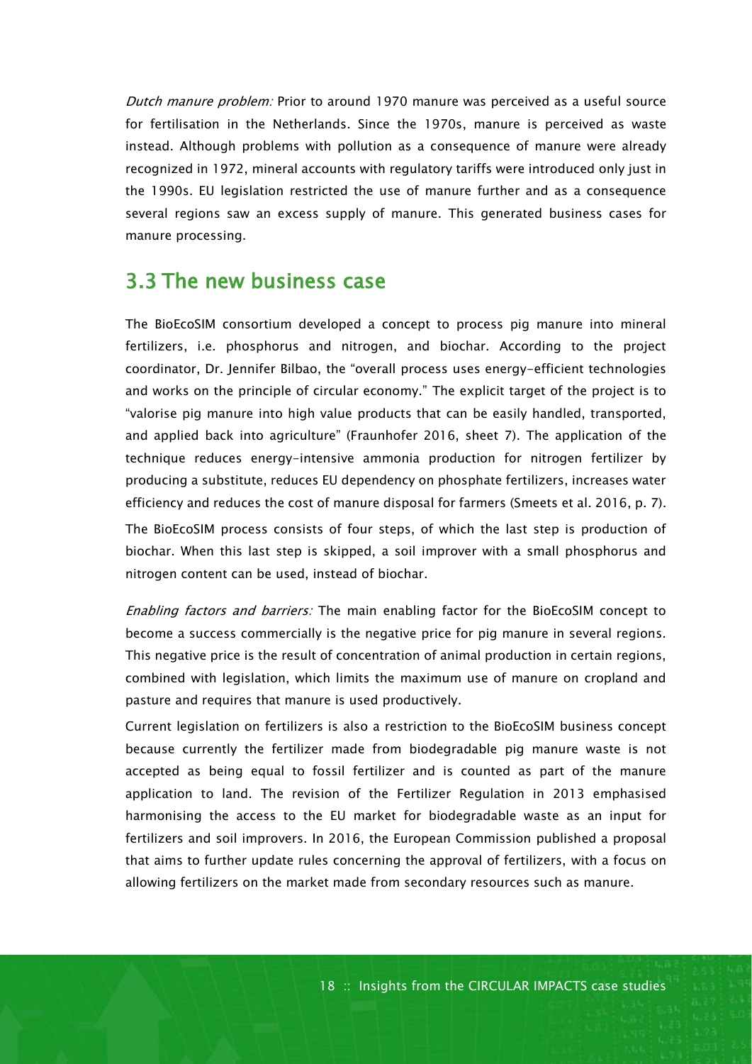*Dutch manure problem:* Prior to around 1970 manure was perceived as a useful source for fertilisation in the Netherlands. Since the 1970s, manure is perceived as waste instead. Although problems with pollution as a consequence of manure were already recognized in 1972, mineral accounts with regulatory tariffs were introduced only just in the 1990s. EU legislation restricted the use of manure further and as a consequence several regions saw an excess supply of manure. This generated business cases for manure processing.

## 3.3 The new business case

The BioEcoSIM consortium developed a concept to process pig manure into mineral fertilizers, i.e. phosphorus and nitrogen, and biochar. According to the project coordinator, Dr. Jennifer Bilbao, the "overall process uses energy-efficient technologies and works on the principle of circular economy." The explicit target of the project is to "valorise pig manure into high value products that can be easily handled, transported, and applied back into agriculture" (Fraunhofer 2016, sheet 7). The application of the technique reduces energy-intensive ammonia production for nitrogen fertilizer by producing a substitute, reduces EU dependency on phosphate fertilizers, increases water efficiency and reduces the cost of manure disposal for farmers (Smeets et al. 2016, p. 7).

The BioEcoSIM process consists of four steps, of which the last step is production of biochar. When this last step is skipped, a soil improver with a small phosphorus and nitrogen content can be used, instead of biochar.

*Enabling factors and barriers:* The main enabling factor for the BioEcoSIM concept to become a success commercially is the negative price for pig manure in several regions. This negative price is the result of concentration of animal production in certain regions, combined with legislation, which limits the maximum use of manure on cropland and pasture and requires that manure is used productively.

Current legislation on fertilizers is also a restriction to the BioEcoSIM business concept because currently the fertilizer made from biodegradable pig manure waste is not accepted as being equal to fossil fertilizer and is counted as part of the manure application to land. The revision of the Fertilizer Regulation in 2013 emphasised harmonising the access to the EU market for biodegradable waste as an input for fertilizers and soil improvers. In 2016, the European Commission published a proposal that aims to further update rules concerning the approval of fertilizers, with a focus on allowing fertilizers on the market made from secondary resources such as manure.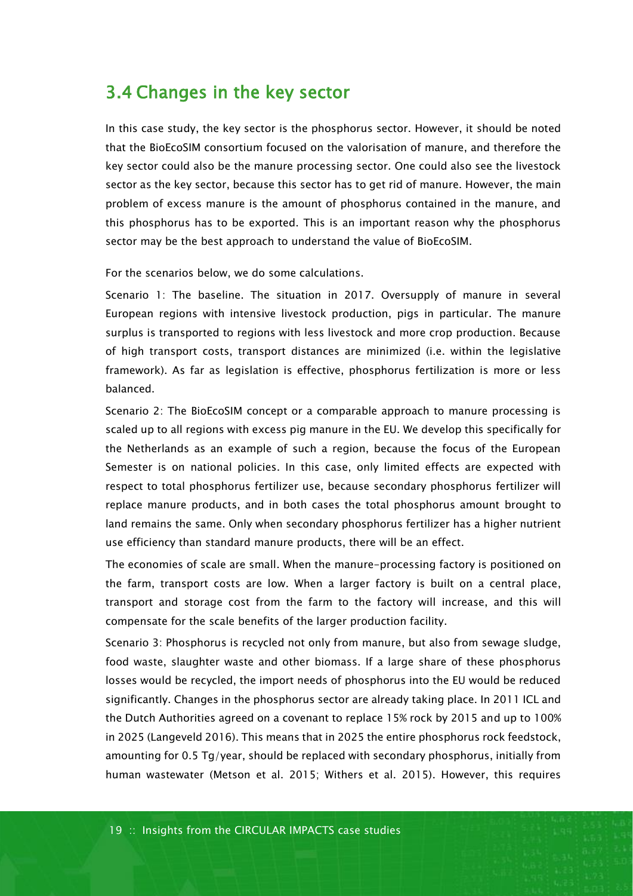## 3.4 Changes in the key sector

In this case study, the key sector is the phosphorus sector. However, it should be noted that the BioEcoSIM consortium focused on the valorisation of manure, and therefore the key sector could also be the manure processing sector. One could also see the livestock sector as the key sector, because this sector has to get rid of manure. However, the main problem of excess manure is the amount of phosphorus contained in the manure, and this phosphorus has to be exported. This is an important reason why the phosphorus sector may be the best approach to understand the value of BioEcoSIM.

For the scenarios below, we do some calculations.

Scenario 1: The baseline. The situation in 2017. Oversupply of manure in several European regions with intensive livestock production, pigs in particular. The manure surplus is transported to regions with less livestock and more crop production. Because of high transport costs, transport distances are minimized (i.e. within the legislative framework). As far as legislation is effective, phosphorus fertilization is more or less balanced.

Scenario 2: The BioEcoSIM concept or a comparable approach to manure processing is scaled up to all regions with excess pig manure in the EU. We develop this specifically for the Netherlands as an example of such a region, because the focus of the European Semester is on national policies. In this case, only limited effects are expected with respect to total phosphorus fertilizer use, because secondary phosphorus fertilizer will replace manure products, and in both cases the total phosphorus amount brought to land remains the same. Only when secondary phosphorus fertilizer has a higher nutrient use efficiency than standard manure products, there will be an effect.

The economies of scale are small. When the manure-processing factory is positioned on the farm, transport costs are low. When a larger factory is built on a central place, transport and storage cost from the farm to the factory will increase, and this will compensate for the scale benefits of the larger production facility.

Scenario 3: Phosphorus is recycled not only from manure, but also from sewage sludge, food waste, slaughter waste and other biomass. If a large share of these phosphorus losses would be recycled, the import needs of phosphorus into the EU would be reduced significantly. Changes in the phosphorus sector are already taking place. In 2011 ICL and the Dutch Authorities agreed on a covenant to replace 15% rock by 2015 and up to 100% in 2025 (Langeveld 2016). This means that in 2025 the entire phosphorus rock feedstock, amounting for 0.5 Tg/year, should be replaced with secondary phosphorus, initially from human wastewater (Metson et al. 2015; Withers et al. 2015). However, this requires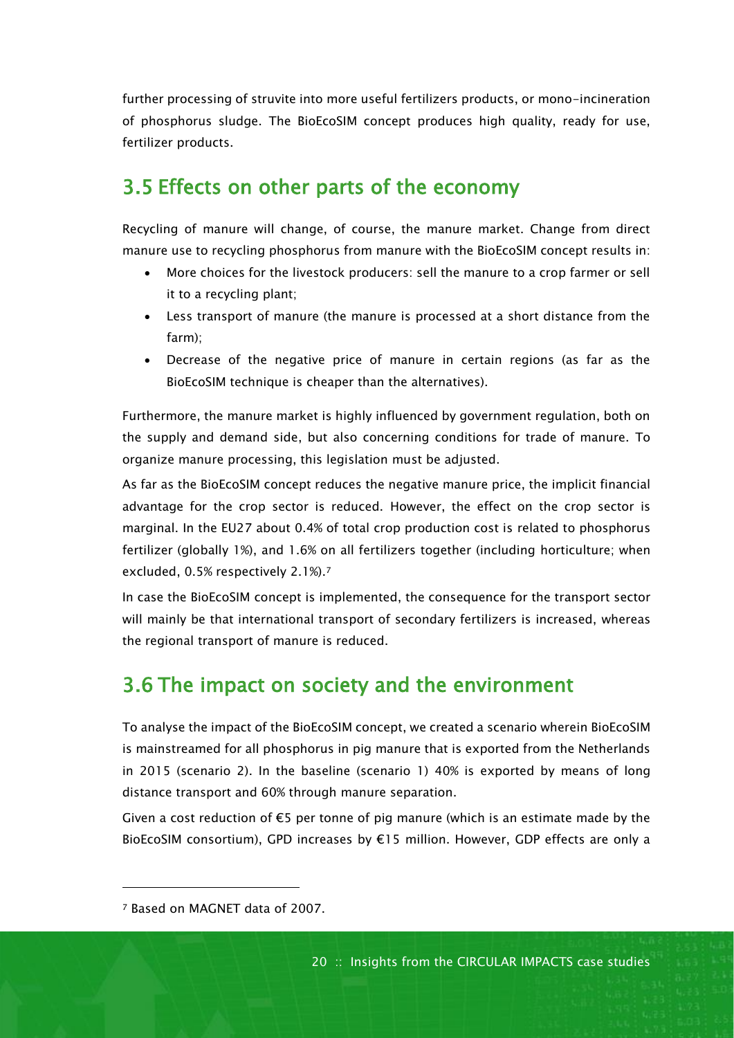further processing of struvite into more useful fertilizers products, or mono-incineration of phosphorus sludge. The BioEcoSIM concept produces high quality, ready for use, fertilizer products.

## 3.5 Effects on other parts of the economy

Recycling of manure will change, of course, the manure market. Change from direct manure use to recycling phosphorus from manure with the BioEcoSIM concept results in:

- More choices for the livestock producers: sell the manure to a crop farmer or sell it to a recycling plant;
- Less transport of manure (the manure is processed at a short distance from the farm);
- Decrease of the negative price of manure in certain regions (as far as the BioEcoSIM technique is cheaper than the alternatives).

Furthermore, the manure market is highly influenced by government regulation, both on the supply and demand side, but also concerning conditions for trade of manure. To organize manure processing, this legislation must be adjusted.

As far as the BioEcoSIM concept reduces the negative manure price, the implicit financial advantage for the crop sector is reduced. However, the effect on the crop sector is marginal. In the EU27 about 0.4% of total crop production cost is related to phosphorus fertilizer (globally 1%), and 1.6% on all fertilizers together (including horticulture; when excluded, 0.5% respectively 2.1%).[7]

In case the BioEcoSIM concept is implemented, the consequence for the transport sector will mainly be that international transport of secondary fertilizers is increased, whereas the regional transport of manure is reduced.

## 3.6 The impact on society and the environment

To analyse the impact of the BioEcoSIM concept, we created a scenario wherein BioEcoSIM is mainstreamed for all phosphorus in pig manure that is exported from the Netherlands in 2015 (scenario 2). In the baseline (scenario 1) 40% is exported by means of long distance transport and 60% through manure separation.

Given a cost reduction of €5 per tonne of pig manure (which is an estimate made by the BioEcoSIM consortium), GPD increases by €15 million. However, GDP effects are only a

[7] Based on MAGNET data of 2007.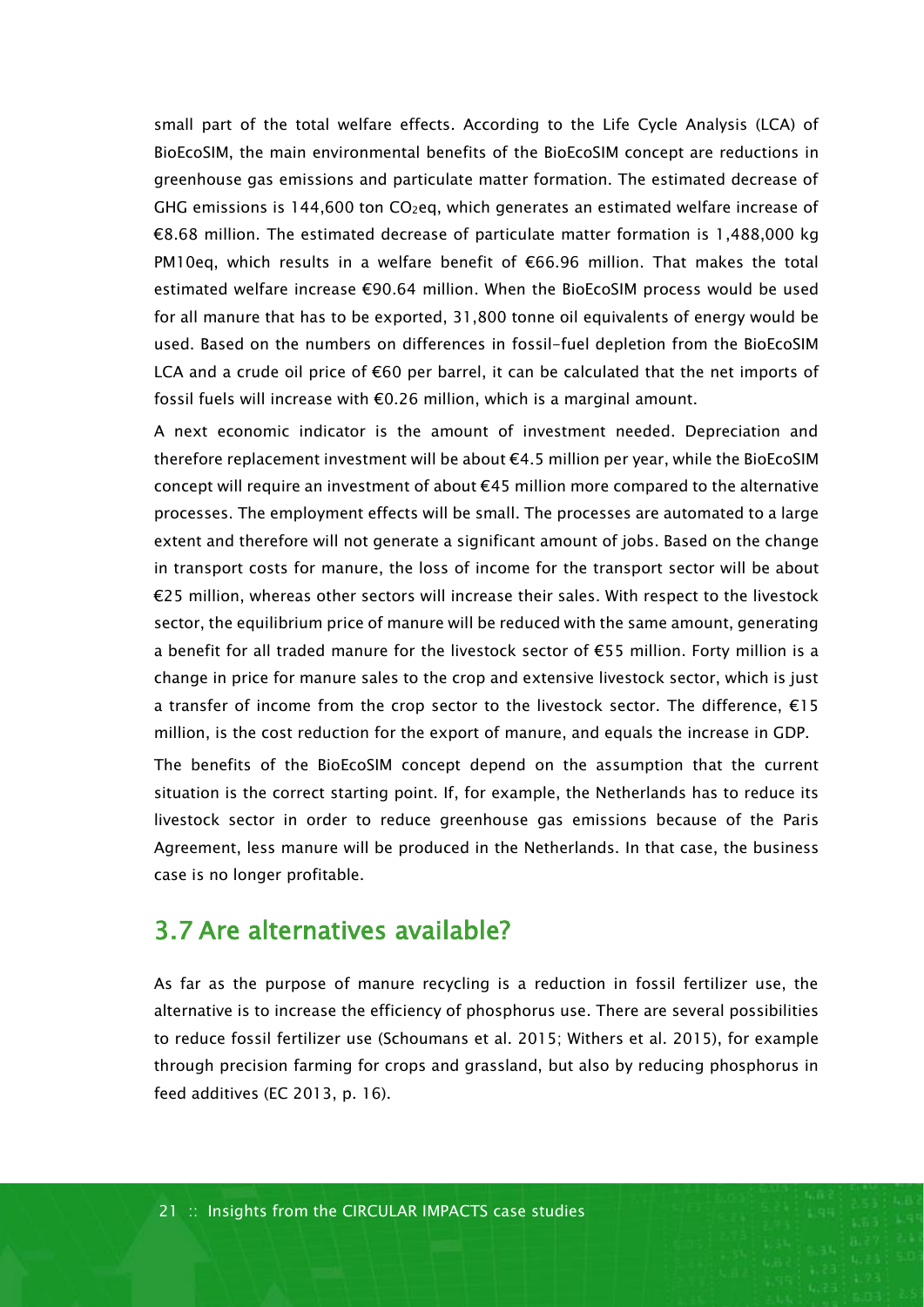small part of the total welfare effects. According to the Life Cycle Analysis (LCA) of BioEcoSIM, the main environmental benefits of the BioEcoSIM concept are reductions in greenhouse gas emissions and particulate matter formation. The estimated decrease of GHG emissions is 144,600 ton $CO_2$eq, which generates an estimated welfare increase of €8.68 million. The estimated decrease of particulate matter formation is 1,488,000 kg PM10eq, which results in a welfare benefit of €66.96 million. That makes the total estimated welfare increase €90.64 million. When the BioEcoSIM process would be used for all manure that has to be exported, 31,800 tonne oil equivalents of energy would be used. Based on the numbers on differences in fossil-fuel depletion from the BioEcoSIM LCA and a crude oil price of €60 per barrel, it can be calculated that the net imports of fossil fuels will increase with €0.26 million, which is a marginal amount.

A next economic indicator is the amount of investment needed. Depreciation and therefore replacement investment will be about €4.5 million per year, while the BioEcoSIM concept will require an investment of about €45 million more compared to the alternative processes. The employment effects will be small. The processes are automated to a large extent and therefore will not generate a significant amount of jobs. Based on the change in transport costs for manure, the loss of income for the transport sector will be about €25 million, whereas other sectors will increase their sales. With respect to the livestock sector, the equilibrium price of manure will be reduced with the same amount, generating a benefit for all traded manure for the livestock sector of €55 million. Forty million is a change in price for manure sales to the crop and extensive livestock sector, which is just a transfer of income from the crop sector to the livestock sector. The difference, €15 million, is the cost reduction for the export of manure, and equals the increase in GDP.

The benefits of the BioEcoSIM concept depend on the assumption that the current situation is the correct starting point. If, for example, the Netherlands has to reduce its livestock sector in order to reduce greenhouse gas emissions because of the Paris Agreement, less manure will be produced in the Netherlands. In that case, the business case is no longer profitable.

## 3.7 Are alternatives available?

As far as the purpose of manure recycling is a reduction in fossil fertilizer use, the alternative is to increase the efficiency of phosphorus use. There are several possibilities to reduce fossil fertilizer use (Schoumans et al. 2015; Withers et al. 2015), for example through precision farming for crops and grassland, but also by reducing phosphorus in feed additives (EC 2013, p. 16).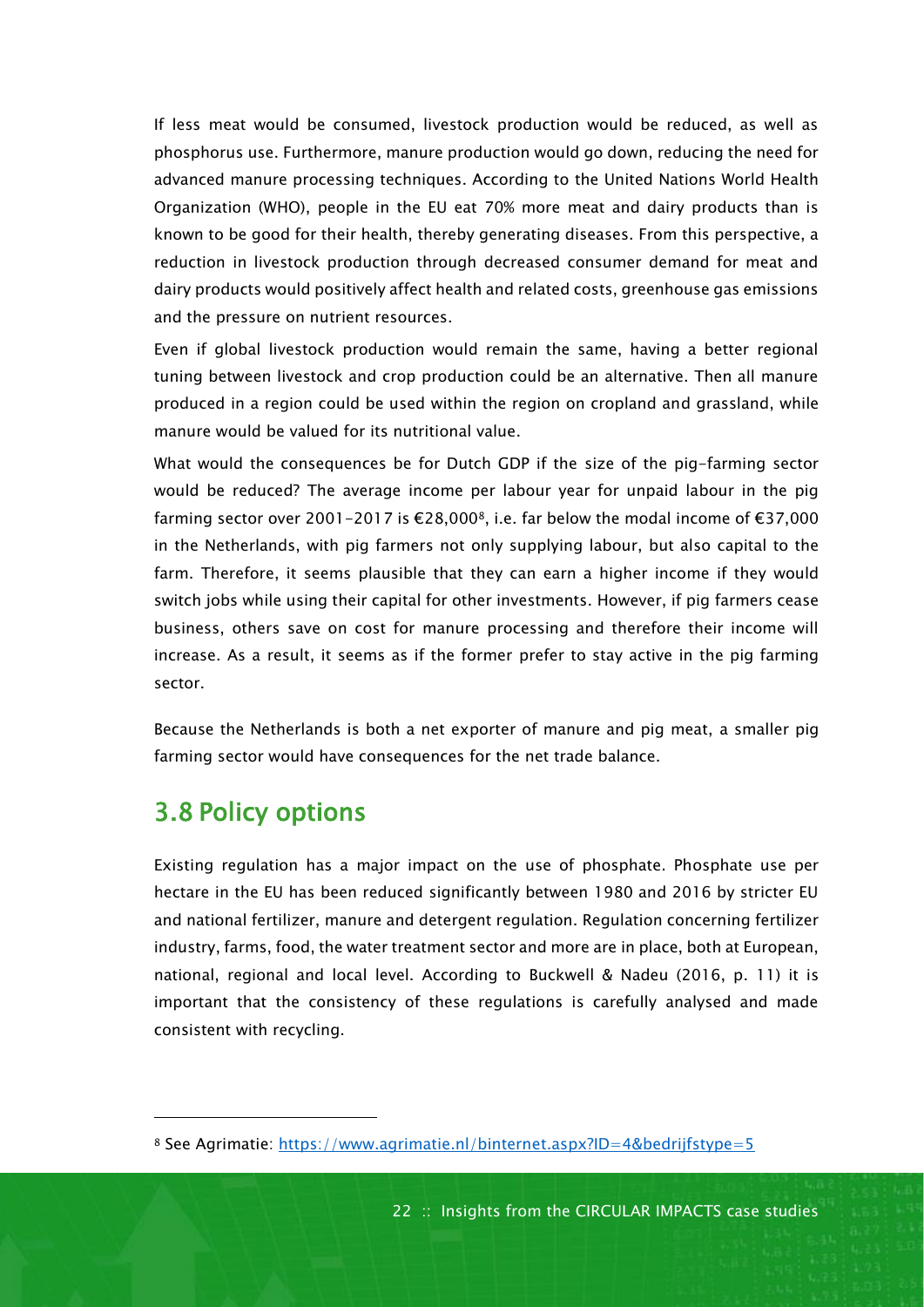If less meat would be consumed, livestock production would be reduced, as well as phosphorus use. Furthermore, manure production would go down, reducing the need for advanced manure processing techniques. According to the United Nations World Health Organization (WHO), people in the EU eat 70% more meat and dairy products than is known to be good for their health, thereby generating diseases. From this perspective, a reduction in livestock production through decreased consumer demand for meat and dairy products would positively affect health and related costs, greenhouse gas emissions and the pressure on nutrient resources.

Even if global livestock production would remain the same, having a better regional tuning between livestock and crop production could be an alternative. Then all manure produced in a region could be used within the region on cropland and grassland, while manure would be valued for its nutritional value.

What would the consequences be for Dutch GDP if the size of the pig-farming sector would be reduced? The average income per labour year for unpaid labour in the pig farming sector over 2001-2017 is €28,000[8], i.e. far below the modal income of €37,000 in the Netherlands, with pig farmers not only supplying labour, but also capital to the farm. Therefore, it seems plausible that they can earn a higher income if they would switch jobs while using their capital for other investments. However, if pig farmers cease business, others save on cost for manure processing and therefore their income will increase. As a result, it seems as if the former prefer to stay active in the pig farming sector.

Because the Netherlands is both a net exporter of manure and pig meat, a smaller pig farming sector would have consequences for the net trade balance.

## 3.8 Policy options

Existing regulation has a major impact on the use of phosphate. Phosphate use per hectare in the EU has been reduced significantly between 1980 and 2016 by stricter EU and national fertilizer, manure and detergent regulation. Regulation concerning fertilizer industry, farms, food, the water treatment sector and more are in place, both at European, national, regional and local level. According to Buckwell & Nadeu (2016, p. 11) it is important that the consistency of these regulations is carefully analysed and made consistent with recycling.

[8] See Agrimatie: https://www.agrimatie.nl/binternet.aspx?ID=4&bedrijfstype=5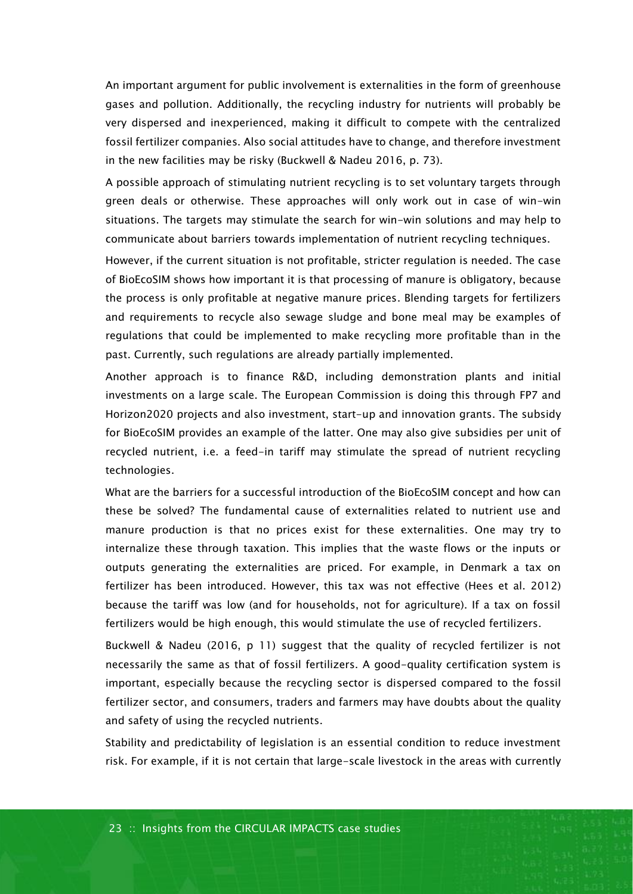An important argument for public involvement is externalities in the form of greenhouse gases and pollution. Additionally, the recycling industry for nutrients will probably be very dispersed and inexperienced, making it difficult to compete with the centralized fossil fertilizer companies. Also social attitudes have to change, and therefore investment in the new facilities may be risky (Buckwell & Nadeu 2016, p. 73).

A possible approach of stimulating nutrient recycling is to set voluntary targets through green deals or otherwise. These approaches will only work out in case of win-win situations. The targets may stimulate the search for win-win solutions and may help to communicate about barriers towards implementation of nutrient recycling techniques.

However, if the current situation is not profitable, stricter regulation is needed. The case of BioEcoSIM shows how important it is that processing of manure is obligatory, because the process is only profitable at negative manure prices. Blending targets for fertilizers and requirements to recycle also sewage sludge and bone meal may be examples of regulations that could be implemented to make recycling more profitable than in the past. Currently, such regulations are already partially implemented.

Another approach is to finance R&D, including demonstration plants and initial investments on a large scale. The European Commission is doing this through FP7 and Horizon2020 projects and also investment, start-up and innovation grants. The subsidy for BioEcoSIM provides an example of the latter. One may also give subsidies per unit of recycled nutrient, i.e. a feed-in tariff may stimulate the spread of nutrient recycling technologies.

What are the barriers for a successful introduction of the BioEcoSIM concept and how can these be solved? The fundamental cause of externalities related to nutrient use and manure production is that no prices exist for these externalities. One may try to internalize these through taxation. This implies that the waste flows or the inputs or outputs generating the externalities are priced. For example, in Denmark a tax on fertilizer has been introduced. However, this tax was not effective (Hees et al. 2012) because the tariff was low (and for households, not for agriculture). If a tax on fossil fertilizers would be high enough, this would stimulate the use of recycled fertilizers.

Buckwell & Nadeu (2016, p 11) suggest that the quality of recycled fertilizer is not necessarily the same as that of fossil fertilizers. A good-quality certification system is important, especially because the recycling sector is dispersed compared to the fossil fertilizer sector, and consumers, traders and farmers may have doubts about the quality and safety of using the recycled nutrients.

Stability and predictability of legislation is an essential condition to reduce investment risk. For example, if it is not certain that large-scale livestock in the areas with currently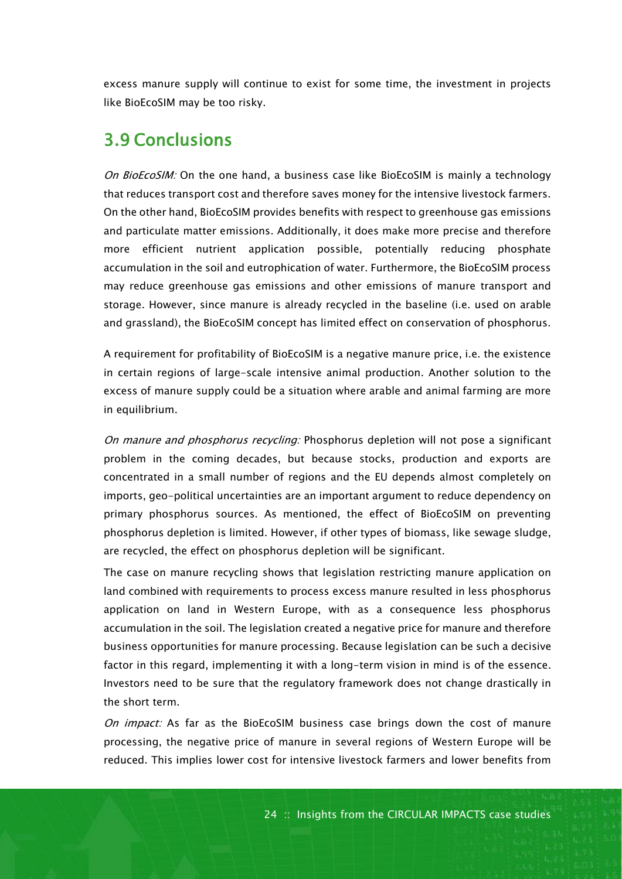excess manure supply will continue to exist for some time, the investment in projects like BioEcoSIM may be too risky.

## 3.9 Conclusions

*On BioEcoSIM:* On the one hand, a business case like BioEcoSIM is mainly a technology that reduces transport cost and therefore saves money for the intensive livestock farmers. On the other hand, BioEcoSIM provides benefits with respect to greenhouse gas emissions and particulate matter emissions. Additionally, it does make more precise and therefore more efficient nutrient application possible, potentially reducing phosphate accumulation in the soil and eutrophication of water. Furthermore, the BioEcoSIM process may reduce greenhouse gas emissions and other emissions of manure transport and storage. However, since manure is already recycled in the baseline (i.e. used on arable and grassland), the BioEcoSIM concept has limited effect on conservation of phosphorus.

A requirement for profitability of BioEcoSIM is a negative manure price, i.e. the existence in certain regions of large-scale intensive animal production. Another solution to the excess of manure supply could be a situation where arable and animal farming are more in equilibrium.

*On manure and phosphorus recycling:* Phosphorus depletion will not pose a significant problem in the coming decades, but because stocks, production and exports are concentrated in a small number of regions and the EU depends almost completely on imports, geo-political uncertainties are an important argument to reduce dependency on primary phosphorus sources. As mentioned, the effect of BioEcoSIM on preventing phosphorus depletion is limited. However, if other types of biomass, like sewage sludge, are recycled, the effect on phosphorus depletion will be significant.

The case on manure recycling shows that legislation restricting manure application on land combined with requirements to process excess manure resulted in less phosphorus application on land in Western Europe, with as a consequence less phosphorus accumulation in the soil. The legislation created a negative price for manure and therefore business opportunities for manure processing. Because legislation can be such a decisive factor in this regard, implementing it with a long-term vision in mind is of the essence. Investors need to be sure that the regulatory framework does not change drastically in the short term.

*On impact:* As far as the BioEcoSIM business case brings down the cost of manure processing, the negative price of manure in several regions of Western Europe will be reduced. This implies lower cost for intensive livestock farmers and lower benefits from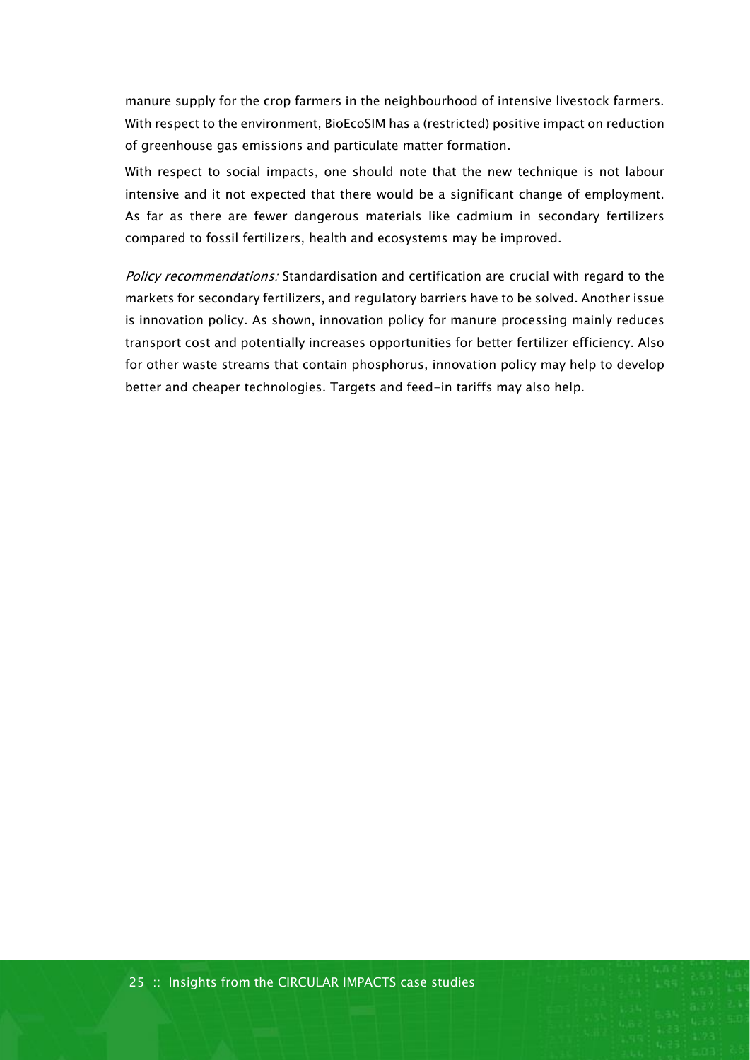manure supply for the crop farmers in the neighbourhood of intensive livestock farmers. With respect to the environment, BioEcoSIM has a (restricted) positive impact on reduction of greenhouse gas emissions and particulate matter formation.

With respect to social impacts, one should note that the new technique is not labour intensive and it not expected that there would be a significant change of employment. As far as there are fewer dangerous materials like cadmium in secondary fertilizers compared to fossil fertilizers, health and ecosystems may be improved.

*Policy recommendations:* Standardisation and certification are crucial with regard to the markets for secondary fertilizers, and regulatory barriers have to be solved. Another issue is innovation policy. As shown, innovation policy for manure processing mainly reduces transport cost and potentially increases opportunities for better fertilizer efficiency. Also for other waste streams that contain phosphorus, innovation policy may help to develop better and cheaper technologies. Targets and feed-in tariffs may also help.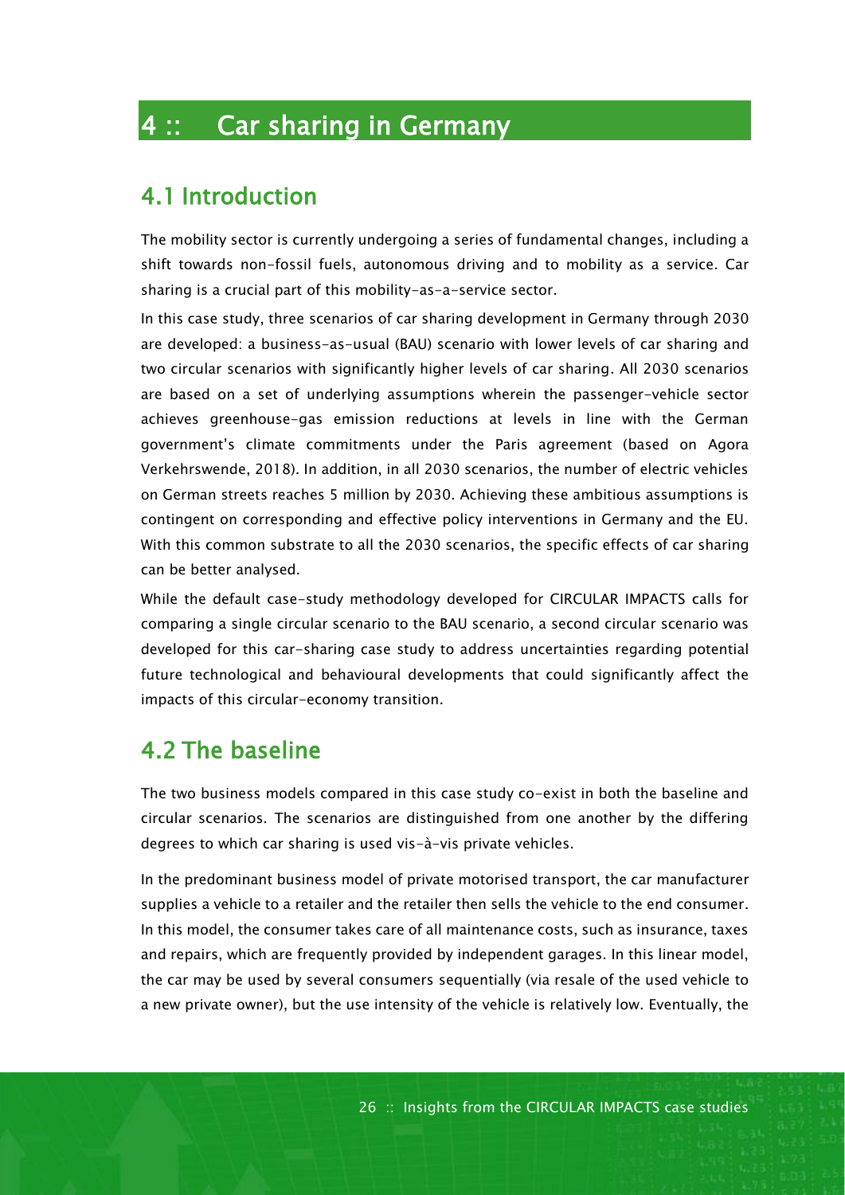# 4 :: Car sharing in Germany

## 4.1 Introduction

The mobility sector is currently undergoing a series of fundamental changes, including a shift towards non-fossil fuels, autonomous driving and to mobility as a service. Car sharing is a crucial part of this mobility-as-a-service sector.

In this case study, three scenarios of car sharing development in Germany through 2030 are developed: a business-as-usual (BAU) scenario with lower levels of car sharing and two circular scenarios with significantly higher levels of car sharing. All 2030 scenarios are based on a set of underlying assumptions wherein the passenger-vehicle sector achieves greenhouse-gas emission reductions at levels in line with the German government's climate commitments under the Paris agreement (based on Agora Verkehrswende, 2018). In addition, in all 2030 scenarios, the number of electric vehicles on German streets reaches 5 million by 2030. Achieving these ambitious assumptions is contingent on corresponding and effective policy interventions in Germany and the EU. With this common substrate to all the 2030 scenarios, the specific effects of car sharing can be better analysed.

While the default case-study methodology developed for CIRCULAR IMPACTS calls for comparing a single circular scenario to the BAU scenario, a second circular scenario was developed for this car-sharing case study to address uncertainties regarding potential future technological and behavioural developments that could significantly affect the impacts of this circular-economy transition.

## 4.2 The baseline

The two business models compared in this case study co-exist in both the baseline and circular scenarios. The scenarios are distinguished from one another by the differing degrees to which car sharing is used vis-à-vis private vehicles.

In the predominant business model of private motorised transport, the car manufacturer supplies a vehicle to a retailer and the retailer then sells the vehicle to the end consumer. In this model, the consumer takes care of all maintenance costs, such as insurance, taxes and repairs, which are frequently provided by independent garages. In this linear model, the car may be used by several consumers sequentially (via resale of the used vehicle to a new private owner), but the use intensity of the vehicle is relatively low. Eventually, the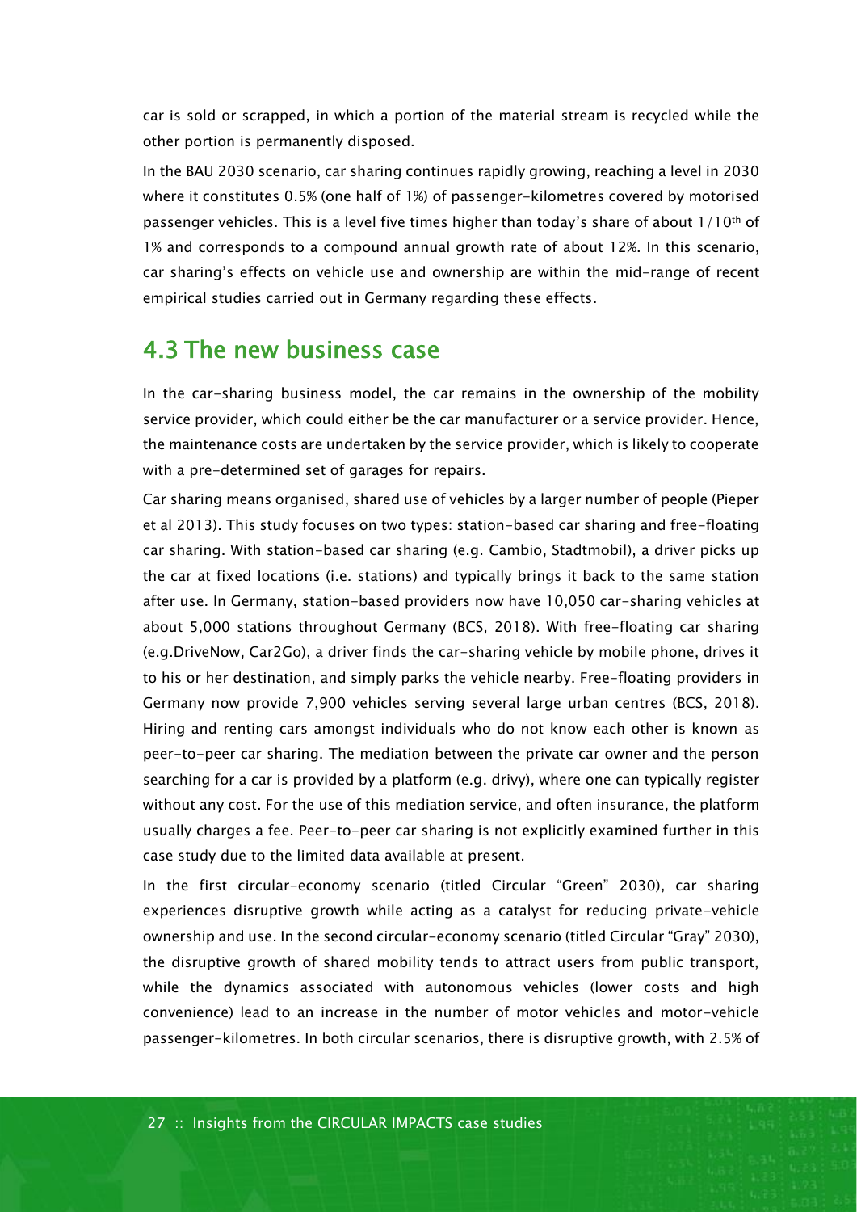car is sold or scrapped, in which a portion of the material stream is recycled while the other portion is permanently disposed.

In the BAU 2030 scenario, car sharing continues rapidly growing, reaching a level in 2030 where it constitutes 0.5% (one half of 1%) of passenger-kilometres covered by motorised passenger vehicles. This is a level five times higher than today's share of about 1/10th of 1% and corresponds to a compound annual growth rate of about 12%. In this scenario, car sharing's effects on vehicle use and ownership are within the mid-range of recent empirical studies carried out in Germany regarding these effects.

## 4.3 The new business case

In the car-sharing business model, the car remains in the ownership of the mobility service provider, which could either be the car manufacturer or a service provider. Hence, the maintenance costs are undertaken by the service provider, which is likely to cooperate with a pre-determined set of garages for repairs.

Car sharing means organised, shared use of vehicles by a larger number of people (Pieper et al 2013). This study focuses on two types: station-based car sharing and free-floating car sharing. With station-based car sharing (e.g. Cambio, Stadtmobil), a driver picks up the car at fixed locations (i.e. stations) and typically brings it back to the same station after use. In Germany, station-based providers now have 10,050 car-sharing vehicles at about 5,000 stations throughout Germany (BCS, 2018). With free-floating car sharing (e.g.DriveNow, Car2Go), a driver finds the car-sharing vehicle by mobile phone, drives it to his or her destination, and simply parks the vehicle nearby. Free-floating providers in Germany now provide 7,900 vehicles serving several large urban centres (BCS, 2018). Hiring and renting cars amongst individuals who do not know each other is known as peer-to-peer car sharing. The mediation between the private car owner and the person searching for a car is provided by a platform (e.g. drivy), where one can typically register without any cost. For the use of this mediation service, and often insurance, the platform usually charges a fee. Peer-to-peer car sharing is not explicitly examined further in this case study due to the limited data available at present.

In the first circular-economy scenario (titled Circular "Green" 2030), car sharing experiences disruptive growth while acting as a catalyst for reducing private-vehicle ownership and use. In the second circular-economy scenario (titled Circular "Gray" 2030), the disruptive growth of shared mobility tends to attract users from public transport, while the dynamics associated with autonomous vehicles (lower costs and high convenience) lead to an increase in the number of motor vehicles and motor-vehicle passenger-kilometres. In both circular scenarios, there is disruptive growth, with 2.5% of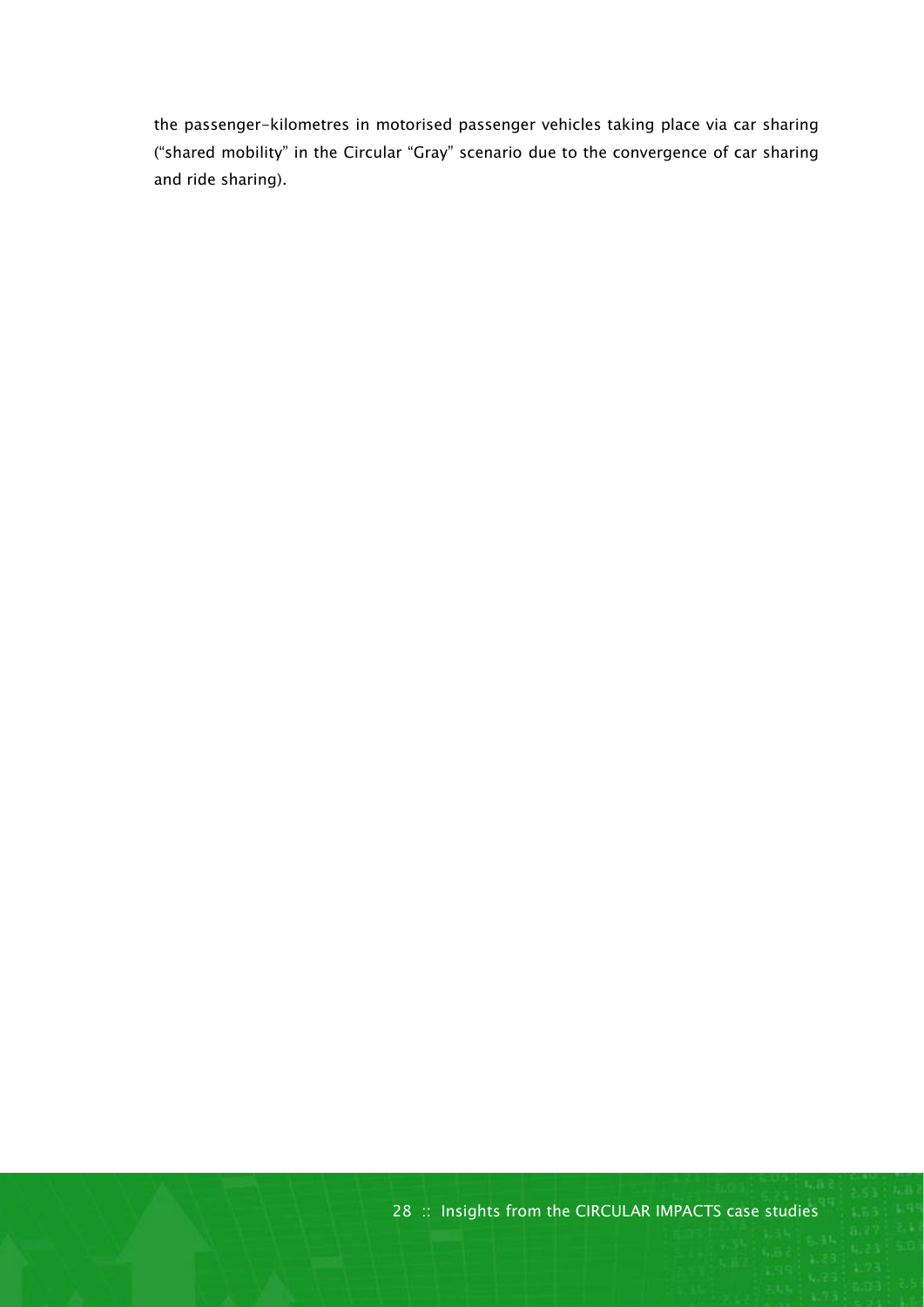the passenger-kilometres in motorised passenger vehicles taking place via car sharing ("shared mobility" in the Circular "Gray" scenario due to the convergence of car sharing and ride sharing).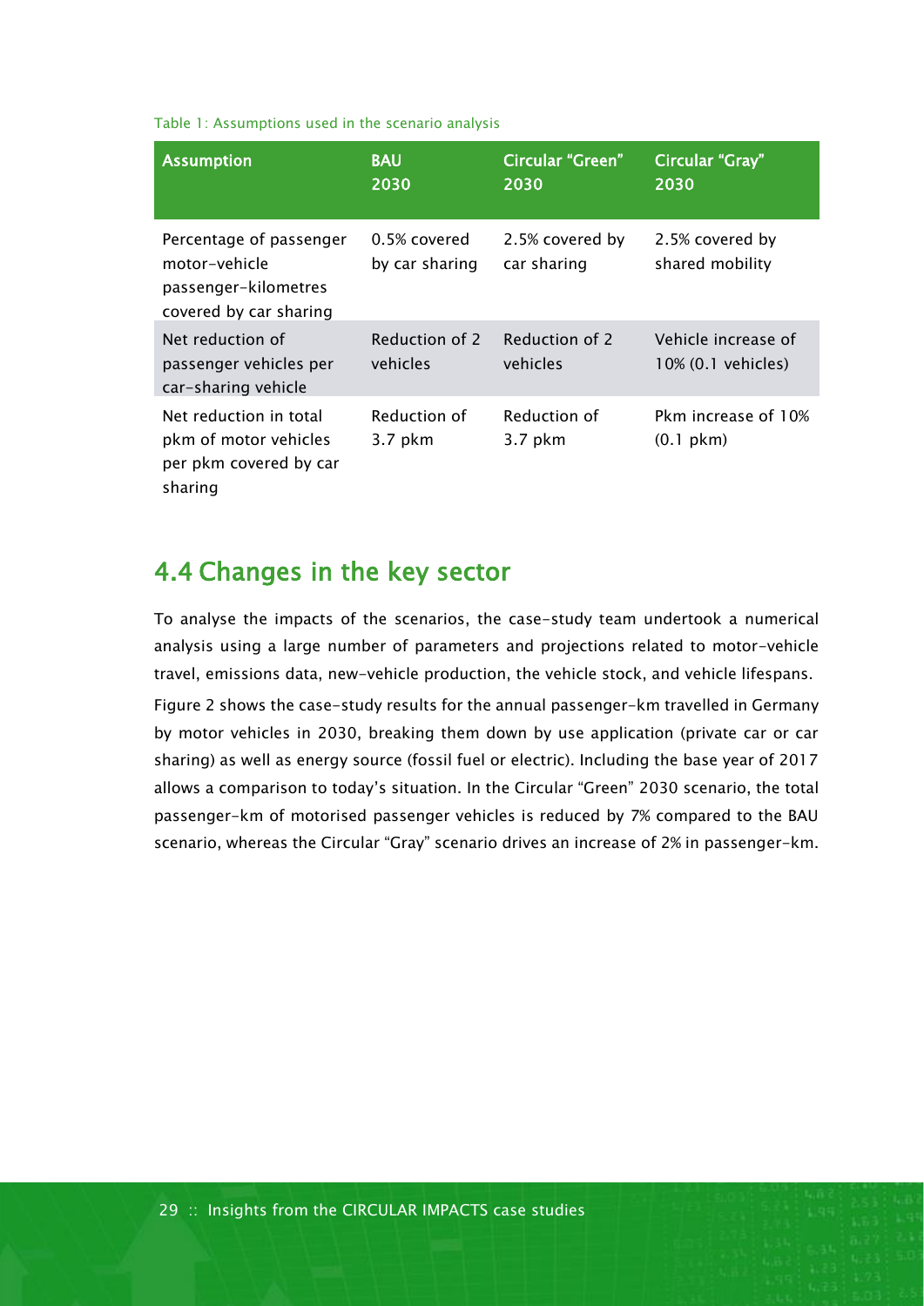Table 1: Assumptions used in the scenario analysis

| Assumption | BAU 2030 | Circular "Green" 2030 | Circular "Gray" 2030 |
|---|---|---|---|
| Percentage of passenger motor-vehicle passenger-kilometres covered by car sharing | 0.5% covered by car sharing | 2.5% covered by car sharing | 2.5% covered by shared mobility |
| Net reduction of passenger vehicles per car-sharing vehicle | Reduction of 2 vehicles | Reduction of 2 vehicles | Vehicle increase of 10% (0.1 vehicles) |
| Net reduction in total pkm of motor vehicles per pkm covered by car sharing | Reduction of 3.7 pkm | Reduction of 3.7 pkm | Pkm increase of 10% (0.1 pkm) |

## 4.4 Changes in the key sector

To analyse the impacts of the scenarios, the case-study team undertook a numerical analysis using a large number of parameters and projections related to motor-vehicle travel, emissions data, new-vehicle production, the vehicle stock, and vehicle lifespans.

Figure 2 shows the case-study results for the annual passenger-km travelled in Germany by motor vehicles in 2030, breaking them down by use application (private car or car sharing) as well as energy source (fossil fuel or electric). Including the base year of 2017 allows a comparison to today's situation. In the Circular "Green" 2030 scenario, the total passenger-km of motorised passenger vehicles is reduced by 7% compared to the BAU scenario, whereas the Circular "Gray" scenario drives an increase of 2% in passenger-km.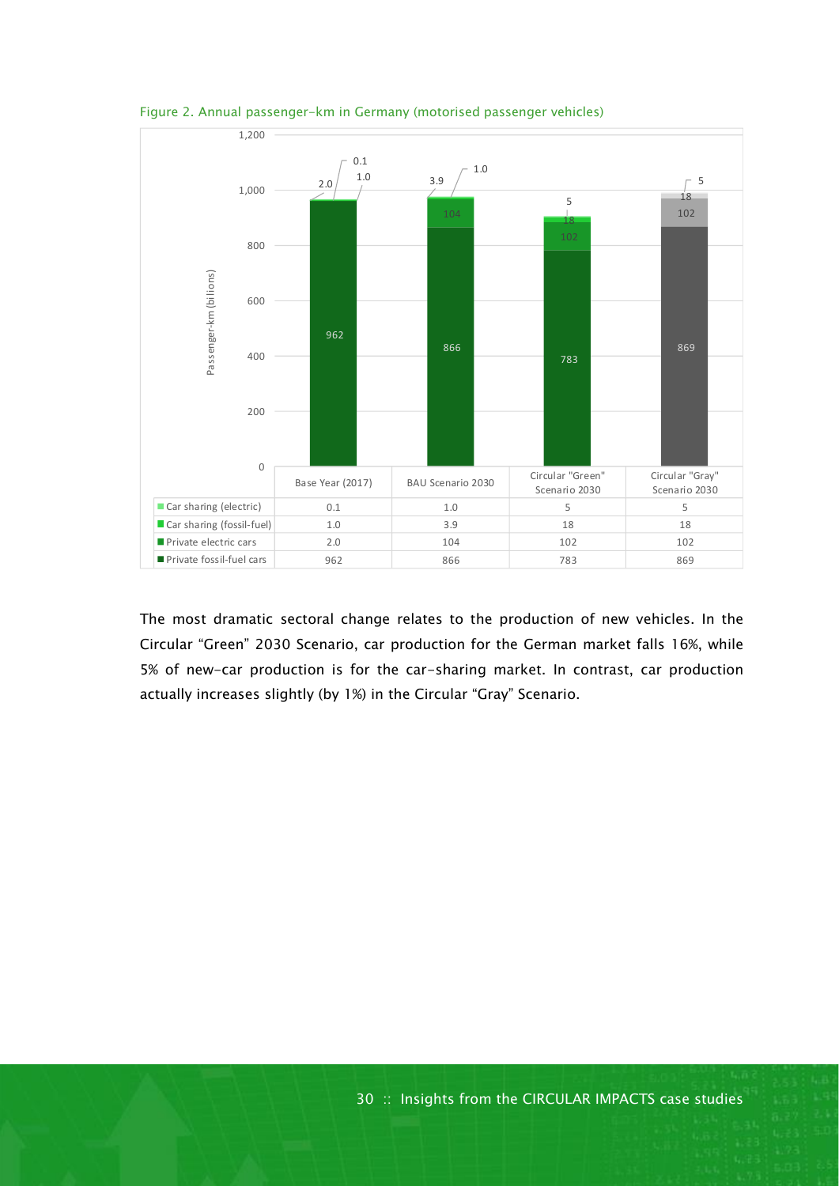Figure 2. Annual passenger-km in Germany (motorised passenger vehicles)

| | Base Year (2017) | BAU Scenario 2030 | Circular "Green" Scenario 2030 | Circular "Gray" Scenario 2030 |
|---|---|---|---|---|
| Car sharing (electric) | 0.1 | 1.0 | 5 | 5 |
| Car sharing (fossil-fuel) | 1.0 | 3.9 | 18 | 18 |
| Private electric cars | 2.0 | 104 | 102 | 102 |
| Private fossil-fuel cars | 962 | 866 | 783 | 869 |

The most dramatic sectoral change relates to the production of new vehicles. In the Circular "Green" 2030 Scenario, car production for the German market falls 16%, while 5% of new-car production is for the car-sharing market. In contrast, car production actually increases slightly (by 1%) in the Circular "Gray" Scenario.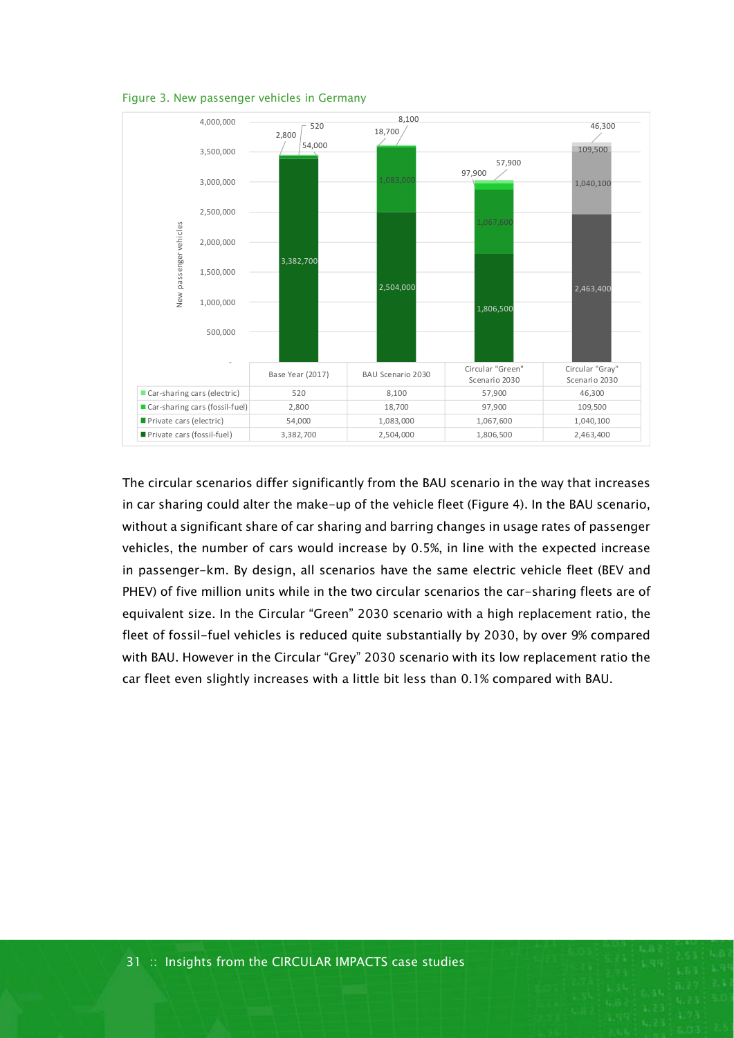Figure 3. New passenger vehicles in Germany

| | Base Year (2017) | BAU Scenario 2030 | Circular "Green" Scenario 2030 | Circular "Gray" Scenario 2030 |
|---|---|---|---|---|
| Car-sharing cars (electric) | 520 | 8,100 | 57,900 | 46,300 |
| Car-sharing cars (fossil-fuel) | 2,800 | 18,700 | 97,900 | 109,500 |
| Private cars (electric) | 54,000 | 1,083,000 | 1,067,600 | 1,040,100 |
| Private cars (fossil-fuel) | 3,382,700 | 2,504,000 | 1,806,500 | 2,463,400 |

The circular scenarios differ significantly from the BAU scenario in the way that increases in car sharing could alter the make-up of the vehicle fleet (Figure 4). In the BAU scenario, without a significant share of car sharing and barring changes in usage rates of passenger vehicles, the number of cars would increase by 0.5%, in line with the expected increase in passenger-km. By design, all scenarios have the same electric vehicle fleet (BEV and PHEV) of five million units while in the two circular scenarios the car-sharing fleets are of equivalent size. In the Circular "Green" 2030 scenario with a high replacement ratio, the fleet of fossil-fuel vehicles is reduced quite substantially by 2030, by over 9% compared with BAU. However in the Circular "Grey" 2030 scenario with its low replacement ratio the car fleet even slightly increases with a little bit less than 0.1% compared with BAU.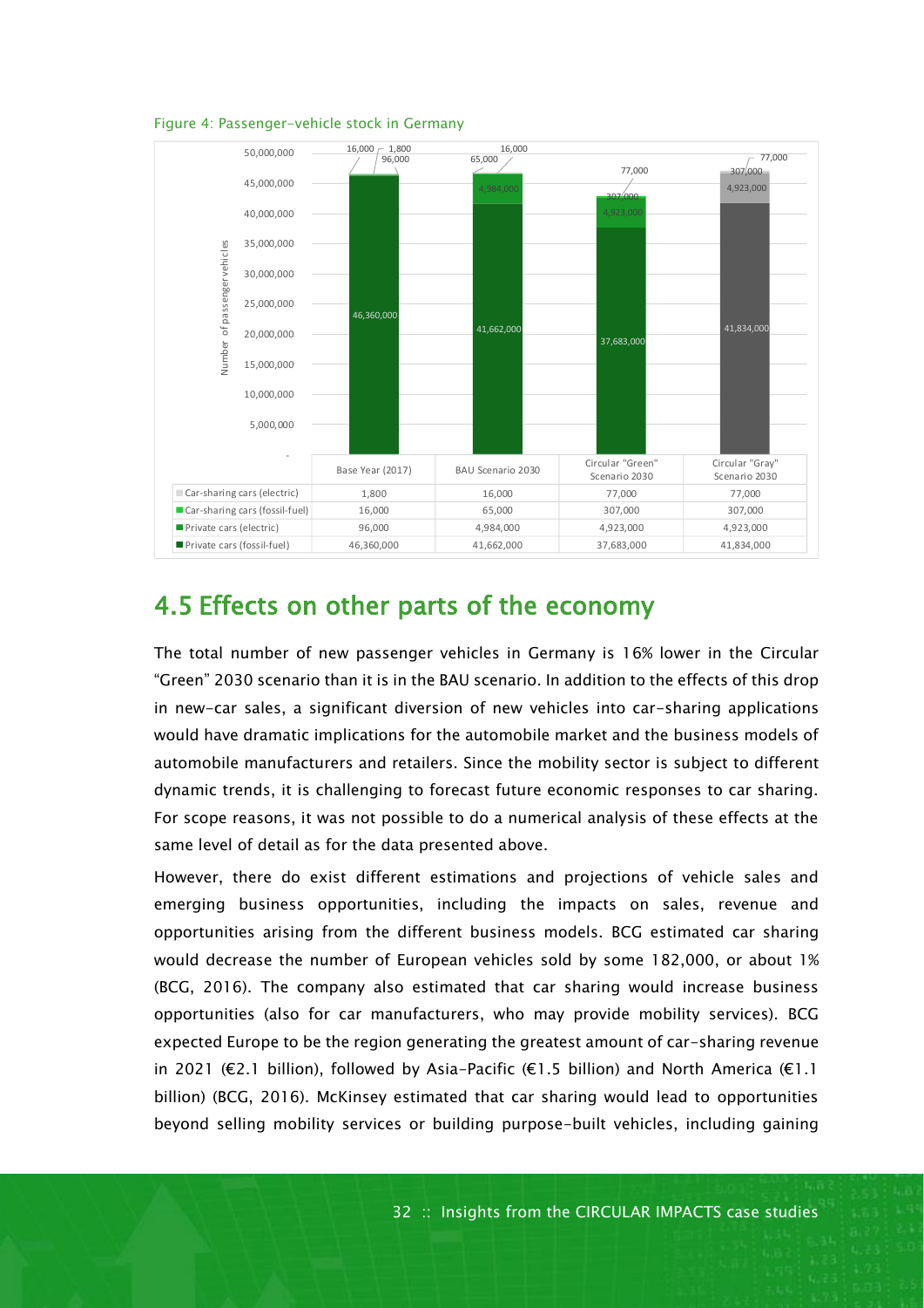Figure 4: Passenger-vehicle stock in Germany

| | Base Year (2017) | BAU Scenario 2030 | Circular "Green" Scenario 2030 | Circular "Gray" Scenario 2030 |
|---|---|---|---|---|
| Car-sharing cars (electric) | 1,800 | 16,000 | 77,000 | 77,000 |
| Car-sharing cars (fossil-fuel) | 16,000 | 65,000 | 307,000 | 307,000 |
| Private cars (electric) | 96,000 | 4,984,000 | 4,923,000 | 4,923,000 |
| Private cars (fossil-fuel) | 46,360,000 | 41,662,000 | 37,683,000 | 41,834,000 |

## 4.5 Effects on other parts of the economy

The total number of new passenger vehicles in Germany is 16% lower in the Circular "Green" 2030 scenario than it is in the BAU scenario. In addition to the effects of this drop in new-car sales, a significant diversion of new vehicles into car-sharing applications would have dramatic implications for the automobile market and the business models of automobile manufacturers and retailers. Since the mobility sector is subject to different dynamic trends, it is challenging to forecast future economic responses to car sharing. For scope reasons, it was not possible to do a numerical analysis of these effects at the same level of detail as for the data presented above.

However, there do exist different estimations and projections of vehicle sales and emerging business opportunities, including the impacts on sales, revenue and opportunities arising from the different business models. BCG estimated car sharing would decrease the number of European vehicles sold by some 182,000, or about 1% (BCG, 2016). The company also estimated that car sharing would increase business opportunities (also for car manufacturers, who may provide mobility services). BCG expected Europe to be the region generating the greatest amount of car-sharing revenue in 2021 (€2.1 billion), followed by Asia-Pacific (€1.5 billion) and North America (€1.1 billion) (BCG, 2016). McKinsey estimated that car sharing would lead to opportunities beyond selling mobility services or building purpose-built vehicles, including gaining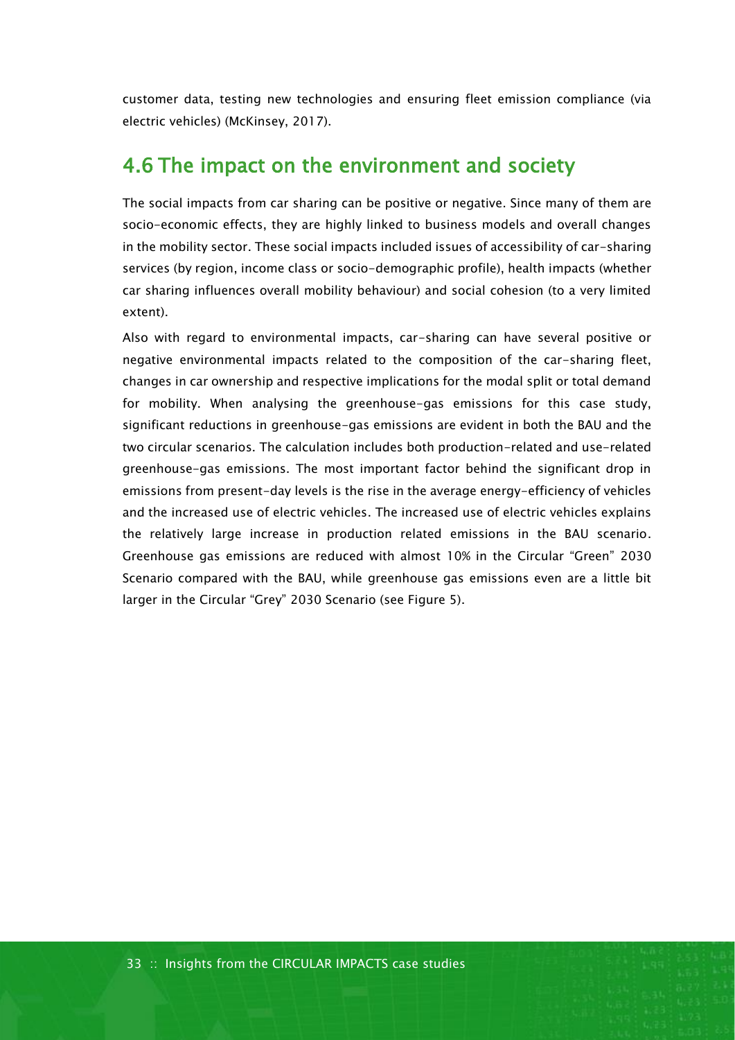customer data, testing new technologies and ensuring fleet emission compliance (via electric vehicles) (McKinsey, 2017).

## 4.6 The impact on the environment and society

The social impacts from car sharing can be positive or negative. Since many of them are socio-economic effects, they are highly linked to business models and overall changes in the mobility sector. These social impacts included issues of accessibility of car-sharing services (by region, income class or socio-demographic profile), health impacts (whether car sharing influences overall mobility behaviour) and social cohesion (to a very limited extent).

Also with regard to environmental impacts, car-sharing can have several positive or negative environmental impacts related to the composition of the car-sharing fleet, changes in car ownership and respective implications for the modal split or total demand for mobility. When analysing the greenhouse-gas emissions for this case study, significant reductions in greenhouse-gas emissions are evident in both the BAU and the two circular scenarios. The calculation includes both production-related and use-related greenhouse-gas emissions. The most important factor behind the significant drop in emissions from present-day levels is the rise in the average energy-efficiency of vehicles and the increased use of electric vehicles. The increased use of electric vehicles explains the relatively large increase in production related emissions in the BAU scenario. Greenhouse gas emissions are reduced with almost 10% in the Circular "Green" 2030 Scenario compared with the BAU, while greenhouse gas emissions even are a little bit larger in the Circular "Grey" 2030 Scenario (see Figure 5).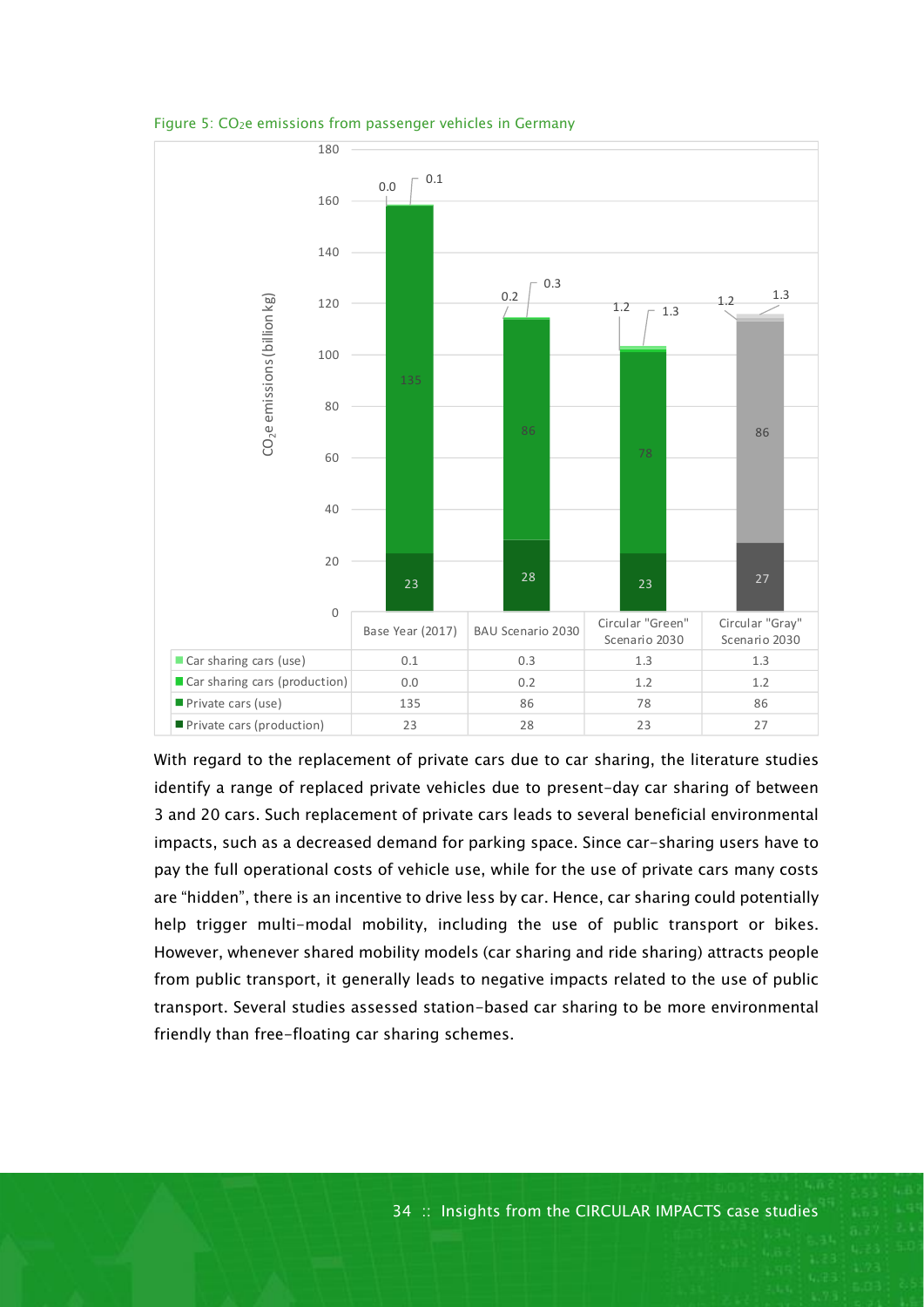Figure 5: $CO_2e$ emissions from passenger vehicles in Germany

| | Base Year (2017) | BAU Scenario 2030 | Circular "Green" Scenario 2030 | Circular "Gray" Scenario 2030 |
|---|---|---|---|---|
| Car sharing cars (use) | 0.1 | 0.3 | 1.3 | 1.3 |
| Car sharing cars (production) | 0.0 | 0.2 | 1.2 | 1.2 |
| Private cars (use) | 135 | 86 | 78 | 86 |
| Private cars (production) | 23 | 28 | 23 | 27 |

With regard to the replacement of private cars due to car sharing, the literature studies identify a range of replaced private vehicles due to present-day car sharing of between 3 and 20 cars. Such replacement of private cars leads to several beneficial environmental impacts, such as a decreased demand for parking space. Since car-sharing users have to pay the full operational costs of vehicle use, while for the use of private cars many costs are "hidden", there is an incentive to drive less by car. Hence, car sharing could potentially help trigger multi-modal mobility, including the use of public transport or bikes. However, whenever shared mobility models (car sharing and ride sharing) attracts people from public transport, it generally leads to negative impacts related to the use of public transport. Several studies assessed station-based car sharing to be more environmental friendly than free-floating car sharing schemes.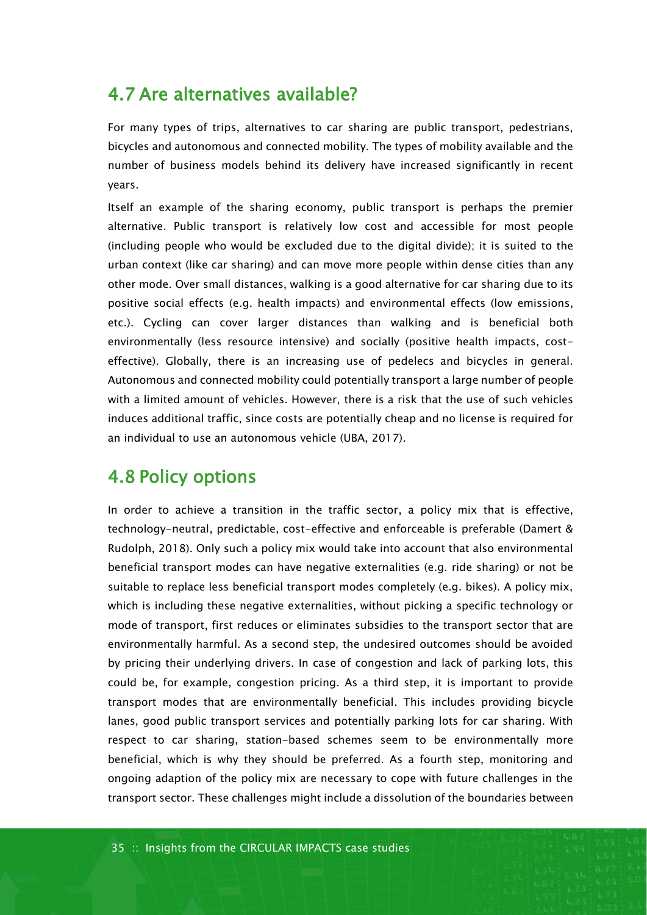## 4.7 Are alternatives available?

For many types of trips, alternatives to car sharing are public transport, pedestrians, bicycles and autonomous and connected mobility. The types of mobility available and the number of business models behind its delivery have increased significantly in recent years.

Itself an example of the sharing economy, public transport is perhaps the premier alternative. Public transport is relatively low cost and accessible for most people (including people who would be excluded due to the digital divide); it is suited to the urban context (like car sharing) and can move more people within dense cities than any other mode. Over small distances, walking is a good alternative for car sharing due to its positive social effects (e.g. health impacts) and environmental effects (low emissions, etc.). Cycling can cover larger distances than walking and is beneficial both environmentally (less resource intensive) and socially (positive health impacts, cost-effective). Globally, there is an increasing use of pedelecs and bicycles in general. Autonomous and connected mobility could potentially transport a large number of people with a limited amount of vehicles. However, there is a risk that the use of such vehicles induces additional traffic, since costs are potentially cheap and no license is required for an individual to use an autonomous vehicle (UBA, 2017).

## 4.8 Policy options

In order to achieve a transition in the traffic sector, a policy mix that is effective, technology-neutral, predictable, cost-effective and enforceable is preferable (Damert & Rudolph, 2018). Only such a policy mix would take into account that also environmental beneficial transport modes can have negative externalities (e.g. ride sharing) or not be suitable to replace less beneficial transport modes completely (e.g. bikes). A policy mix, which is including these negative externalities, without picking a specific technology or mode of transport, first reduces or eliminates subsidies to the transport sector that are environmentally harmful. As a second step, the undesired outcomes should be avoided by pricing their underlying drivers. In case of congestion and lack of parking lots, this could be, for example, congestion pricing. As a third step, it is important to provide transport modes that are environmentally beneficial. This includes providing bicycle lanes, good public transport services and potentially parking lots for car sharing. With respect to car sharing, station-based schemes seem to be environmentally more beneficial, which is why they should be preferred. As a fourth step, monitoring and ongoing adaption of the policy mix are necessary to cope with future challenges in the transport sector. These challenges might include a dissolution of the boundaries between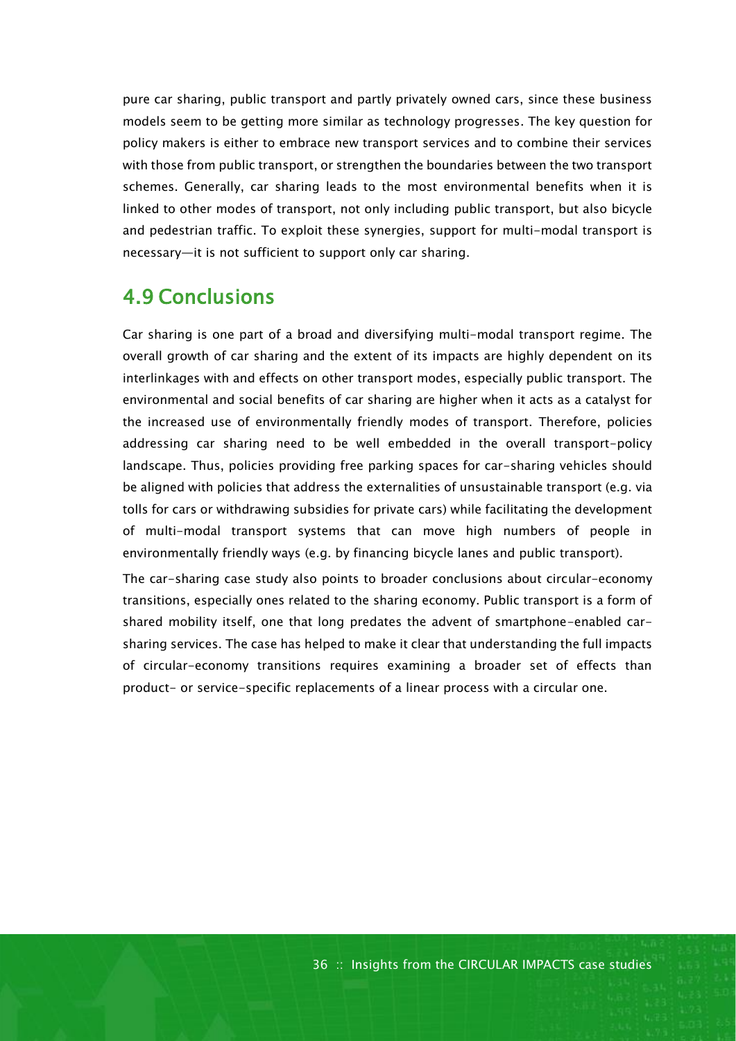pure car sharing, public transport and partly privately owned cars, since these business models seem to be getting more similar as technology progresses. The key question for policy makers is either to embrace new transport services and to combine their services with those from public transport, or strengthen the boundaries between the two transport schemes. Generally, car sharing leads to the most environmental benefits when it is linked to other modes of transport, not only including public transport, but also bicycle and pedestrian traffic. To exploit these synergies, support for multi-modal transport is necessary—it is not sufficient to support only car sharing.

## 4.9 Conclusions

Car sharing is one part of a broad and diversifying multi-modal transport regime. The overall growth of car sharing and the extent of its impacts are highly dependent on its interlinkages with and effects on other transport modes, especially public transport. The environmental and social benefits of car sharing are higher when it acts as a catalyst for the increased use of environmentally friendly modes of transport. Therefore, policies addressing car sharing need to be well embedded in the overall transport-policy landscape. Thus, policies providing free parking spaces for car-sharing vehicles should be aligned with policies that address the externalities of unsustainable transport (e.g. via tolls for cars or withdrawing subsidies for private cars) while facilitating the development of multi-modal transport systems that can move high numbers of people in environmentally friendly ways (e.g. by financing bicycle lanes and public transport).

The car-sharing case study also points to broader conclusions about circular-economy transitions, especially ones related to the sharing economy. Public transport is a form of shared mobility itself, one that long predates the advent of smartphone-enabled car-sharing services. The case has helped to make it clear that understanding the full impacts of circular-economy transitions requires examining a broader set of effects than product- or service-specific replacements of a linear process with a circular one.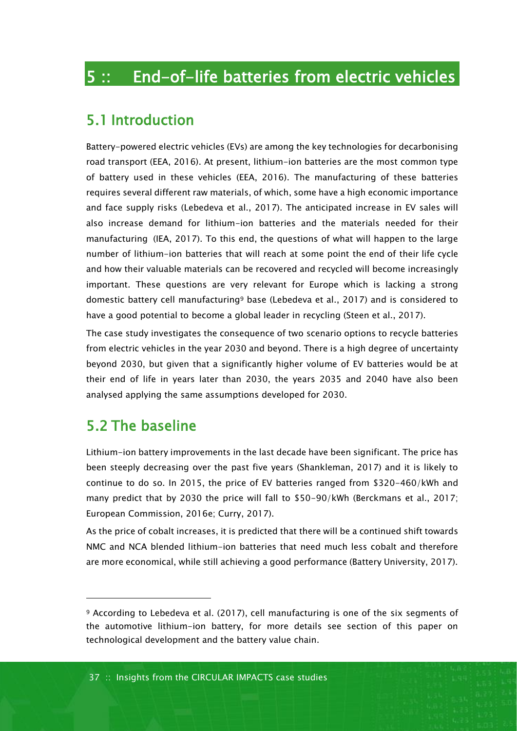# 5 :: End-of-life batteries from electric vehicles

## 5.1 Introduction

Battery-powered electric vehicles (EVs) are among the key technologies for decarbonising road transport (EEA, 2016). At present, lithium-ion batteries are the most common type of battery used in these vehicles (EEA, 2016). The manufacturing of these batteries requires several different raw materials, of which, some have a high economic importance and face supply risks (Lebedeva et al., 2017). The anticipated increase in EV sales will also increase demand for lithium-ion batteries and the materials needed for their manufacturing (IEA, 2017). To this end, the questions of what will happen to the large number of lithium-ion batteries that will reach at some point the end of their life cycle and how their valuable materials can be recovered and recycled will become increasingly important. These questions are very relevant for Europe which is lacking a strong domestic battery cell manufacturing[9] base (Lebedeva et al., 2017) and is considered to have a good potential to become a global leader in recycling (Steen et al., 2017).

The case study investigates the consequence of two scenario options to recycle batteries from electric vehicles in the year 2030 and beyond. There is a high degree of uncertainty beyond 2030, but given that a significantly higher volume of EV batteries would be at their end of life in years later than 2030, the years 2035 and 2040 have also been analysed applying the same assumptions developed for 2030.

## 5.2 The baseline

Lithium-ion battery improvements in the last decade have been significant. The price has been steeply decreasing over the past five years (Shankleman, 2017) and it is likely to continue to do so. In 2015, the price of EV batteries ranged from $320-460/kWh and many predict that by 2030 the price will fall to $50-90/kWh (Berckmans et al., 2017; European Commission, 2016e; Curry, 2017).

As the price of cobalt increases, it is predicted that there will be a continued shift towards NMC and NCA blended lithium-ion batteries that need much less cobalt and therefore are more economical, while still achieving a good performance (Battery University, 2017).

---

[9] According to Lebedeva et al. (2017), cell manufacturing is one of the six segments of the automotive lithium-ion battery, for more details see section of this paper on technological development and the battery value chain.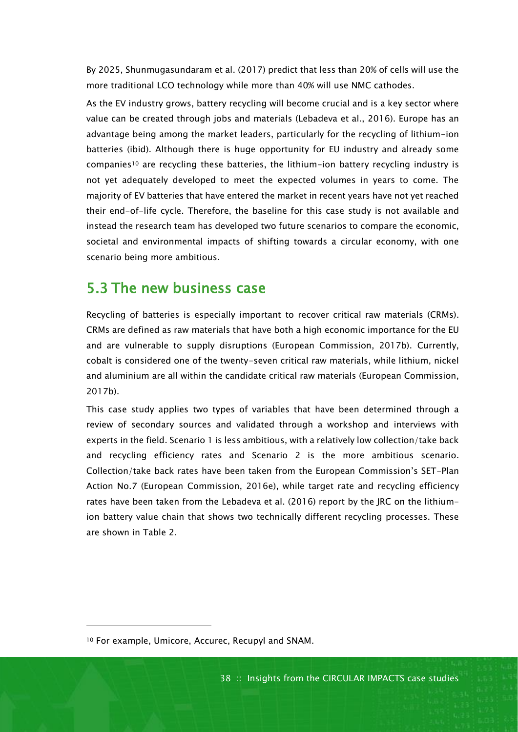By 2025, Shunmugasundaram et al. (2017) predict that less than 20% of cells will use the more traditional LCO technology while more than 40% will use NMC cathodes.

As the EV industry grows, battery recycling will become crucial and is a key sector where value can be created through jobs and materials (Lebadeva et al., 2016). Europe has an advantage being among the market leaders, particularly for the recycling of lithium-ion batteries (ibid). Although there is huge opportunity for EU industry and already some companies[10] are recycling these batteries, the lithium-ion battery recycling industry is not yet adequately developed to meet the expected volumes in years to come. The majority of EV batteries that have entered the market in recent years have not yet reached their end-of-life cycle. Therefore, the baseline for this case study is not available and instead the research team has developed two future scenarios to compare the economic, societal and environmental impacts of shifting towards a circular economy, with one scenario being more ambitious.

## 5.3 The new business case

Recycling of batteries is especially important to recover critical raw materials (CRMs). CRMs are defined as raw materials that have both a high economic importance for the EU and are vulnerable to supply disruptions (European Commission, 2017b). Currently, cobalt is considered one of the twenty-seven critical raw materials, while lithium, nickel and aluminium are all within the candidate critical raw materials (European Commission, 2017b).

This case study applies two types of variables that have been determined through a review of secondary sources and validated through a workshop and interviews with experts in the field. Scenario 1 is less ambitious, with a relatively low collection/take back and recycling efficiency rates and Scenario 2 is the more ambitious scenario. Collection/take back rates have been taken from the European Commission's SET-Plan Action No.7 (European Commission, 2016e), while target rate and recycling efficiency rates have been taken from the Lebadeva et al. (2016) report by the JRC on the lithium-ion battery value chain that shows two technically different recycling processes. These are shown in Table 2.

[10] For example, Umicore, Accurec, Recupyl and SNAM.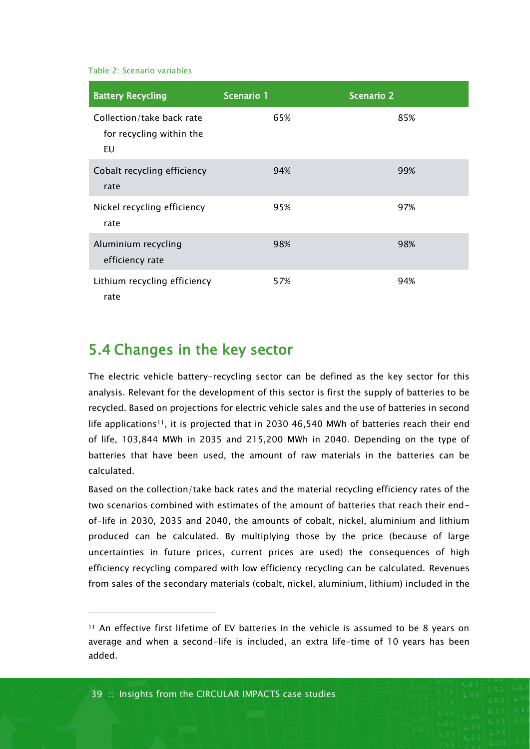Table 2: Scenario variables

| Battery Recycling | Scenario 1 | Scenario 2 |
| --- | --- | --- |
| Collection/take back rate for recycling within the EU | 65% | 85% |
| Cobalt recycling efficiency rate | 94% | 99% |
| Nickel recycling efficiency rate | 95% | 97% |
| Aluminium recycling efficiency rate | 98% | 98% |
| Lithium recycling efficiency rate | 57% | 94% |

## 5.4 Changes in the key sector

The electric vehicle battery-recycling sector can be defined as the key sector for this analysis. Relevant for the development of this sector is first the supply of batteries to be recycled. Based on projections for electric vehicle sales and the use of batteries in second life applications[11], it is projected that in 2030 46,540 MWh of batteries reach their end of life, 103,844 MWh in 2035 and 215,200 MWh in 2040. Depending on the type of batteries that have been used, the amount of raw materials in the batteries can be calculated.

Based on the collection/take back rates and the material recycling efficiency rates of the two scenarios combined with estimates of the amount of batteries that reach their end-of-life in 2030, 2035 and 2040, the amounts of cobalt, nickel, aluminium and lithium produced can be calculated. By multiplying those by the price (because of large uncertainties in future prices, current prices are used) the consequences of high efficiency recycling compared with low efficiency recycling can be calculated. Revenues from sales of the secondary materials (cobalt, nickel, aluminium, lithium) included in the

---

[11] An effective first lifetime of EV batteries in the vehicle is assumed to be 8 years on average and when a second-life is included, an extra life-time of 10 years has been added.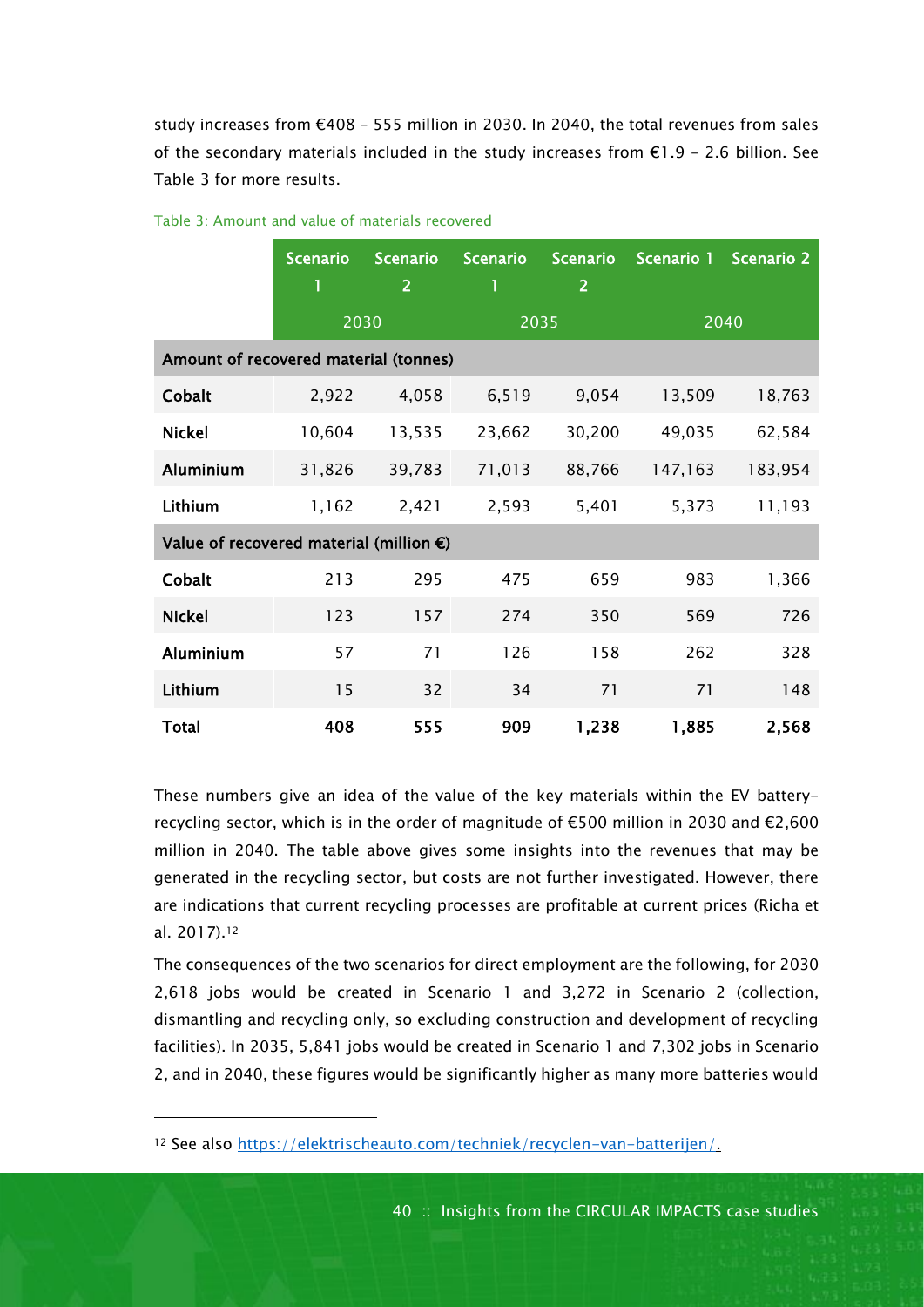study increases from €408 – 555 million in 2030. In 2040, the total revenues from sales of the secondary materials included in the study increases from €1.9 – 2.6 billion. See Table 3 for more results.

Table 3: Amount and value of materials recovered

| | Scenario 1 | Scenario 2 | Scenario 1 | Scenario 2 | Scenario 1 | Scenario 2 |
|---|---|---|---|---|---|---|
| | 2030 | | 2035 | | 2040 | |
| **Amount of recovered material (tonnes)** | | | | | | |
| **Cobalt** | 2,922 | 4,058 | 6,519 | 9,054 | 13,509 | 18,763 |
| **Nickel** | 10,604 | 13,535 | 23,662 | 30,200 | 49,035 | 62,584 |
| **Aluminium** | 31,826 | 39,783 | 71,013 | 88,766 | 147,163 | 183,954 |
| **Lithium** | 1,162 | 2,421 | 2,593 | 5,401 | 5,373 | 11,193 |
| **Value of recovered material (million €)** | | | | | | |
| **Cobalt** | 213 | 295 | 475 | 659 | 983 | 1,366 |
| **Nickel** | 123 | 157 | 274 | 350 | 569 | 726 |
| **Aluminium** | 57 | 71 | 126 | 158 | 262 | 328 |
| **Lithium** | 15 | 32 | 34 | 71 | 71 | 148 |
| **Total** | **408** | **555** | **909** | **1,238** | **1,885** | **2,568** |

These numbers give an idea of the value of the key materials within the EV battery-recycling sector, which is in the order of magnitude of €500 million in 2030 and €2,600 million in 2040. The table above gives some insights into the revenues that may be generated in the recycling sector, but costs are not further investigated. However, there are indications that current recycling processes are profitable at current prices (Richa et al. 2017).[12]

The consequences of the two scenarios for direct employment are the following, for 2030 2,618 jobs would be created in Scenario 1 and 3,272 in Scenario 2 (collection, dismantling and recycling only, so excluding construction and development of recycling facilities). In 2035, 5,841 jobs would be created in Scenario 1 and 7,302 jobs in Scenario 2, and in 2040, these figures would be significantly higher as many more batteries would

[12] See also https://elektrischeauto.com/techniek/recyclen-van-batterijen/.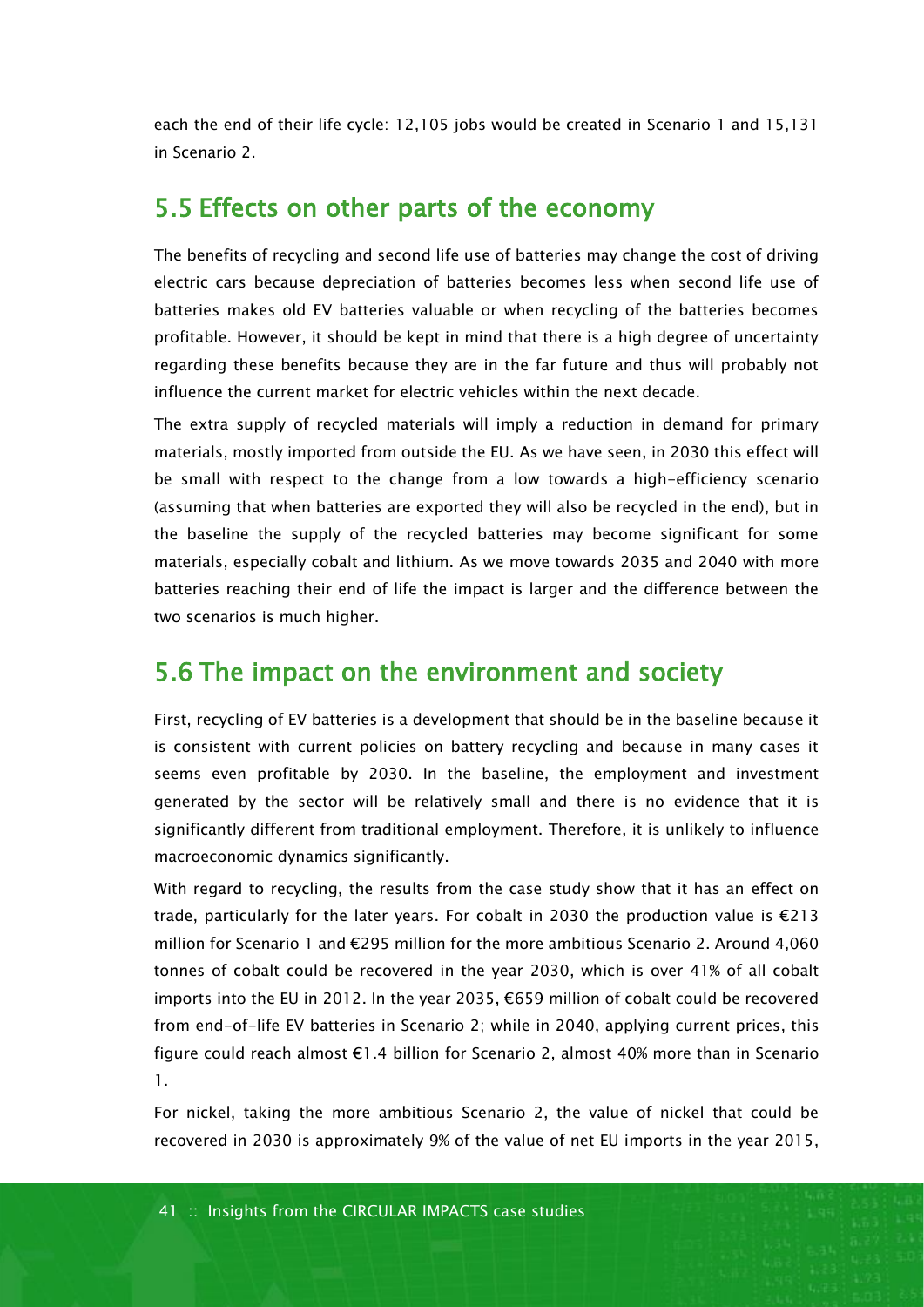each the end of their life cycle: 12,105 jobs would be created in Scenario 1 and 15,131 in Scenario 2.

## 5.5 Effects on other parts of the economy

The benefits of recycling and second life use of batteries may change the cost of driving electric cars because depreciation of batteries becomes less when second life use of batteries makes old EV batteries valuable or when recycling of the batteries becomes profitable. However, it should be kept in mind that there is a high degree of uncertainty regarding these benefits because they are in the far future and thus will probably not influence the current market for electric vehicles within the next decade.

The extra supply of recycled materials will imply a reduction in demand for primary materials, mostly imported from outside the EU. As we have seen, in 2030 this effect will be small with respect to the change from a low towards a high-efficiency scenario (assuming that when batteries are exported they will also be recycled in the end), but in the baseline the supply of the recycled batteries may become significant for some materials, especially cobalt and lithium. As we move towards 2035 and 2040 with more batteries reaching their end of life the impact is larger and the difference between the two scenarios is much higher.

## 5.6 The impact on the environment and society

First, recycling of EV batteries is a development that should be in the baseline because it is consistent with current policies on battery recycling and because in many cases it seems even profitable by 2030. In the baseline, the employment and investment generated by the sector will be relatively small and there is no evidence that it is significantly different from traditional employment. Therefore, it is unlikely to influence macroeconomic dynamics significantly.

With regard to recycling, the results from the case study show that it has an effect on trade, particularly for the later years. For cobalt in 2030 the production value is €213 million for Scenario 1 and €295 million for the more ambitious Scenario 2. Around 4,060 tonnes of cobalt could be recovered in the year 2030, which is over 41% of all cobalt imports into the EU in 2012. In the year 2035, €659 million of cobalt could be recovered from end-of-life EV batteries in Scenario 2; while in 2040, applying current prices, this figure could reach almost €1.4 billion for Scenario 2, almost 40% more than in Scenario 1.

For nickel, taking the more ambitious Scenario 2, the value of nickel that could be recovered in 2030 is approximately 9% of the value of net EU imports in the year 2015,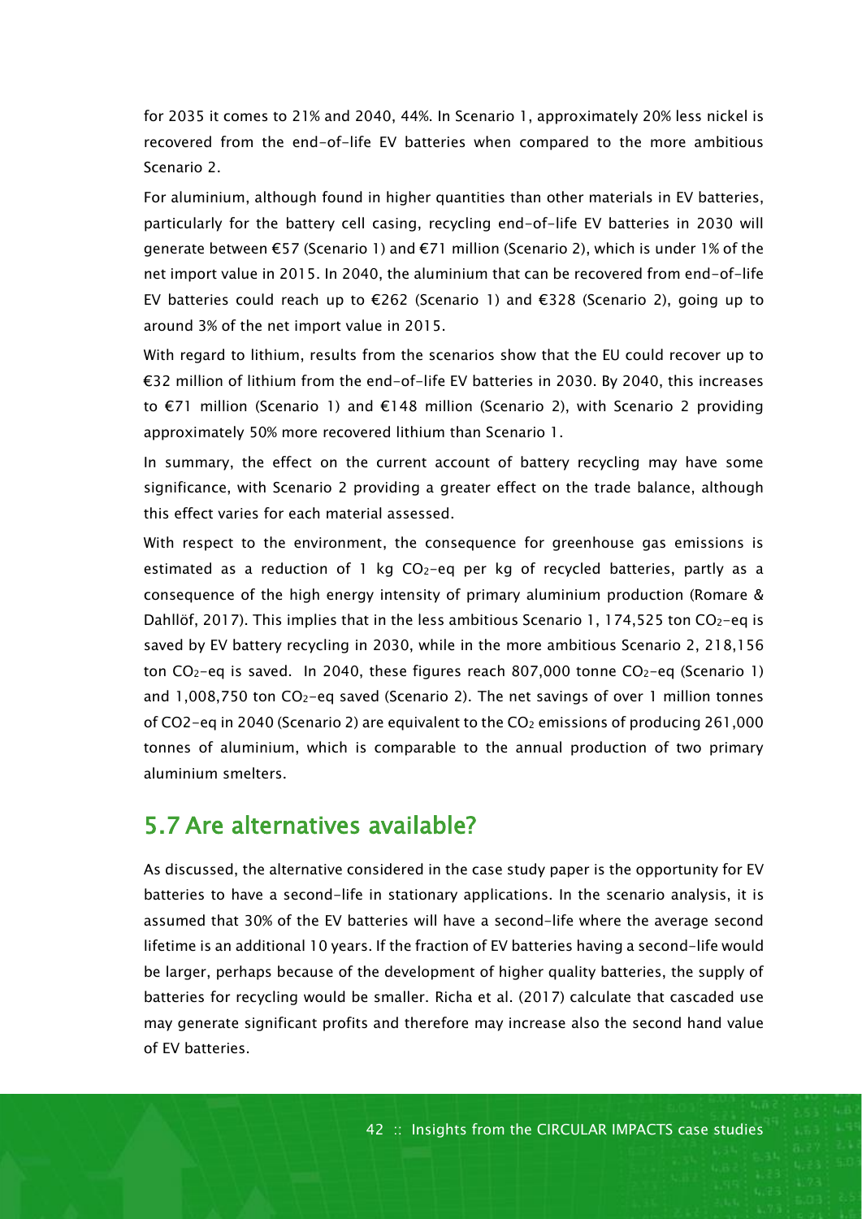for 2035 it comes to 21% and 2040, 44%. In Scenario 1, approximately 20% less nickel is recovered from the end-of-life EV batteries when compared to the more ambitious Scenario 2.

For aluminium, although found in higher quantities than other materials in EV batteries, particularly for the battery cell casing, recycling end-of-life EV batteries in 2030 will generate between €57 (Scenario 1) and €71 million (Scenario 2), which is under 1% of the net import value in 2015. In 2040, the aluminium that can be recovered from end-of-life EV batteries could reach up to €262 (Scenario 1) and €328 (Scenario 2), going up to around 3% of the net import value in 2015.

With regard to lithium, results from the scenarios show that the EU could recover up to €32 million of lithium from the end-of-life EV batteries in 2030. By 2040, this increases to €71 million (Scenario 1) and €148 million (Scenario 2), with Scenario 2 providing approximately 50% more recovered lithium than Scenario 1.

In summary, the effect on the current account of battery recycling may have some significance, with Scenario 2 providing a greater effect on the trade balance, although this effect varies for each material assessed.

With respect to the environment, the consequence for greenhouse gas emissions is estimated as a reduction of 1 kg $CO_2$-eq per kg of recycled batteries, partly as a consequence of the high energy intensity of primary aluminium production (Romare & Dahllöf, 2017). This implies that in the less ambitious Scenario 1, 174,525 ton $CO_2$-eq is saved by EV battery recycling in 2030, while in the more ambitious Scenario 2, 218,156 ton $CO_2$-eq is saved. In 2040, these figures reach 807,000 tonne $CO_2$-eq (Scenario 1) and 1,008,750 ton $CO_2$-eq saved (Scenario 2). The net savings of over 1 million tonnes of CO2-eq in 2040 (Scenario 2) are equivalent to the $CO_2$ emissions of producing 261,000 tonnes of aluminium, which is comparable to the annual production of two primary aluminium smelters.

## 5.7 Are alternatives available?

As discussed, the alternative considered in the case study paper is the opportunity for EV batteries to have a second-life in stationary applications. In the scenario analysis, it is assumed that 30% of the EV batteries will have a second-life where the average second lifetime is an additional 10 years. If the fraction of EV batteries having a second-life would be larger, perhaps because of the development of higher quality batteries, the supply of batteries for recycling would be smaller. Richa et al. (2017) calculate that cascaded use may generate significant profits and therefore may increase also the second hand value of EV batteries.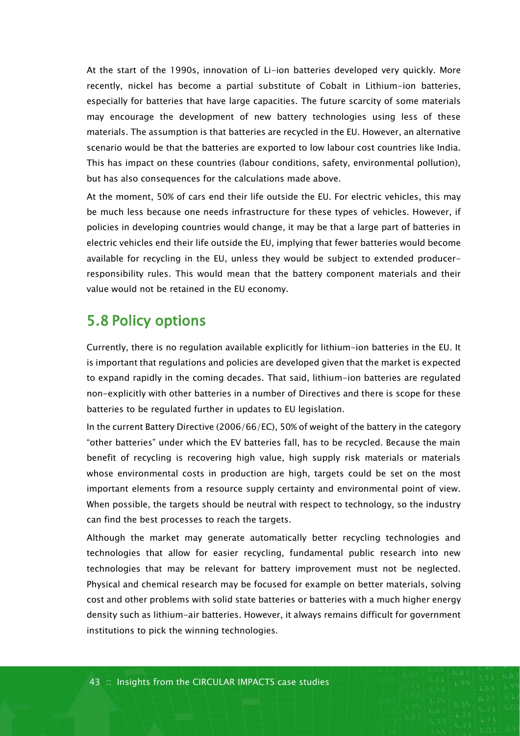At the start of the 1990s, innovation of Li-ion batteries developed very quickly. More recently, nickel has become a partial substitute of Cobalt in Lithium-ion batteries, especially for batteries that have large capacities. The future scarcity of some materials may encourage the development of new battery technologies using less of these materials. The assumption is that batteries are recycled in the EU. However, an alternative scenario would be that the batteries are exported to low labour cost countries like India. This has impact on these countries (labour conditions, safety, environmental pollution), but has also consequences for the calculations made above.

At the moment, 50% of cars end their life outside the EU. For electric vehicles, this may be much less because one needs infrastructure for these types of vehicles. However, if policies in developing countries would change, it may be that a large part of batteries in electric vehicles end their life outside the EU, implying that fewer batteries would become available for recycling in the EU, unless they would be subject to extended producer-responsibility rules. This would mean that the battery component materials and their value would not be retained in the EU economy.

## 5.8 Policy options

Currently, there is no regulation available explicitly for lithium-ion batteries in the EU. It is important that regulations and policies are developed given that the market is expected to expand rapidly in the coming decades. That said, lithium-ion batteries are regulated non-explicitly with other batteries in a number of Directives and there is scope for these batteries to be regulated further in updates to EU legislation.

In the current Battery Directive (2006/66/EC), 50% of weight of the battery in the category "other batteries" under which the EV batteries fall, has to be recycled. Because the main benefit of recycling is recovering high value, high supply risk materials or materials whose environmental costs in production are high, targets could be set on the most important elements from a resource supply certainty and environmental point of view. When possible, the targets should be neutral with respect to technology, so the industry can find the best processes to reach the targets.

Although the market may generate automatically better recycling technologies and technologies that allow for easier recycling, fundamental public research into new technologies that may be relevant for battery improvement must not be neglected. Physical and chemical research may be focused for example on better materials, solving cost and other problems with solid state batteries or batteries with a much higher energy density such as lithium-air batteries. However, it always remains difficult for government institutions to pick the winning technologies.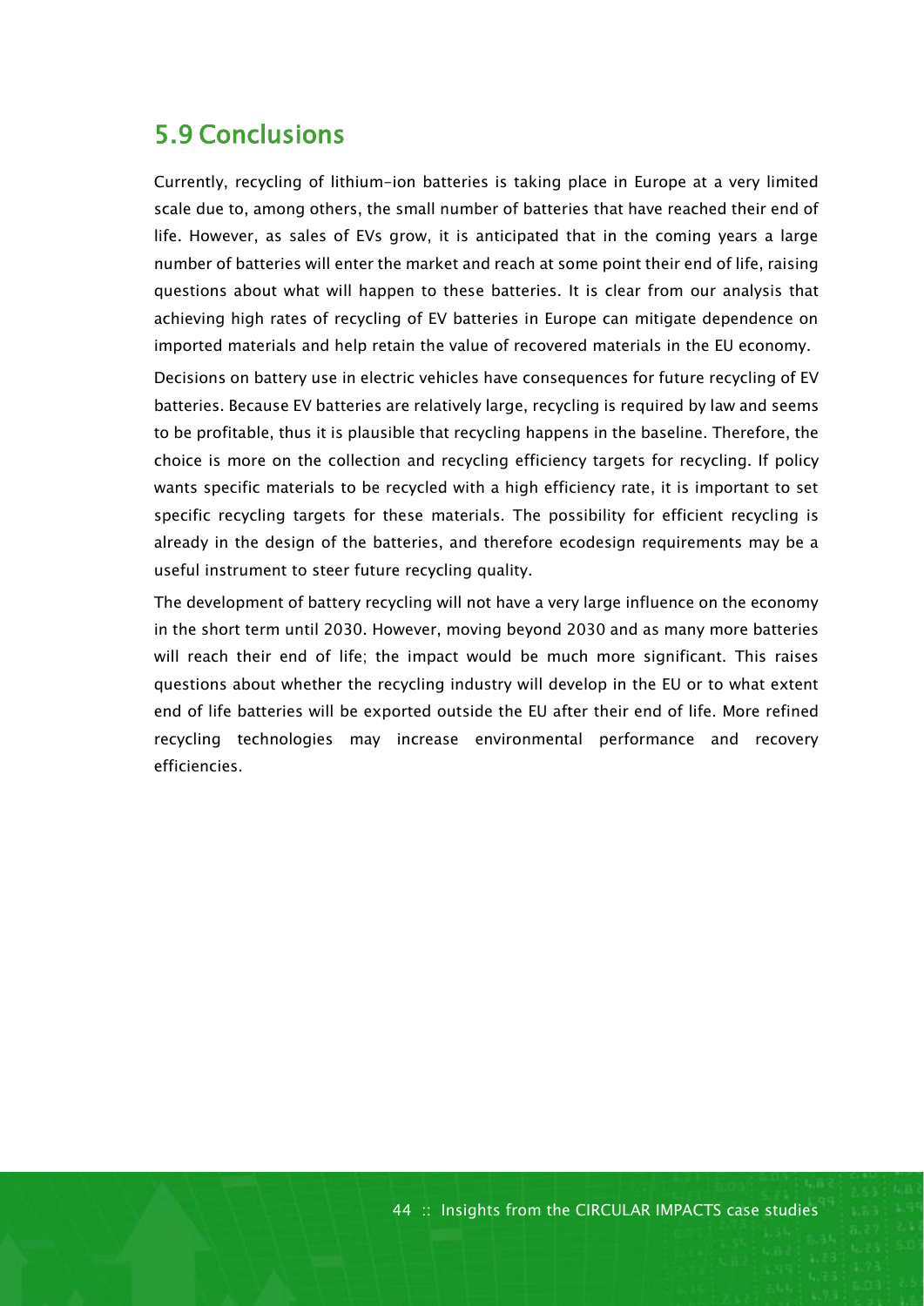## 5.9 Conclusions

Currently, recycling of lithium-ion batteries is taking place in Europe at a very limited scale due to, among others, the small number of batteries that have reached their end of life. However, as sales of EVs grow, it is anticipated that in the coming years a large number of batteries will enter the market and reach at some point their end of life, raising questions about what will happen to these batteries. It is clear from our analysis that achieving high rates of recycling of EV batteries in Europe can mitigate dependence on imported materials and help retain the value of recovered materials in the EU economy.

Decisions on battery use in electric vehicles have consequences for future recycling of EV batteries. Because EV batteries are relatively large, recycling is required by law and seems to be profitable, thus it is plausible that recycling happens in the baseline. Therefore, the choice is more on the collection and recycling efficiency targets for recycling. If policy wants specific materials to be recycled with a high efficiency rate, it is important to set specific recycling targets for these materials. The possibility for efficient recycling is already in the design of the batteries, and therefore ecodesign requirements may be a useful instrument to steer future recycling quality.

The development of battery recycling will not have a very large influence on the economy in the short term until 2030. However, moving beyond 2030 and as many more batteries will reach their end of life; the impact would be much more significant. This raises questions about whether the recycling industry will develop in the EU or to what extent end of life batteries will be exported outside the EU after their end of life. More refined recycling technologies may increase environmental performance and recovery efficiencies.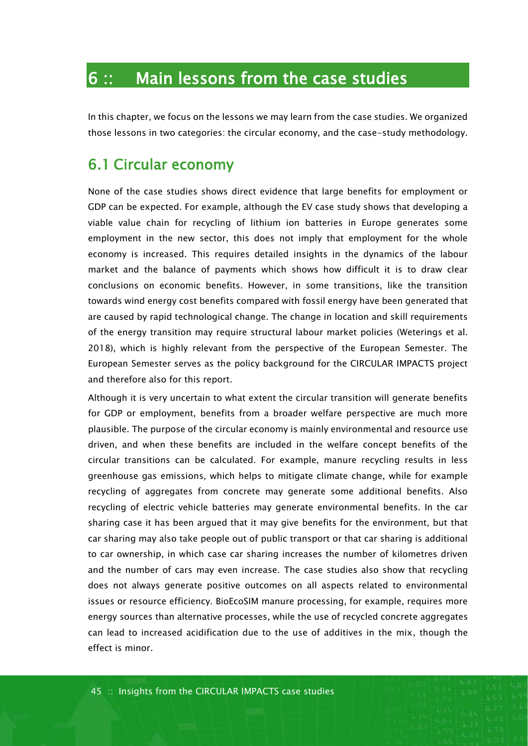# 6 :: Main lessons from the case studies

In this chapter, we focus on the lessons we may learn from the case studies. We organized those lessons in two categories: the circular economy, and the case-study methodology.

## 6.1 Circular economy

None of the case studies shows direct evidence that large benefits for employment or GDP can be expected. For example, although the EV case study shows that developing a viable value chain for recycling of lithium ion batteries in Europe generates some employment in the new sector, this does not imply that employment for the whole economy is increased. This requires detailed insights in the dynamics of the labour market and the balance of payments which shows how difficult it is to draw clear conclusions on economic benefits. However, in some transitions, like the transition towards wind energy cost benefits compared with fossil energy have been generated that are caused by rapid technological change. The change in location and skill requirements of the energy transition may require structural labour market policies (Weterings et al. 2018), which is highly relevant from the perspective of the European Semester. The European Semester serves as the policy background for the CIRCULAR IMPACTS project and therefore also for this report.

Although it is very uncertain to what extent the circular transition will generate benefits for GDP or employment, benefits from a broader welfare perspective are much more plausible. The purpose of the circular economy is mainly environmental and resource use driven, and when these benefits are included in the welfare concept benefits of the circular transitions can be calculated. For example, manure recycling results in less greenhouse gas emissions, which helps to mitigate climate change, while for example recycling of aggregates from concrete may generate some additional benefits. Also recycling of electric vehicle batteries may generate environmental benefits. In the car sharing case it has been argued that it may give benefits for the environment, but that car sharing may also take people out of public transport or that car sharing is additional to car ownership, in which case car sharing increases the number of kilometres driven and the number of cars may even increase. The case studies also show that recycling does not always generate positive outcomes on all aspects related to environmental issues or resource efficiency. BioEcoSIM manure processing, for example, requires more energy sources than alternative processes, while the use of recycled concrete aggregates can lead to increased acidification due to the use of additives in the mix, though the effect is minor.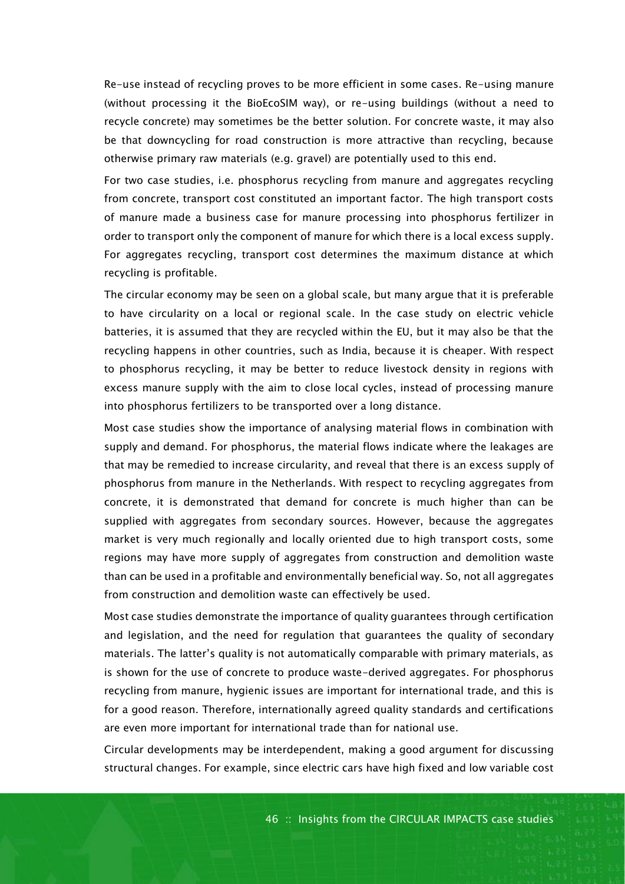Re-use instead of recycling proves to be more efficient in some cases. Re-using manure (without processing it the BioEcoSIM way), or re-using buildings (without a need to recycle concrete) may sometimes be the better solution. For concrete waste, it may also be that downcycling for road construction is more attractive than recycling, because otherwise primary raw materials (e.g. gravel) are potentially used to this end.

For two case studies, i.e. phosphorus recycling from manure and aggregates recycling from concrete, transport cost constituted an important factor. The high transport costs of manure made a business case for manure processing into phosphorus fertilizer in order to transport only the component of manure for which there is a local excess supply. For aggregates recycling, transport cost determines the maximum distance at which recycling is profitable.

The circular economy may be seen on a global scale, but many argue that it is preferable to have circularity on a local or regional scale. In the case study on electric vehicle batteries, it is assumed that they are recycled within the EU, but it may also be that the recycling happens in other countries, such as India, because it is cheaper. With respect to phosphorus recycling, it may be better to reduce livestock density in regions with excess manure supply with the aim to close local cycles, instead of processing manure into phosphorus fertilizers to be transported over a long distance.

Most case studies show the importance of analysing material flows in combination with supply and demand. For phosphorus, the material flows indicate where the leakages are that may be remedied to increase circularity, and reveal that there is an excess supply of phosphorus from manure in the Netherlands. With respect to recycling aggregates from concrete, it is demonstrated that demand for concrete is much higher than can be supplied with aggregates from secondary sources. However, because the aggregates market is very much regionally and locally oriented due to high transport costs, some regions may have more supply of aggregates from construction and demolition waste than can be used in a profitable and environmentally beneficial way. So, not all aggregates from construction and demolition waste can effectively be used.

Most case studies demonstrate the importance of quality guarantees through certification and legislation, and the need for regulation that guarantees the quality of secondary materials. The latter's quality is not automatically comparable with primary materials, as is shown for the use of concrete to produce waste-derived aggregates. For phosphorus recycling from manure, hygienic issues are important for international trade, and this is for a good reason. Therefore, internationally agreed quality standards and certifications are even more important for international trade than for national use.

Circular developments may be interdependent, making a good argument for discussing structural changes. For example, since electric cars have high fixed and low variable cost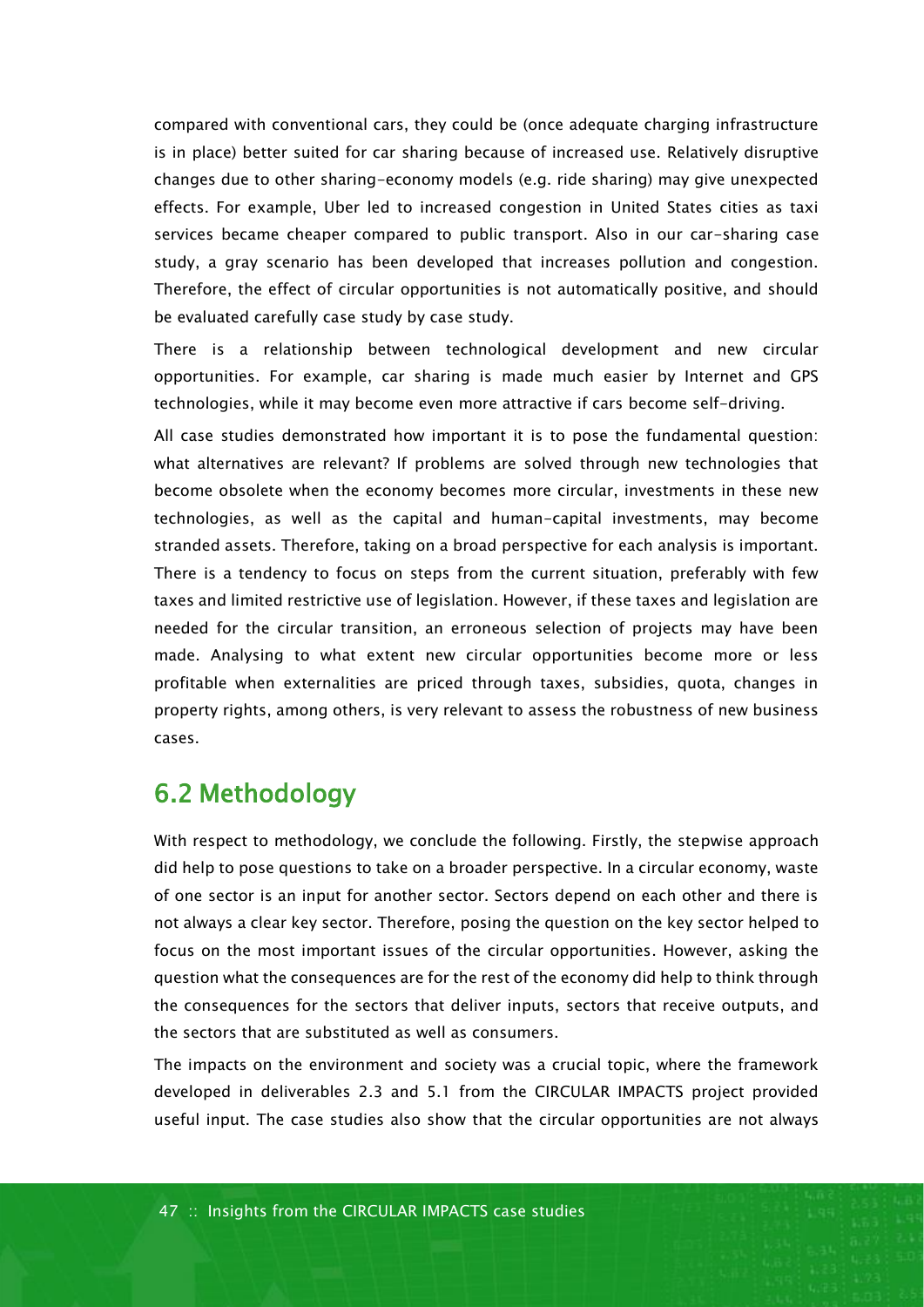compared with conventional cars, they could be (once adequate charging infrastructure is in place) better suited for car sharing because of increased use. Relatively disruptive changes due to other sharing-economy models (e.g. ride sharing) may give unexpected effects. For example, Uber led to increased congestion in United States cities as taxi services became cheaper compared to public transport. Also in our car-sharing case study, a gray scenario has been developed that increases pollution and congestion. Therefore, the effect of circular opportunities is not automatically positive, and should be evaluated carefully case study by case study.

There is a relationship between technological development and new circular opportunities. For example, car sharing is made much easier by Internet and GPS technologies, while it may become even more attractive if cars become self-driving.

All case studies demonstrated how important it is to pose the fundamental question: what alternatives are relevant? If problems are solved through new technologies that become obsolete when the economy becomes more circular, investments in these new technologies, as well as the capital and human-capital investments, may become stranded assets. Therefore, taking on a broad perspective for each analysis is important. There is a tendency to focus on steps from the current situation, preferably with few taxes and limited restrictive use of legislation. However, if these taxes and legislation are needed for the circular transition, an erroneous selection of projects may have been made. Analysing to what extent new circular opportunities become more or less profitable when externalities are priced through taxes, subsidies, quota, changes in property rights, among others, is very relevant to assess the robustness of new business cases.

## 6.2 Methodology

With respect to methodology, we conclude the following. Firstly, the stepwise approach did help to pose questions to take on a broader perspective. In a circular economy, waste of one sector is an input for another sector. Sectors depend on each other and there is not always a clear key sector. Therefore, posing the question on the key sector helped to focus on the most important issues of the circular opportunities. However, asking the question what the consequences are for the rest of the economy did help to think through the consequences for the sectors that deliver inputs, sectors that receive outputs, and the sectors that are substituted as well as consumers.

The impacts on the environment and society was a crucial topic, where the framework developed in deliverables 2.3 and 5.1 from the CIRCULAR IMPACTS project provided useful input. The case studies also show that the circular opportunities are not always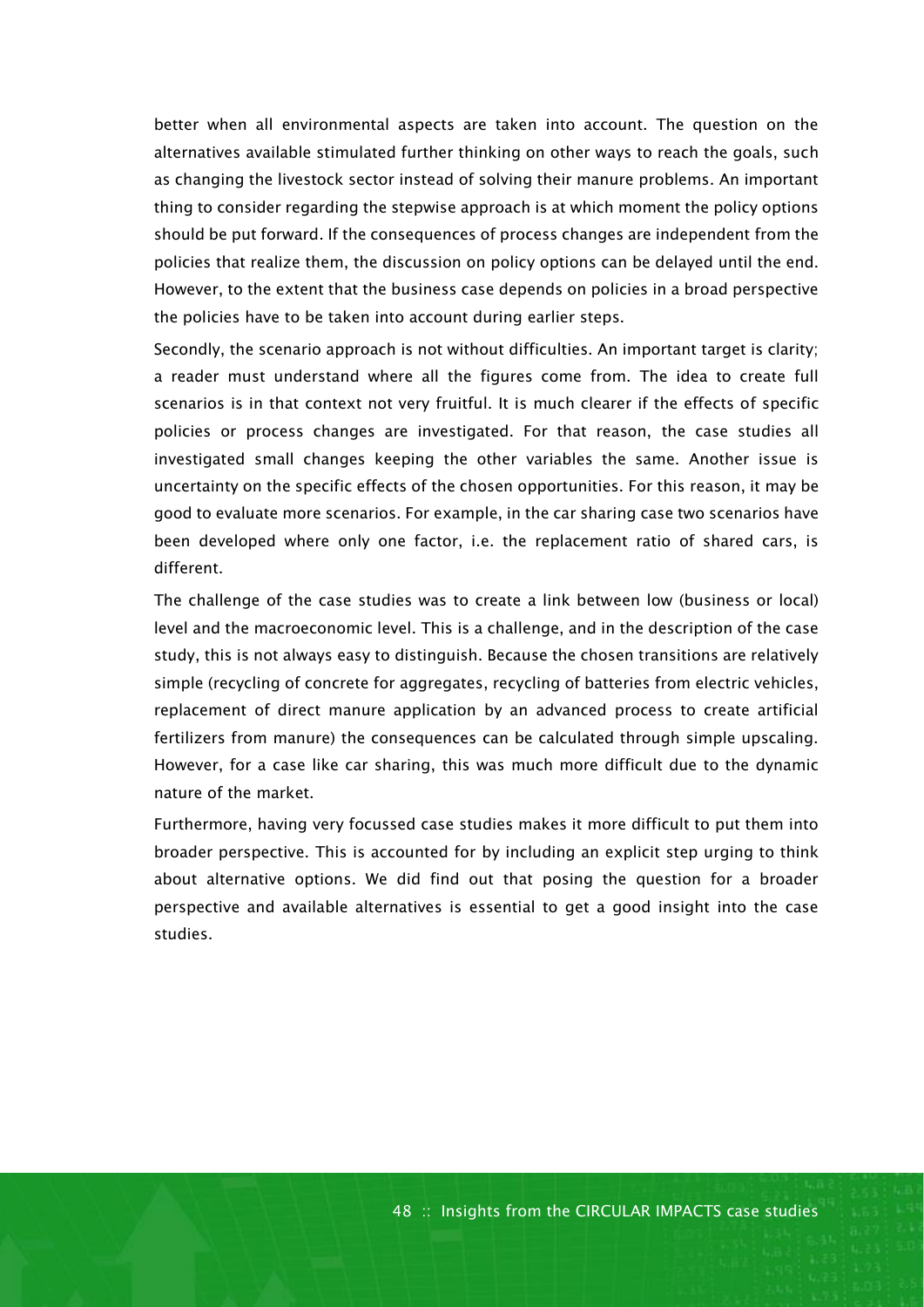better when all environmental aspects are taken into account. The question on the alternatives available stimulated further thinking on other ways to reach the goals, such as changing the livestock sector instead of solving their manure problems. An important thing to consider regarding the stepwise approach is at which moment the policy options should be put forward. If the consequences of process changes are independent from the policies that realize them, the discussion on policy options can be delayed until the end. However, to the extent that the business case depends on policies in a broad perspective the policies have to be taken into account during earlier steps.

Secondly, the scenario approach is not without difficulties. An important target is clarity; a reader must understand where all the figures come from. The idea to create full scenarios is in that context not very fruitful. It is much clearer if the effects of specific policies or process changes are investigated. For that reason, the case studies all investigated small changes keeping the other variables the same. Another issue is uncertainty on the specific effects of the chosen opportunities. For this reason, it may be good to evaluate more scenarios. For example, in the car sharing case two scenarios have been developed where only one factor, i.e. the replacement ratio of shared cars, is different.

The challenge of the case studies was to create a link between low (business or local) level and the macroeconomic level. This is a challenge, and in the description of the case study, this is not always easy to distinguish. Because the chosen transitions are relatively simple (recycling of concrete for aggregates, recycling of batteries from electric vehicles, replacement of direct manure application by an advanced process to create artificial fertilizers from manure) the consequences can be calculated through simple upscaling. However, for a case like car sharing, this was much more difficult due to the dynamic nature of the market.

Furthermore, having very focussed case studies makes it more difficult to put them into broader perspective. This is accounted for by including an explicit step urging to think about alternative options. We did find out that posing the question for a broader perspective and available alternatives is essential to get a good insight into the case studies.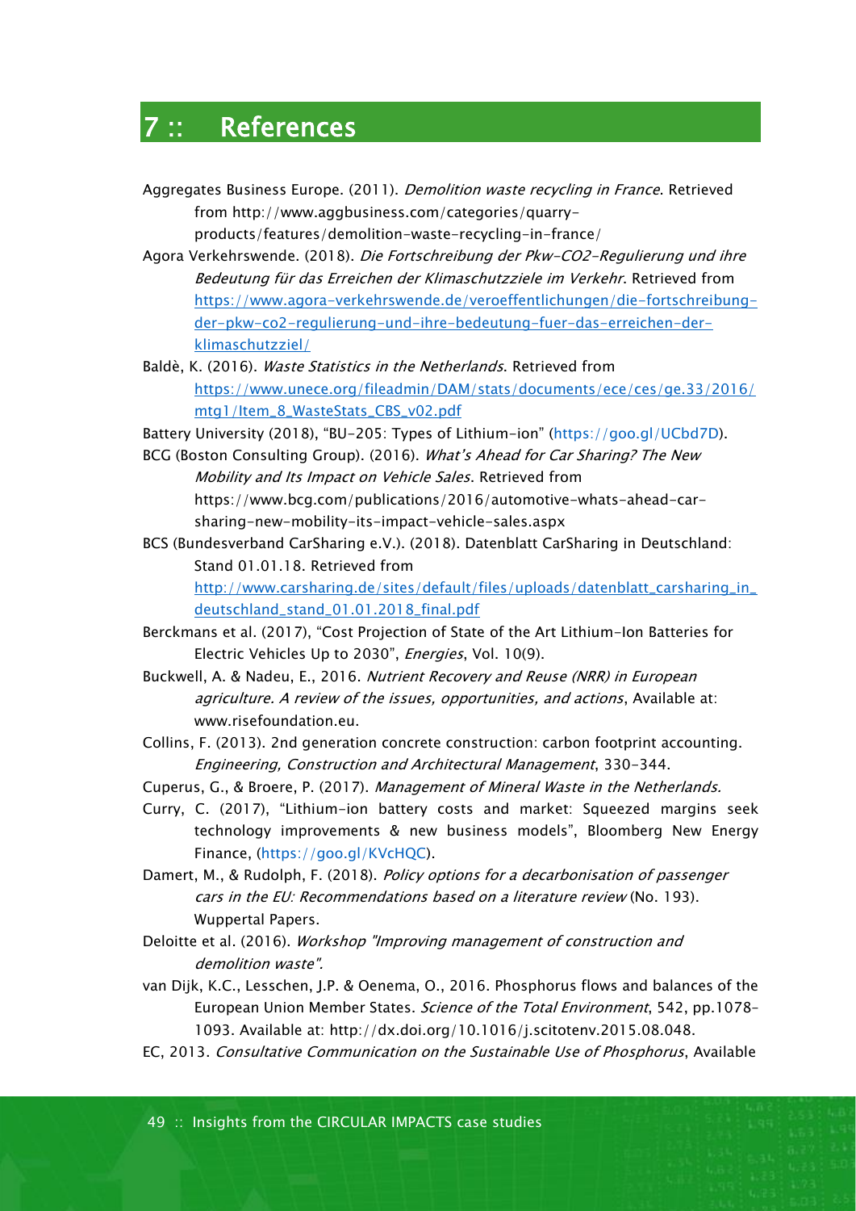# 7 :: References

Aggregates Business Europe. (2011). *Demolition waste recycling in France*. Retrieved from http://www.aggbusiness.com/categories/quarry-products/features/demolition-waste-recycling-in-france/

Agora Verkehrswende. (2018). *Die Fortschreibung der Pkw-CO2-Regulierung und ihre Bedeutung für das Erreichen der Klimaschutzziele im Verkehr*. Retrieved from https://www.agora-verkehrswende.de/veroeffentlichungen/die-fortschreibung-der-pkw-co2-regulierung-und-ihre-bedeutung-fuer-das-erreichen-der-klimaschutzziel/

Baldè, K. (2016). *Waste Statistics in the Netherlands*. Retrieved from https://www.unece.org/fileadmin/DAM/stats/documents/ece/ces/ge.33/2016/mtg1/Item_8_WasteStats_CBS_v02.pdf

Battery University (2018), "BU-205: Types of Lithium-ion" (https://goo.gl/UCbd7D).

BCG (Boston Consulting Group). (2016). *What's Ahead for Car Sharing? The New Mobility and Its Impact on Vehicle Sales*. Retrieved from https://www.bcg.com/publications/2016/automotive-whats-ahead-car-sharing-new-mobility-its-impact-vehicle-sales.aspx

BCS (Bundesverband CarSharing e.V.). (2018). Datenblatt CarSharing in Deutschland: Stand 01.01.18. Retrieved from http://www.carsharing.de/sites/default/files/uploads/datenblatt_carsharing_in_deutschland_stand_01.01.2018_final.pdf

Berckmans et al. (2017), "Cost Projection of State of the Art Lithium-Ion Batteries for Electric Vehicles Up to 2030", *Energies*, Vol. 10(9).

Buckwell, A. & Nadeu, E., 2016. *Nutrient Recovery and Reuse (NRR) in European agriculture. A review of the issues, opportunities, and actions*, Available at: www.risefoundation.eu.

Collins, F. (2013). 2nd generation concrete construction: carbon footprint accounting. *Engineering, Construction and Architectural Management*, 330-344.

Cuperus, G., & Broere, P. (2017). *Management of Mineral Waste in the Netherlands.*

Curry, C. (2017), "Lithium-ion battery costs and market: Squeezed margins seek technology improvements & new business models", Bloomberg New Energy Finance, (https://goo.gl/KVcHQC).

Damert, M., & Rudolph, F. (2018). *Policy options for a decarbonisation of passenger cars in the EU: Recommendations based on a literature review* (No. 193). Wuppertal Papers.

Deloitte et al. (2016). *Workshop "Improving management of construction and demolition waste".*

van Dijk, K.C., Lesschen, J.P. & Oenema, O., 2016. Phosphorus flows and balances of the European Union Member States. *Science of the Total Environment*, 542, pp.1078–1093. Available at: http://dx.doi.org/10.1016/j.scitotenv.2015.08.048.

EC, 2013. *Consultative Communication on the Sustainable Use of Phosphorus*, Available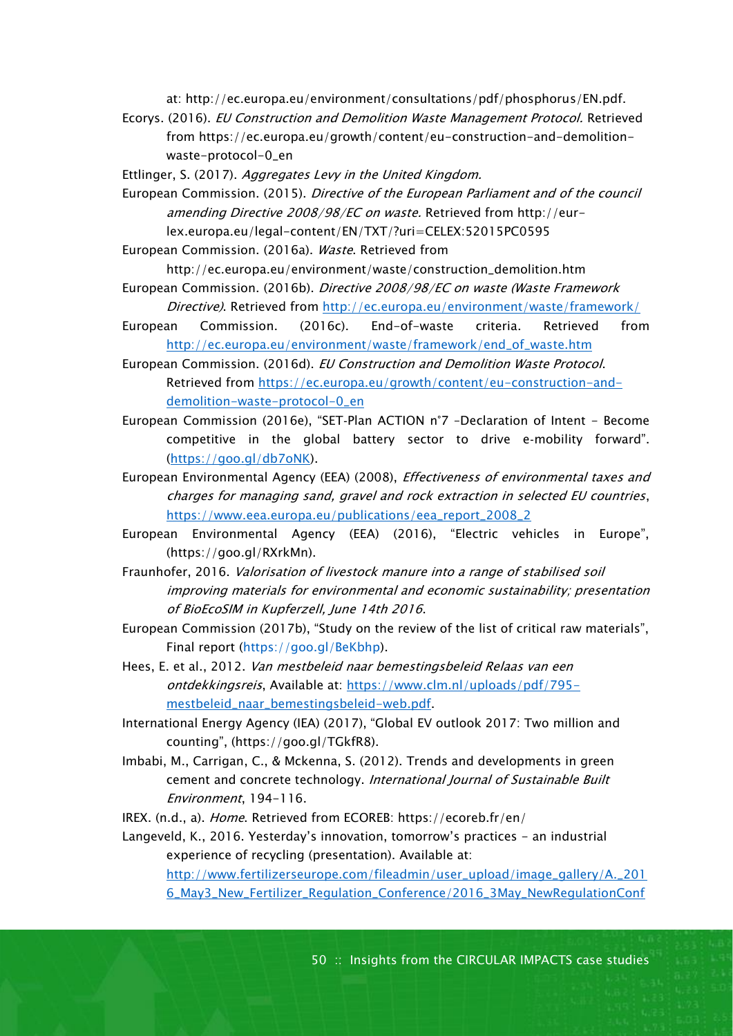at: http://ec.europa.eu/environment/consultations/pdf/phosphorus/EN.pdf.

Ecorys. (2016). *EU Construction and Demolition Waste Management Protocol.* Retrieved from https://ec.europa.eu/growth/content/eu-construction-and-demolition-waste-protocol-0_en

Ettlinger, S. (2017). *Aggregates Levy in the United Kingdom.*

European Commission. (2015). *Directive of the European Parliament and of the council amending Directive 2008/98/EC on waste.* Retrieved from http://eur-lex.europa.eu/legal-content/EN/TXT/?uri=CELEX:52015PC0595

European Commission. (2016a). *Waste*. Retrieved from http://ec.europa.eu/environment/waste/construction_demolition.htm

European Commission. (2016b). *Directive 2008/98/EC on waste (Waste Framework Directive)*. Retrieved from http://ec.europa.eu/environment/waste/framework/

European Commission. (2016c). End-of-waste criteria. Retrieved from http://ec.europa.eu/environment/waste/framework/end_of_waste.htm

European Commission. (2016d). *EU Construction and Demolition Waste Protocol*. Retrieved from https://ec.europa.eu/growth/content/eu-construction-and-demolition-waste-protocol-0_en

European Commission (2016e), "SET-Plan ACTION n°7 –Declaration of Intent - Become competitive in the global battery sector to drive e-mobility forward". (https://goo.gl/db7oNK).

European Environmental Agency (EEA) (2008), *Effectiveness of environmental taxes and charges for managing sand, gravel and rock extraction in selected EU countries*, https://www.eea.europa.eu/publications/eea_report_2008_2

European Environmental Agency (EEA) (2016), "Electric vehicles in Europe", (https://goo.gl/RXrkMn).

Fraunhofer, 2016. *Valorisation of livestock manure into a range of stabilised soil improving materials for environmental and economic sustainability; presentation of BioEcoSIM in Kupferzell, June 14th 2016*.

European Commission (2017b), "Study on the review of the list of critical raw materials", Final report (https://goo.gl/BeKbhp).

Hees, E. et al., 2012. *Van mestbeleid naar bemestingsbeleid Relaas van een ontdekkingsreis*, Available at: https://www.clm.nl/uploads/pdf/795-mestbeleid_naar_bemestingsbeleid-web.pdf.

International Energy Agency (IEA) (2017), "Global EV outlook 2017: Two million and counting", (https://goo.gl/TGkfR8).

Imbabi, M., Carrigan, C., & Mckenna, S. (2012). Trends and developments in green cement and concrete technology. *International Journal of Sustainable Built Environment*, 194-116.

IREX. (n.d., a). *Home*. Retrieved from ECOREB: https://ecoreb.fr/en/

Langeveld, K., 2016. Yesterday's innovation, tomorrow's practices - an industrial experience of recycling (presentation). Available at: http://www.fertilizerseurope.com/fileadmin/user_upload/image_gallery/A._2016_May3_New_Fertilizer_Regulation_Conference/2016_3May_NewRegulationConf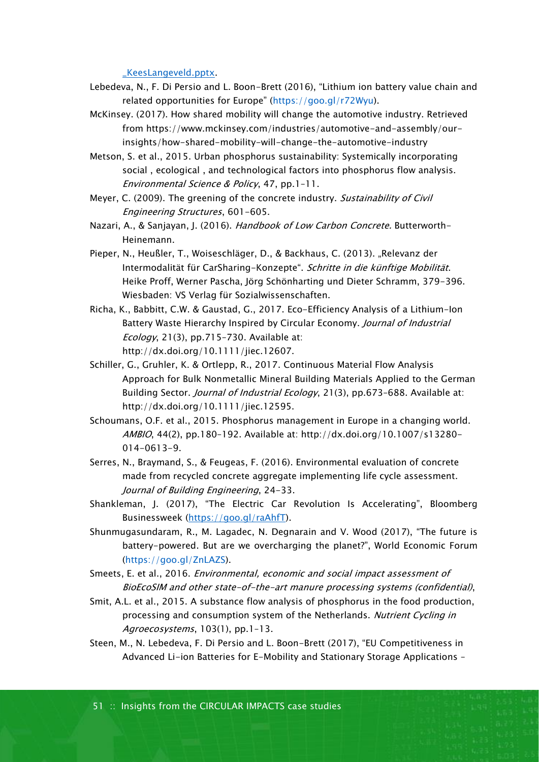_KeesLangeveld.pptx.

Lebedeva, N., F. Di Persio and L. Boon-Brett (2016), "Lithium ion battery value chain and related opportunities for Europe" (https://goo.gl/r72Wyu).

McKinsey. (2017). How shared mobility will change the automotive industry. Retrieved from https://www.mckinsey.com/industries/automotive-and-assembly/our-insights/how-shared-mobility-will-change-the-automotive-industry

Metson, S. et al., 2015. Urban phosphorus sustainability: Systemically incorporating social , ecological , and technological factors into phosphorus flow analysis. *Environmental Science & Policy*, 47, pp.1–11.

Meyer, C. (2009). The greening of the concrete industry. *Sustainability of Civil Engineering Structures*, 601-605.

Nazari, A., & Sanjayan, J. (2016). *Handbook of Low Carbon Concrete.* Butterworth-Heinemann.

Pieper, N., Heußler, T., Woiseschläger, D., & Backhaus, C. (2013). „Relevanz der Intermodalität für CarSharing-Konzepte". *Schritte in die künftige Mobilität*. Heike Proff, Werner Pascha, Jörg Schönharting und Dieter Schramm, 379-396. Wiesbaden: VS Verlag für Sozialwissenschaften.

Richa, K., Babbitt, C.W. & Gaustad, G., 2017. Eco-Efficiency Analysis of a Lithium-Ion Battery Waste Hierarchy Inspired by Circular Economy. *Journal of Industrial Ecology*, 21(3), pp.715–730. Available at: http://dx.doi.org/10.1111/jiec.12607.

Schiller, G., Gruhler, K. & Ortlepp, R., 2017. Continuous Material Flow Analysis Approach for Bulk Nonmetallic Mineral Building Materials Applied to the German Building Sector. *Journal of Industrial Ecology*, 21(3), pp.673–688. Available at: http://dx.doi.org/10.1111/jiec.12595.

Schoumans, O.F. et al., 2015. Phosphorus management in Europe in a changing world. *AMBIO*, 44(2), pp.180–192. Available at: http://dx.doi.org/10.1007/s13280-014-0613-9.

Serres, N., Braymand, S., & Feugeas, F. (2016). Environmental evaluation of concrete made from recycled concrete aggregate implementing life cycle assessment. *Journal of Building Engineering*, 24-33.

Shankleman, J. (2017), "The Electric Car Revolution Is Accelerating", Bloomberg Businessweek (https://goo.gl/raAhfT).

Shunmugasundaram, R., M. Lagadec, N. Degnarain and V. Wood (2017), "The future is battery-powered. But are we overcharging the planet?", World Economic Forum (https://goo.gl/ZnLAZS).

Smeets, E. et al., 2016. *Environmental, economic and social impact assessment of BioEcoSIM and other state-of-the-art manure processing systems (confidential)*,

Smit, A.L. et al., 2015. A substance flow analysis of phosphorus in the food production, processing and consumption system of the Netherlands. *Nutrient Cycling in Agroecosystems*, 103(1), pp.1–13.

Steen, M., N. Lebedeva, F. Di Persio and L. Boon-Brett (2017), "EU Competitiveness in Advanced Li-ion Batteries for E-Mobility and Stationary Storage Applications –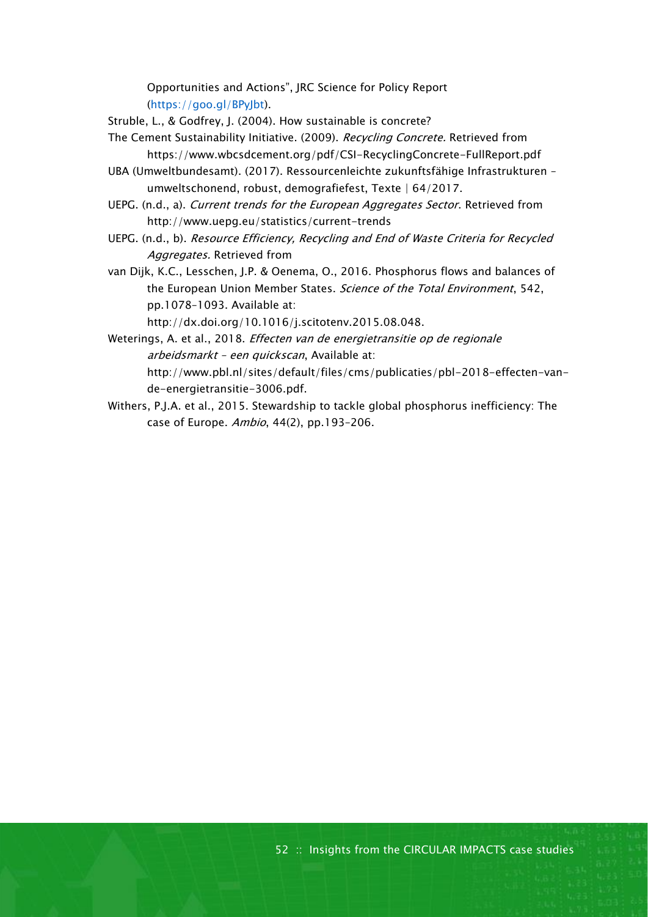Opportunities and Actions", JRC Science for Policy Report (https://goo.gl/BPyJbt).

Struble, L., & Godfrey, J. (2004). How sustainable is concrete?

The Cement Sustainability Initiative. (2009). *Recycling Concrete.* Retrieved from https://www.wbcsdcement.org/pdf/CSI-RecyclingConcrete-FullReport.pdf

UBA (Umweltbundesamt). (2017). Ressourcenleichte zukunftsfähige Infrastrukturen – umweltschonend, robust, demografiefest, Texte | 64/2017.

UEPG. (n.d., a). *Current trends for the European Aggregates Sector*. Retrieved from http://www.uepg.eu/statistics/current-trends

UEPG. (n.d., b). *Resource Efficiency, Recycling and End of Waste Criteria for Recycled Aggregates.* Retrieved from

van Dijk, K.C., Lesschen, J.P. & Oenema, O., 2016. Phosphorus flows and balances of the European Union Member States. *Science of the Total Environment*, 542, pp.1078–1093. Available at: http://dx.doi.org/10.1016/j.scitotenv.2015.08.048.

Weterings, A. et al., 2018. *Effecten van de energietransitie op de regionale arbeidsmarkt – een quickscan*, Available at: http://www.pbl.nl/sites/default/files/cms/publicaties/pbl-2018-effecten-van-de-energietransitie-3006.pdf.

Withers, P.J.A. et al., 2015. Stewardship to tackle global phosphorus inefficiency: The case of Europe. *Ambio*, 44(2), pp.193–206.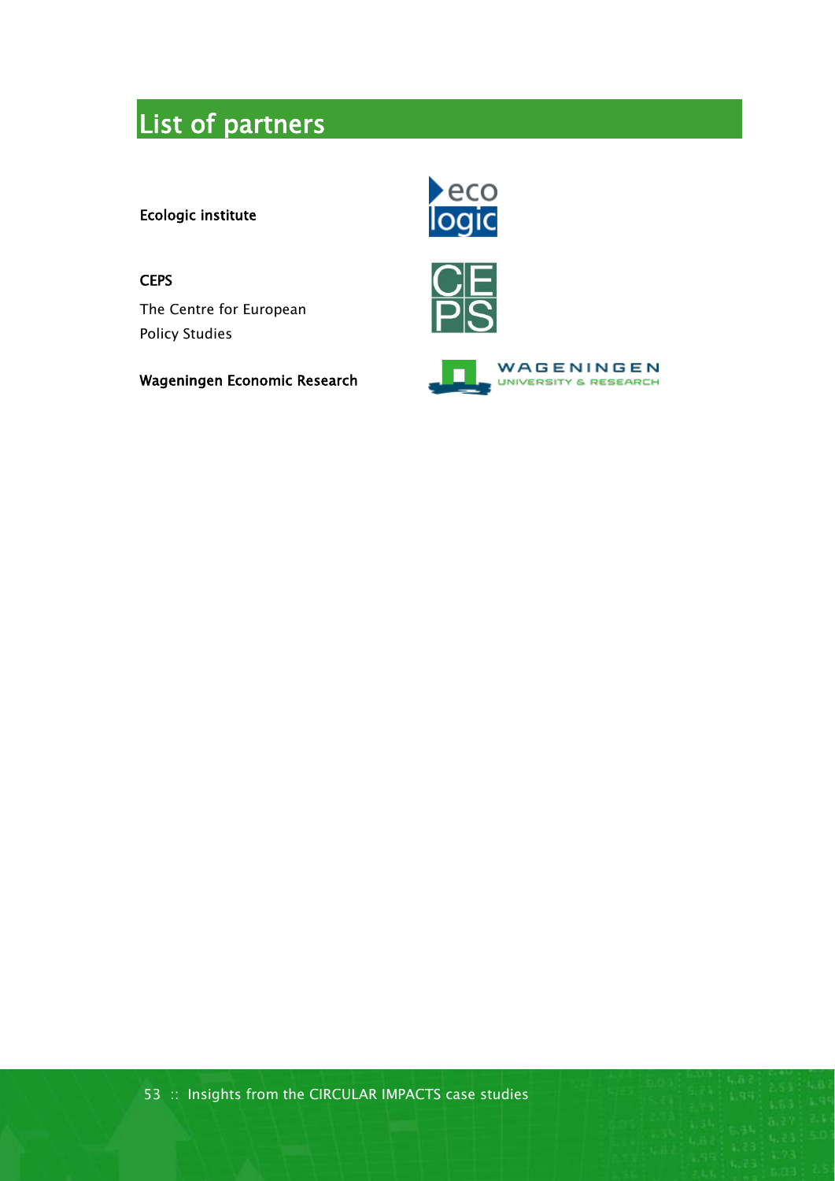# List of partners

**Ecologic institute**

**CEPS**

The Centre for European Policy Studies

**Wageningen Economic Research**